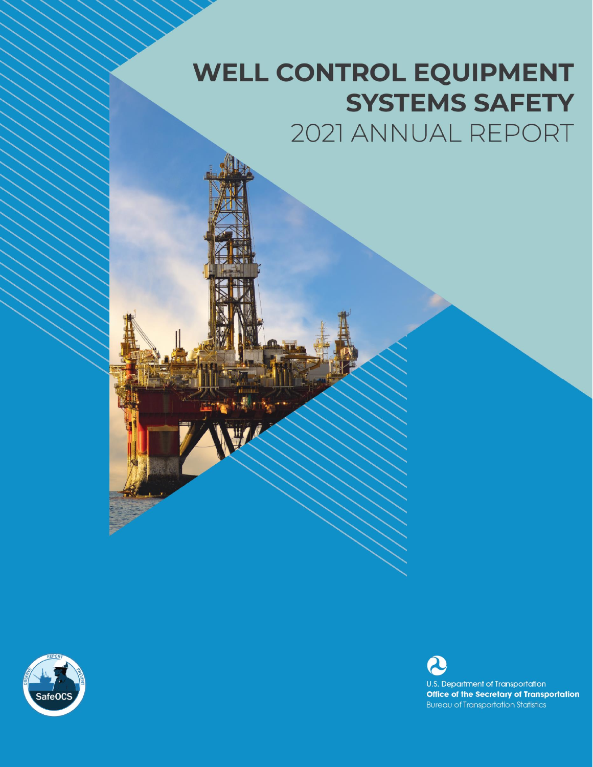# WELL CONTROL EQUIPMENT SYSTEMS SAFETY

## 2021 ANNUAL REPORT

SafeOCS

U.S. Department of Transportation
**Office of the Secretary of Transportation**
Bureau of Transportation Statistics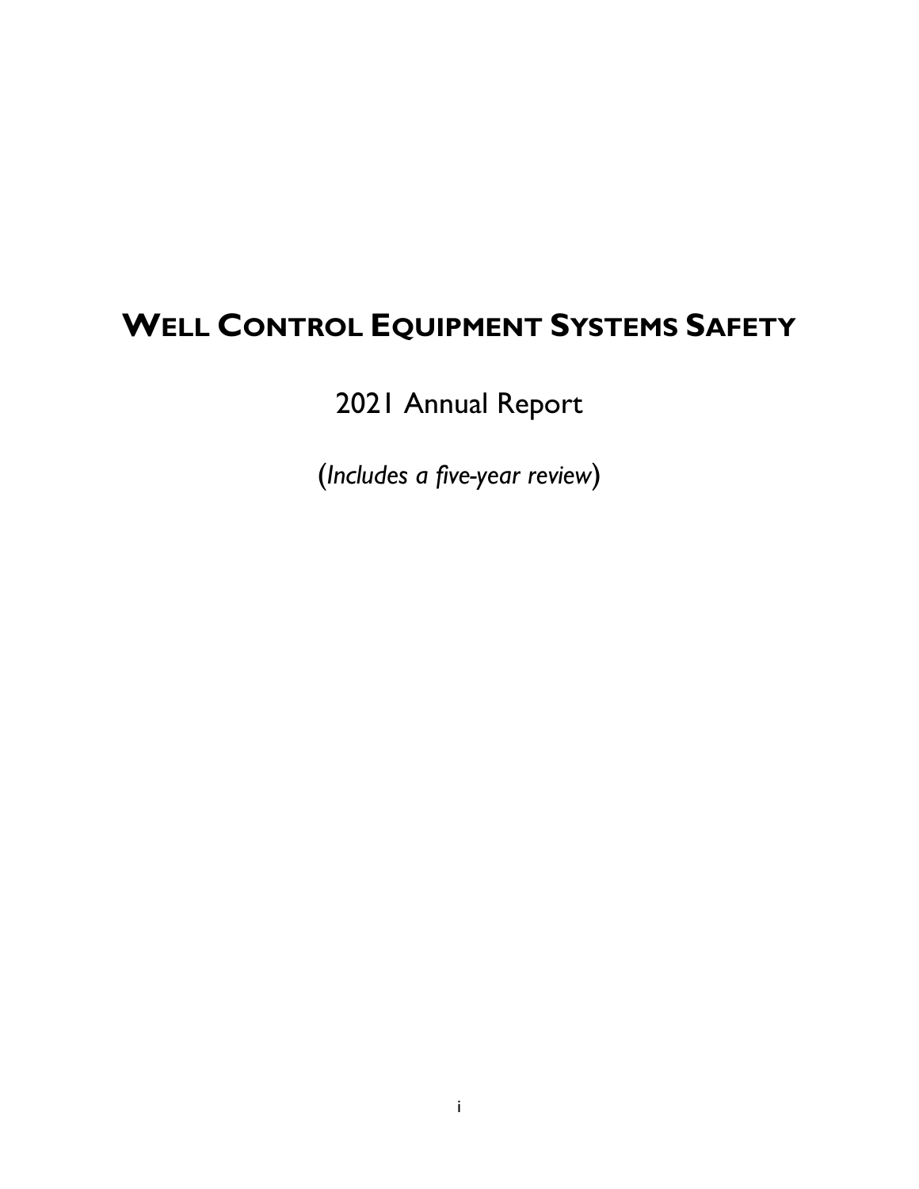# WELL CONTROL EQUIPMENT SYSTEMS SAFETY

2021 Annual Report

(*Includes a five-year review*)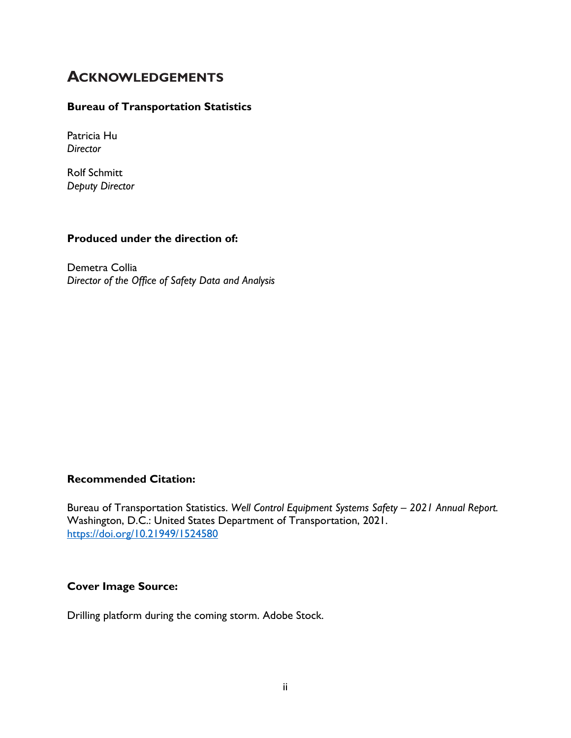# ACKNOWLEDGEMENTS

**Bureau of Transportation Statistics**

Patricia Hu
*Director*

Rolf Schmitt
*Deputy Director*

**Produced under the direction of:**

Demetra Collia
*Director of the Office of Safety Data and Analysis*

**Recommended Citation:**

Bureau of Transportation Statistics. *Well Control Equipment Systems Safety – 2021 Annual Report.* Washington, D.C.: United States Department of Transportation, 2021. https://doi.org/10.21949/1524580

**Cover Image Source:**

Drilling platform during the coming storm. Adobe Stock.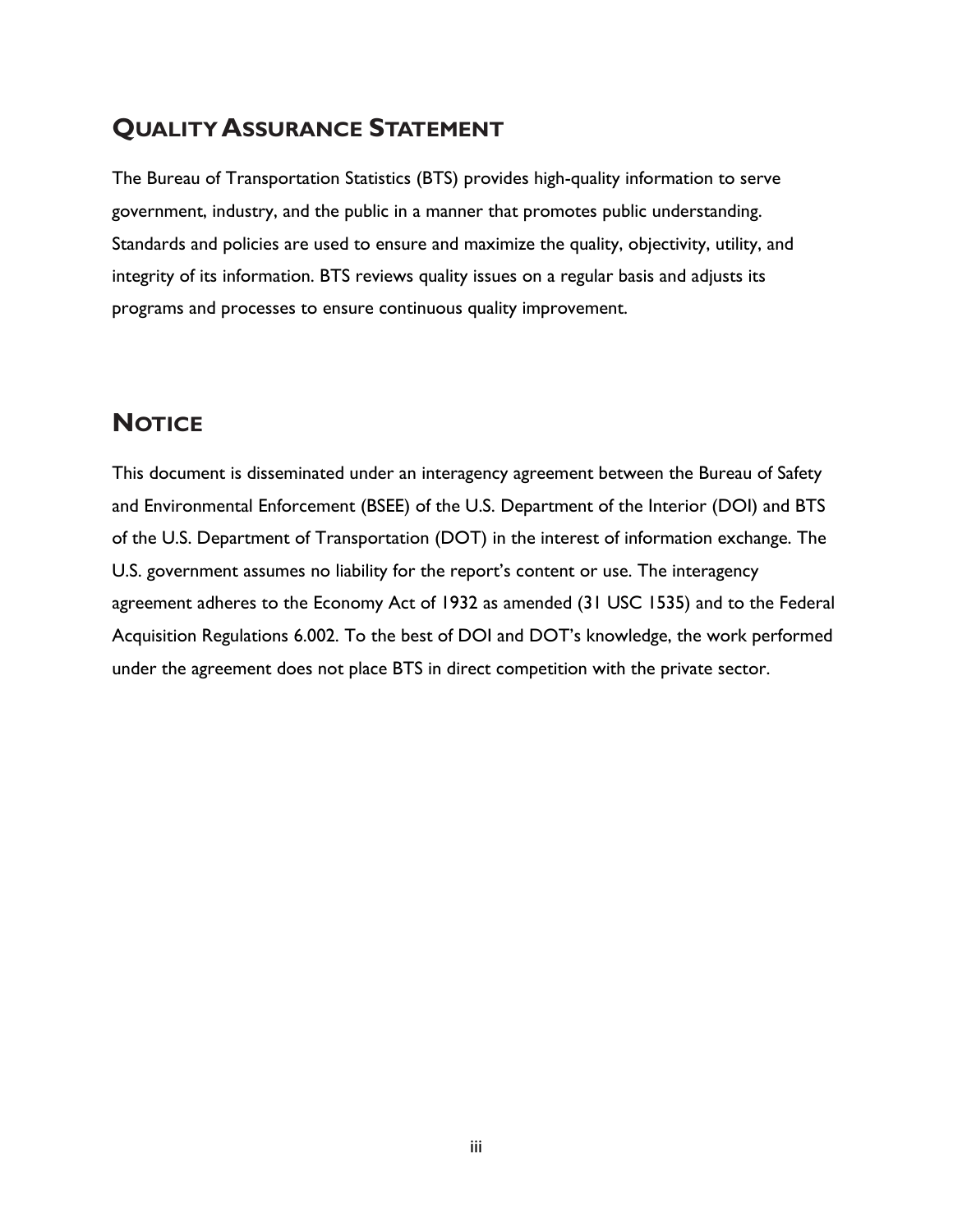## QUALITY ASSURANCE STATEMENT

The Bureau of Transportation Statistics (BTS) provides high-quality information to serve government, industry, and the public in a manner that promotes public understanding. Standards and policies are used to ensure and maximize the quality, objectivity, utility, and integrity of its information. BTS reviews quality issues on a regular basis and adjusts its programs and processes to ensure continuous quality improvement.

## NOTICE

This document is disseminated under an interagency agreement between the Bureau of Safety and Environmental Enforcement (BSEE) of the U.S. Department of the Interior (DOI) and BTS of the U.S. Department of Transportation (DOT) in the interest of information exchange. The U.S. government assumes no liability for the report's content or use. The interagency agreement adheres to the Economy Act of 1932 as amended (31 USC 1535) and to the Federal Acquisition Regulations 6.002. To the best of DOI and DOT's knowledge, the work performed under the agreement does not place BTS in direct competition with the private sector.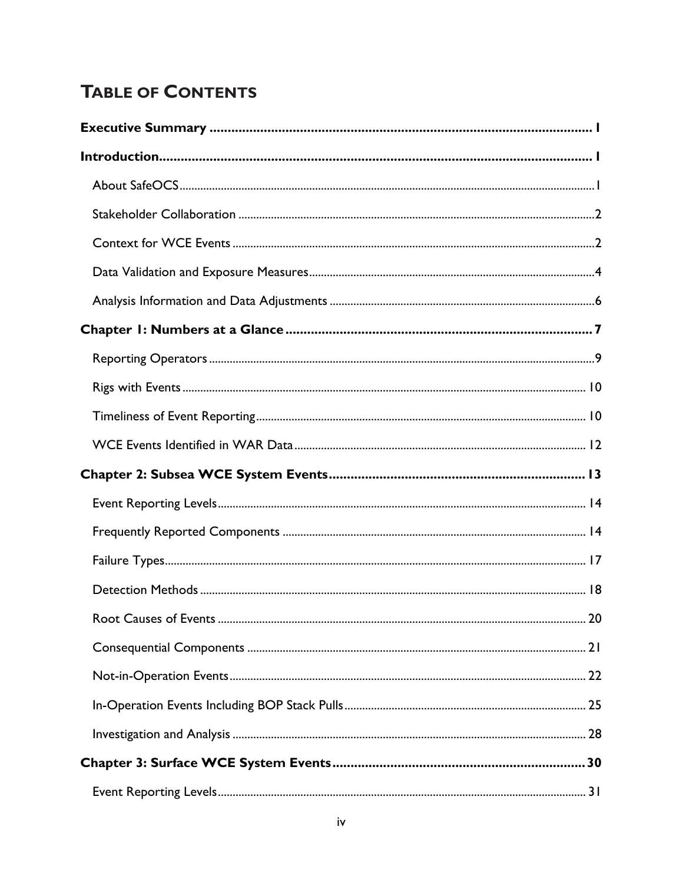# TABLE OF CONTENTS

**Executive Summary** ..... **1**

**Introduction** ..... **1**

- About SafeOCS ..... 1
- Stakeholder Collaboration ..... 2
- Context for WCE Events ..... 2
- Data Validation and Exposure Measures ..... 4
- Analysis Information and Data Adjustments ..... 6

**Chapter 1: Numbers at a Glance** ..... **7**

- Reporting Operators ..... 9
- Rigs with Events ..... 10
- Timeliness of Event Reporting ..... 10
- WCE Events Identified in WAR Data ..... 12

**Chapter 2: Subsea WCE System Events** ..... **13**

- Event Reporting Levels ..... 14
- Frequently Reported Components ..... 14
- Failure Types ..... 17
- Detection Methods ..... 18
- Root Causes of Events ..... 20
- Consequential Components ..... 21
- Not-in-Operation Events ..... 22
- In-Operation Events Including BOP Stack Pulls ..... 25
- Investigation and Analysis ..... 28

**Chapter 3: Surface WCE System Events** ..... **30**

- Event Reporting Levels ..... 31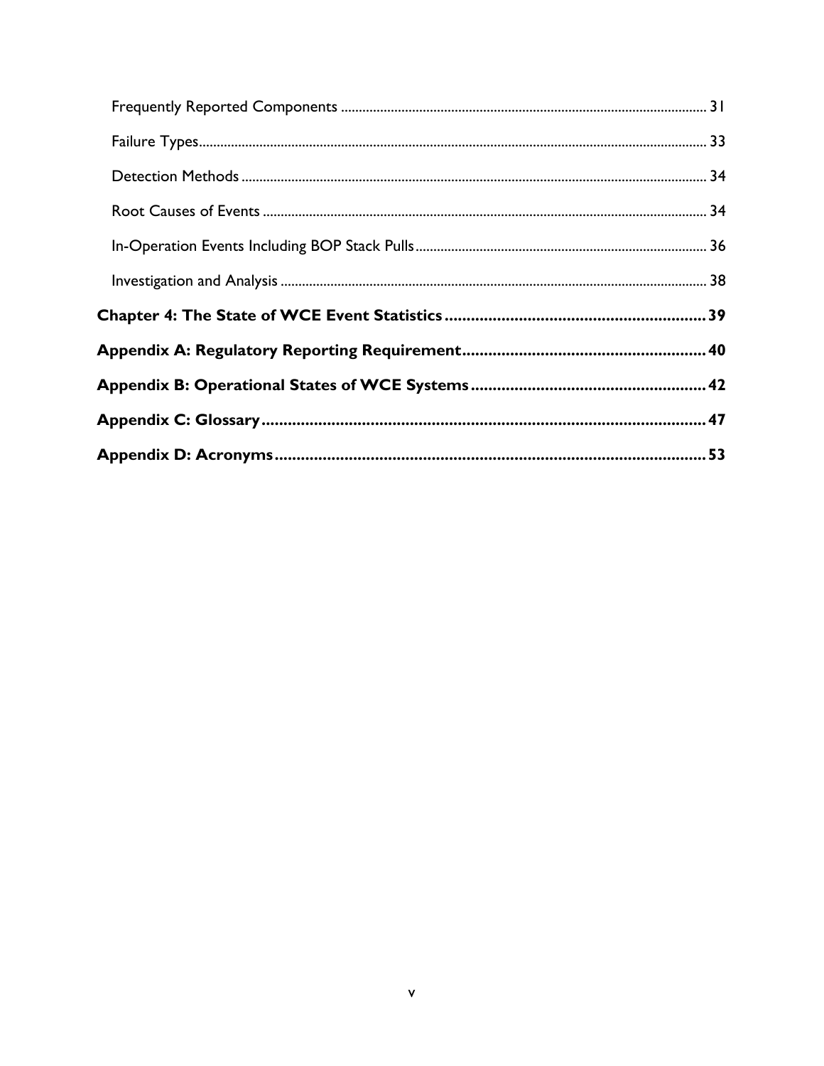Frequently Reported Components ........ 31

Failure Types ........ 33

Detection Methods ........ 34

Root Causes of Events ........ 34

In-Operation Events Including BOP Stack Pulls ........ 36

Investigation and Analysis ........ 38

**Chapter 4: The State of WCE Event Statistics ........ 39**

**Appendix A: Regulatory Reporting Requirement ........ 40**

**Appendix B: Operational States of WCE Systems ........ 42**

**Appendix C: Glossary ........ 47**

**Appendix D: Acronyms ........ 53**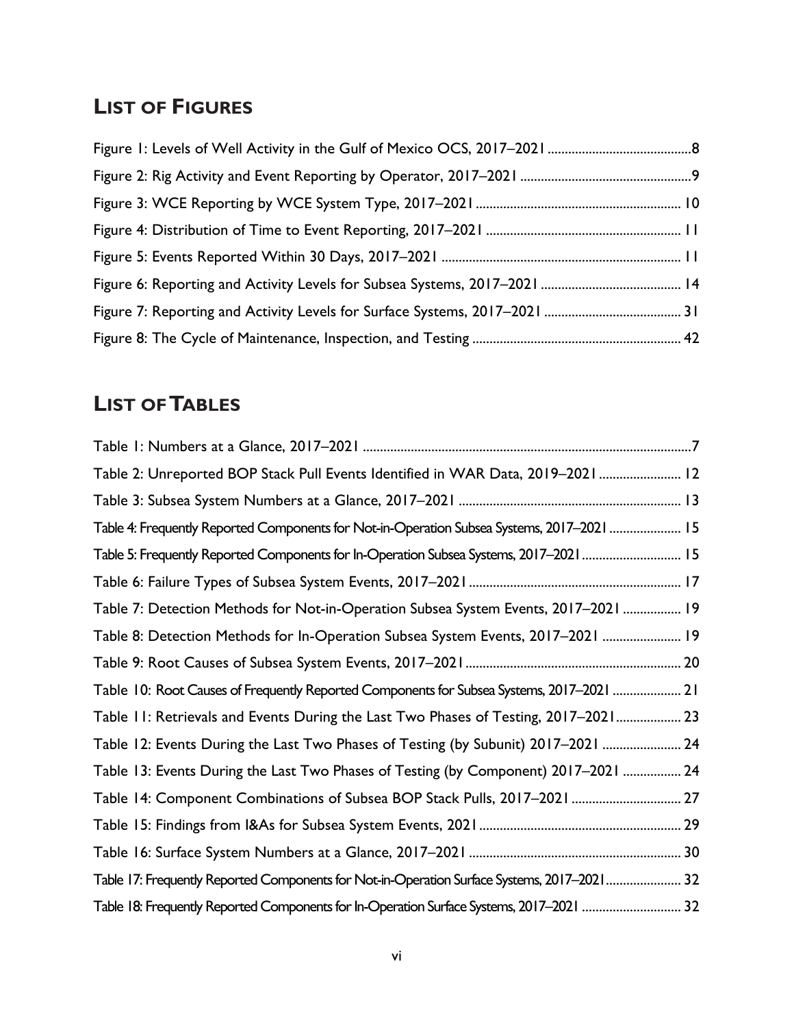## LIST OF FIGURES

Figure 1: Levels of Well Activity in the Gulf of Mexico OCS, 2017–2021 .......................................... 8
Figure 2: Rig Activity and Event Reporting by Operator, 2017–2021 .................................................. 9
Figure 3: WCE Reporting by WCE System Type, 2017–2021 ........................................................... 10
Figure 4: Distribution of Time to Event Reporting, 2017–2021 ......................................................... 11
Figure 5: Events Reported Within 30 Days, 2017–2021 ..................................................................... 11
Figure 6: Reporting and Activity Levels for Subsea Systems, 2017–2021 ......................................... 14
Figure 7: Reporting and Activity Levels for Surface Systems, 2017–2021 ........................................ 31
Figure 8: The Cycle of Maintenance, Inspection, and Testing ............................................................ 42

## LIST OF TABLES

Table 1: Numbers at a Glance, 2017–2021 ............................................................................................. 7
Table 2: Unreported BOP Stack Pull Events Identified in WAR Data, 2019–2021 ........................ 12
Table 3: Subsea System Numbers at a Glance, 2017–2021 ................................................................ 13
Table 4: Frequently Reported Components for Not-in-Operation Subsea Systems, 2017–2021 ..................... 15
Table 5: Frequently Reported Components for In-Operation Subsea Systems, 2017–2021 ............................ 15
Table 6: Failure Types of Subsea System Events, 2017–2021 ............................................................. 17
Table 7: Detection Methods for Not-in-Operation Subsea System Events, 2017–2021 ................. 19
Table 8: Detection Methods for In-Operation Subsea System Events, 2017–2021 ....................... 19
Table 9: Root Causes of Subsea System Events, 2017–2021 .............................................................. 20
Table 10: Root Causes of Frequently Reported Components for Subsea Systems, 2017–2021 .................... 21
Table 11: Retrievals and Events During the Last Two Phases of Testing, 2017–2021 ................... 23
Table 12: Events During the Last Two Phases of Testing (by Subunit) 2017–2021 ....................... 24
Table 13: Events During the Last Two Phases of Testing (by Component) 2017–2021 ................. 24
Table 14: Component Combinations of Subsea BOP Stack Pulls, 2017–2021 ................................ 27
Table 15: Findings from I&As for Subsea System Events, 2021 ........................................................... 29
Table 16: Surface System Numbers at a Glance, 2017–2021 .............................................................. 30
Table 17: Frequently Reported Components for Not-in-Operation Surface Systems, 2017–2021 ...................... 32
Table 18: Frequently Reported Components for In-Operation Surface Systems, 2017–2021 ............................ 32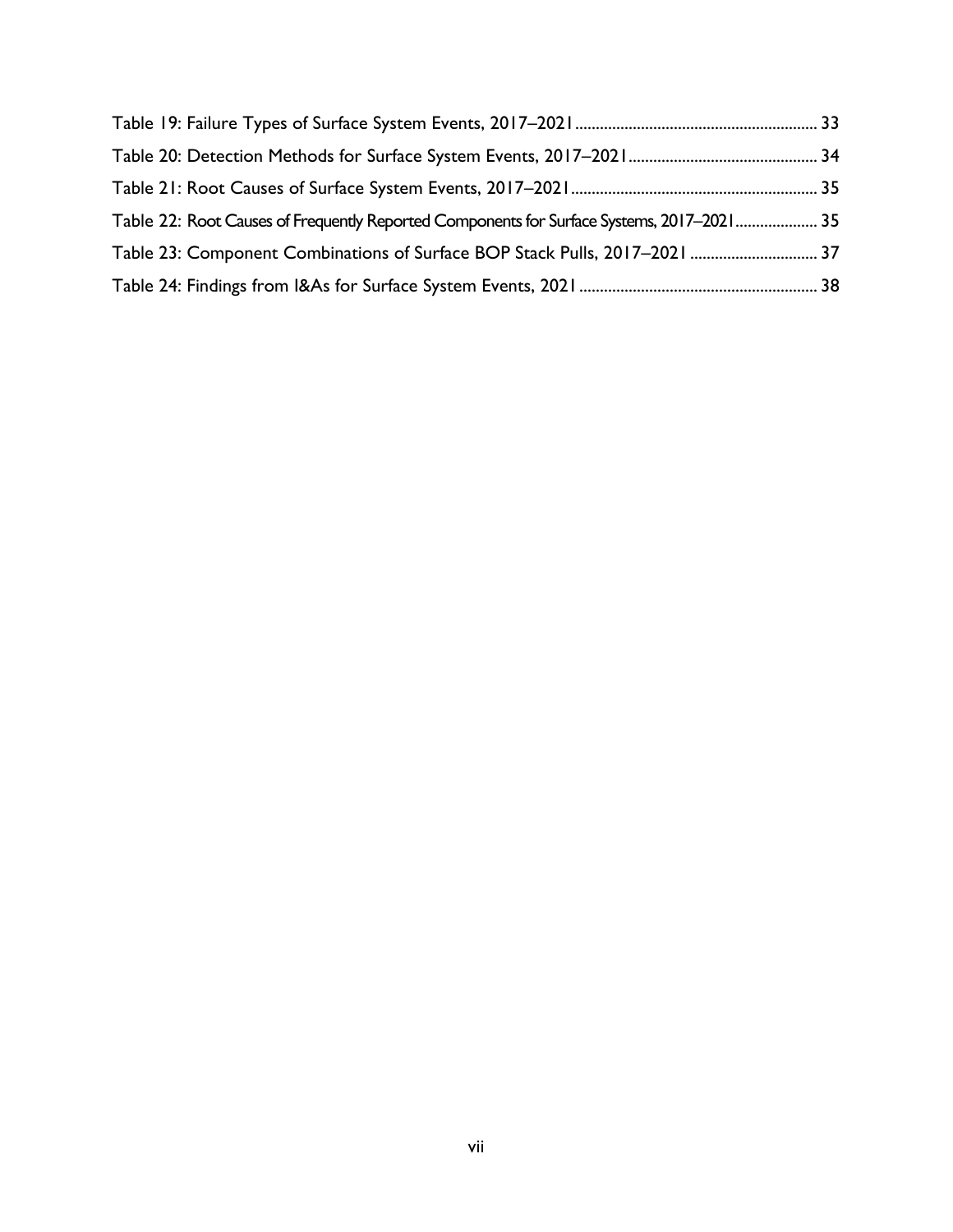Table 19: Failure Types of Surface System Events, 2017–2021 .......... 33

Table 20: Detection Methods for Surface System Events, 2017–2021 .......... 34

Table 21: Root Causes of Surface System Events, 2017–2021 .......... 35

Table 22: Root Causes of Frequently Reported Components for Surface Systems, 2017–2021 .......... 35

Table 23: Component Combinations of Surface BOP Stack Pulls, 2017–2021 .......... 37

Table 24: Findings from I&As for Surface System Events, 2021 .......... 38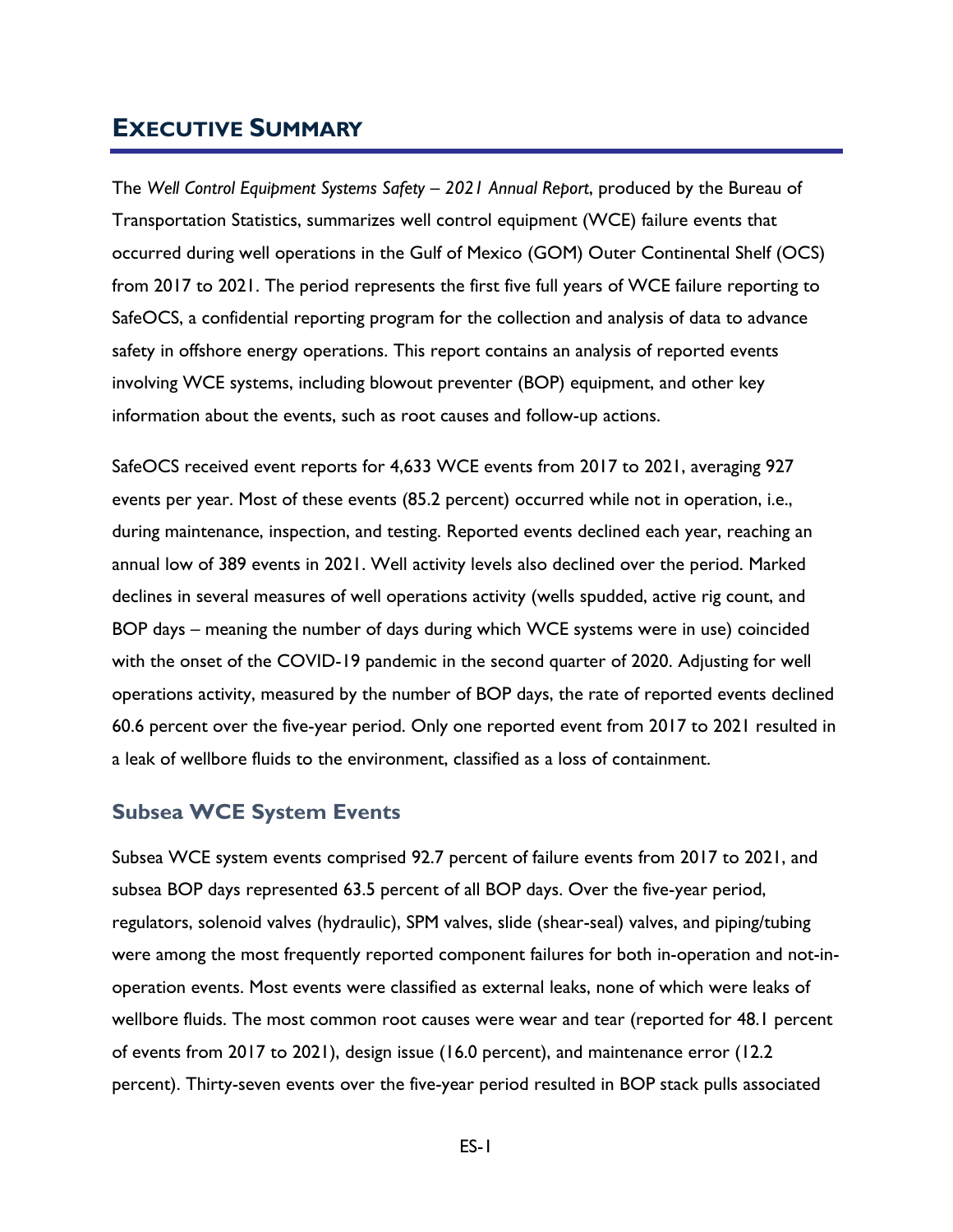# EXECUTIVE SUMMARY

The *Well Control Equipment Systems Safety – 2021 Annual Report*, produced by the Bureau of Transportation Statistics, summarizes well control equipment (WCE) failure events that occurred during well operations in the Gulf of Mexico (GOM) Outer Continental Shelf (OCS) from 2017 to 2021. The period represents the first five full years of WCE failure reporting to SafeOCS, a confidential reporting program for the collection and analysis of data to advance safety in offshore energy operations. This report contains an analysis of reported events involving WCE systems, including blowout preventer (BOP) equipment, and other key information about the events, such as root causes and follow-up actions.

SafeOCS received event reports for 4,633 WCE events from 2017 to 2021, averaging 927 events per year. Most of these events (85.2 percent) occurred while not in operation, i.e., during maintenance, inspection, and testing. Reported events declined each year, reaching an annual low of 389 events in 2021. Well activity levels also declined over the period. Marked declines in several measures of well operations activity (wells spudded, active rig count, and BOP days – meaning the number of days during which WCE systems were in use) coincided with the onset of the COVID-19 pandemic in the second quarter of 2020. Adjusting for well operations activity, measured by the number of BOP days, the rate of reported events declined 60.6 percent over the five-year period. Only one reported event from 2017 to 2021 resulted in a leak of wellbore fluids to the environment, classified as a loss of containment.

## Subsea WCE System Events

Subsea WCE system events comprised 92.7 percent of failure events from 2017 to 2021, and subsea BOP days represented 63.5 percent of all BOP days. Over the five-year period, regulators, solenoid valves (hydraulic), SPM valves, slide (shear-seal) valves, and piping/tubing were among the most frequently reported component failures for both in-operation and not-in-operation events. Most events were classified as external leaks, none of which were leaks of wellbore fluids. The most common root causes were wear and tear (reported for 48.1 percent of events from 2017 to 2021), design issue (16.0 percent), and maintenance error (12.2 percent). Thirty-seven events over the five-year period resulted in BOP stack pulls associated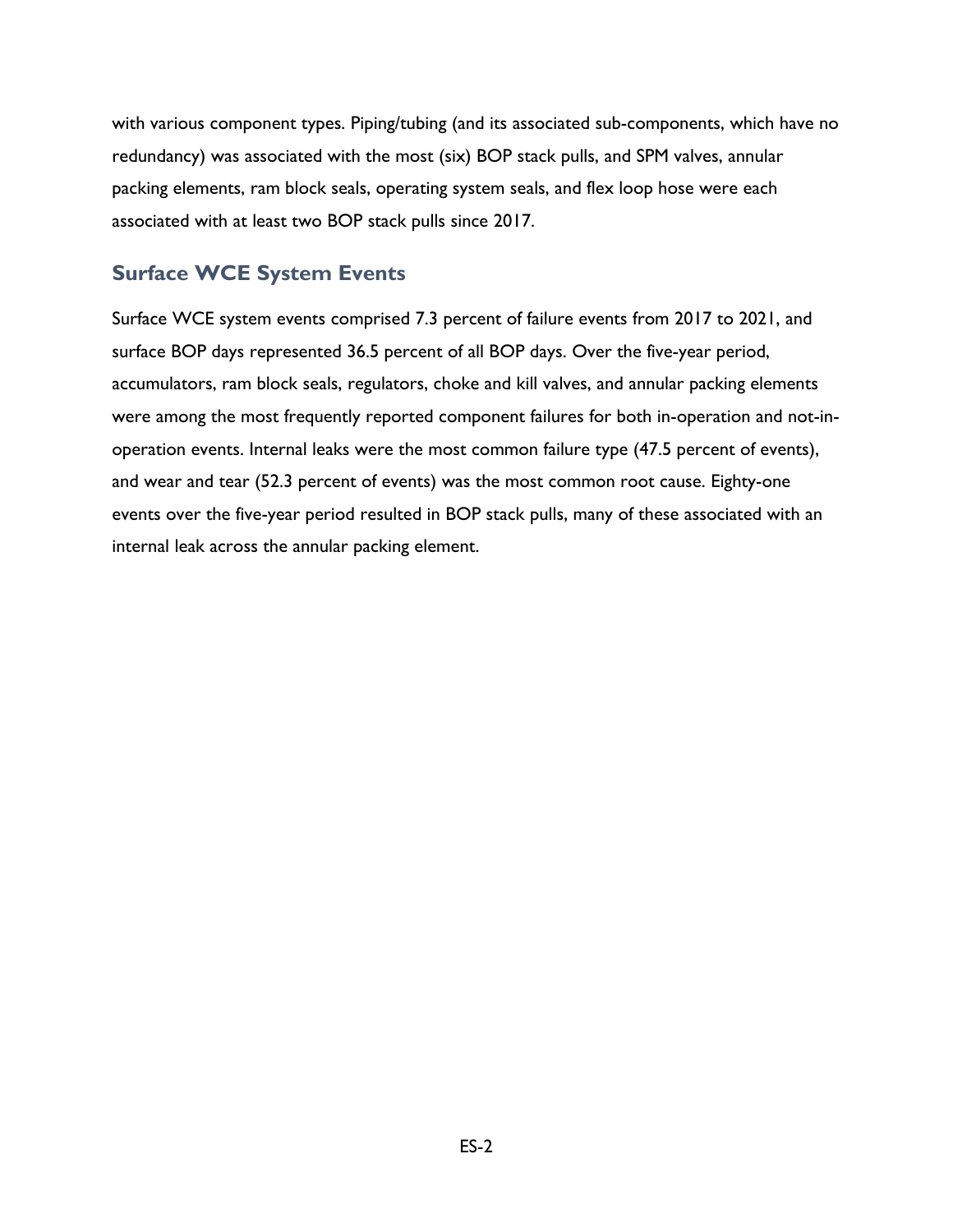with various component types. Piping/tubing (and its associated sub-components, which have no redundancy) was associated with the most (six) BOP stack pulls, and SPM valves, annular packing elements, ram block seals, operating system seals, and flex loop hose were each associated with at least two BOP stack pulls since 2017.

## Surface WCE System Events

Surface WCE system events comprised 7.3 percent of failure events from 2017 to 2021, and surface BOP days represented 36.5 percent of all BOP days. Over the five-year period, accumulators, ram block seals, regulators, choke and kill valves, and annular packing elements were among the most frequently reported component failures for both in-operation and not-in-operation events. Internal leaks were the most common failure type (47.5 percent of events), and wear and tear (52.3 percent of events) was the most common root cause. Eighty-one events over the five-year period resulted in BOP stack pulls, many of these associated with an internal leak across the annular packing element.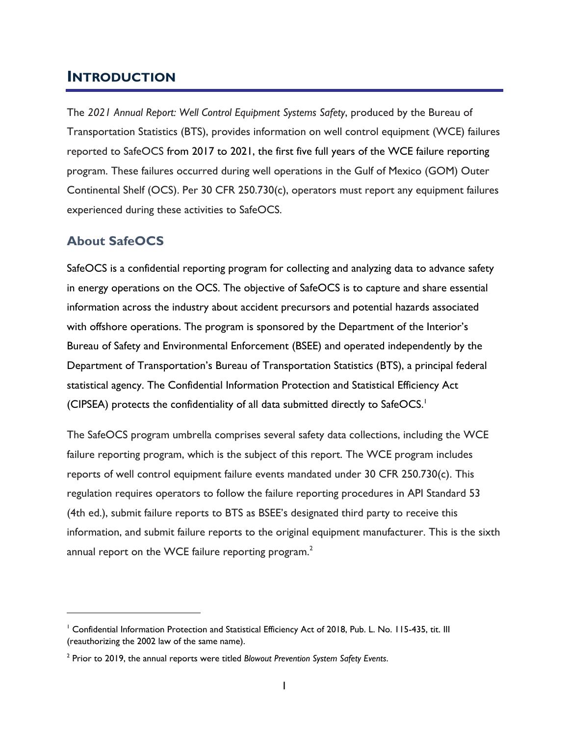# INTRODUCTION

The *2021 Annual Report: Well Control Equipment Systems Safety*, produced by the Bureau of Transportation Statistics (BTS), provides information on well control equipment (WCE) failures reported to SafeOCS from 2017 to 2021, the first five full years of the WCE failure reporting program. These failures occurred during well operations in the Gulf of Mexico (GOM) Outer Continental Shelf (OCS). Per 30 CFR 250.730(c), operators must report any equipment failures experienced during these activities to SafeOCS.

## About SafeOCS

SafeOCS is a confidential reporting program for collecting and analyzing data to advance safety in energy operations on the OCS. The objective of SafeOCS is to capture and share essential information across the industry about accident precursors and potential hazards associated with offshore operations. The program is sponsored by the Department of the Interior's Bureau of Safety and Environmental Enforcement (BSEE) and operated independently by the Department of Transportation's Bureau of Transportation Statistics (BTS), a principal federal statistical agency. The Confidential Information Protection and Statistical Efficiency Act (CIPSEA) protects the confidentiality of all data submitted directly to SafeOCS.[1]

The SafeOCS program umbrella comprises several safety data collections, including the WCE failure reporting program, which is the subject of this report. The WCE program includes reports of well control equipment failure events mandated under 30 CFR 250.730(c). This regulation requires operators to follow the failure reporting procedures in API Standard 53 (4th ed.), submit failure reports to BTS as BSEE's designated third party to receive this information, and submit failure reports to the original equipment manufacturer. This is the sixth annual report on the WCE failure reporting program.[2]

[1] Confidential Information Protection and Statistical Efficiency Act of 2018, Pub. L. No. 115-435, tit. III (reauthorizing the 2002 law of the same name).

[2] Prior to 2019, the annual reports were titled *Blowout Prevention System Safety Events*.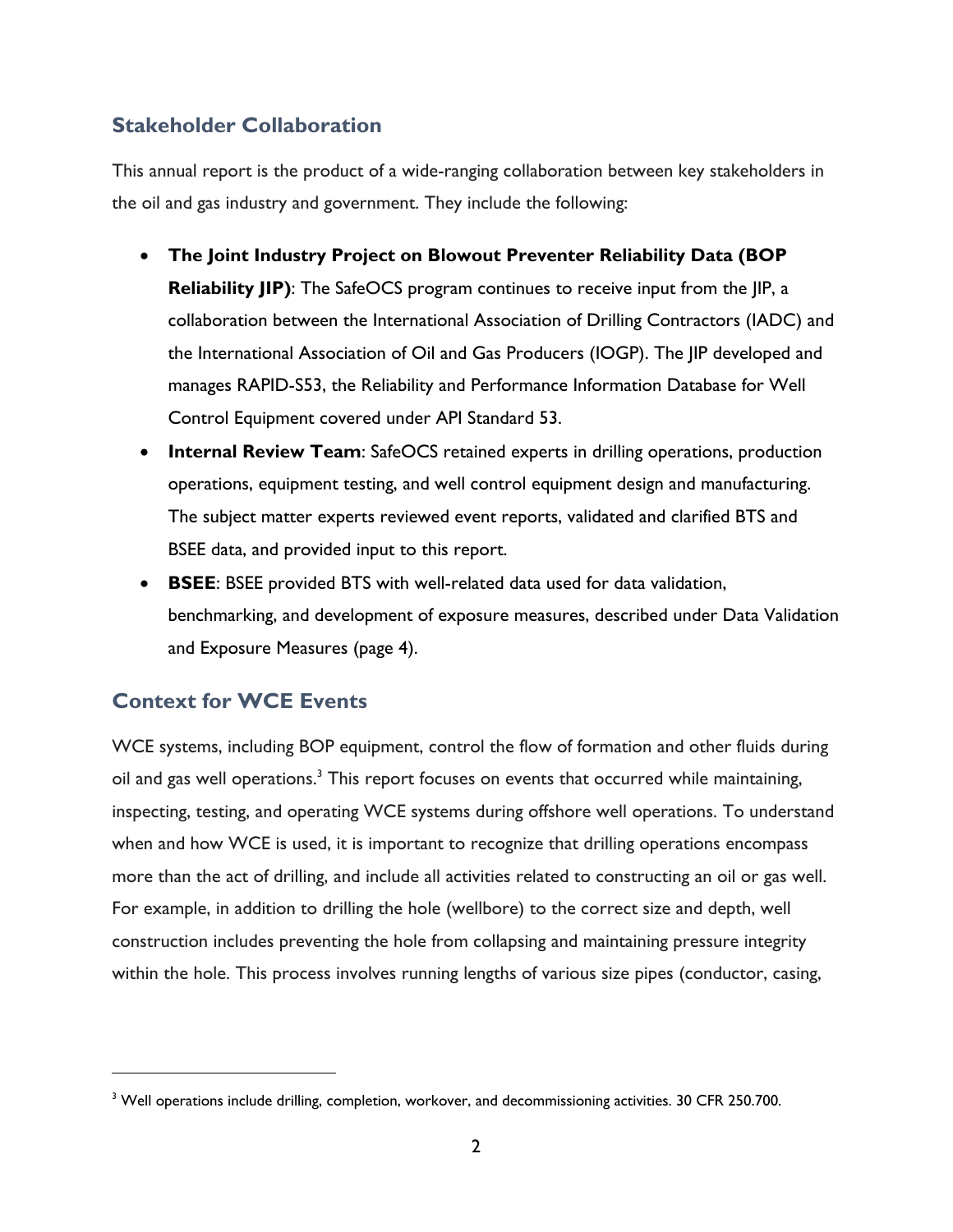## Stakeholder Collaboration

This annual report is the product of a wide-ranging collaboration between key stakeholders in the oil and gas industry and government. They include the following:

- **The Joint Industry Project on Blowout Preventer Reliability Data (BOP Reliability JIP)**: The SafeOCS program continues to receive input from the JIP, a collaboration between the International Association of Drilling Contractors (IADC) and the International Association of Oil and Gas Producers (IOGP). The JIP developed and manages RAPID-S53, the Reliability and Performance Information Database for Well Control Equipment covered under API Standard 53.
- **Internal Review Team**: SafeOCS retained experts in drilling operations, production operations, equipment testing, and well control equipment design and manufacturing. The subject matter experts reviewed event reports, validated and clarified BTS and BSEE data, and provided input to this report.
- **BSEE**: BSEE provided BTS with well-related data used for data validation, benchmarking, and development of exposure measures, described under Data Validation and Exposure Measures (page 4).

## Context for WCE Events

WCE systems, including BOP equipment, control the flow of formation and other fluids during oil and gas well operations.[3] This report focuses on events that occurred while maintaining, inspecting, testing, and operating WCE systems during offshore well operations. To understand when and how WCE is used, it is important to recognize that drilling operations encompass more than the act of drilling, and include all activities related to constructing an oil or gas well. For example, in addition to drilling the hole (wellbore) to the correct size and depth, well construction includes preventing the hole from collapsing and maintaining pressure integrity within the hole. This process involves running lengths of various size pipes (conductor, casing,

[3] Well operations include drilling, completion, workover, and decommissioning activities. 30 CFR 250.700.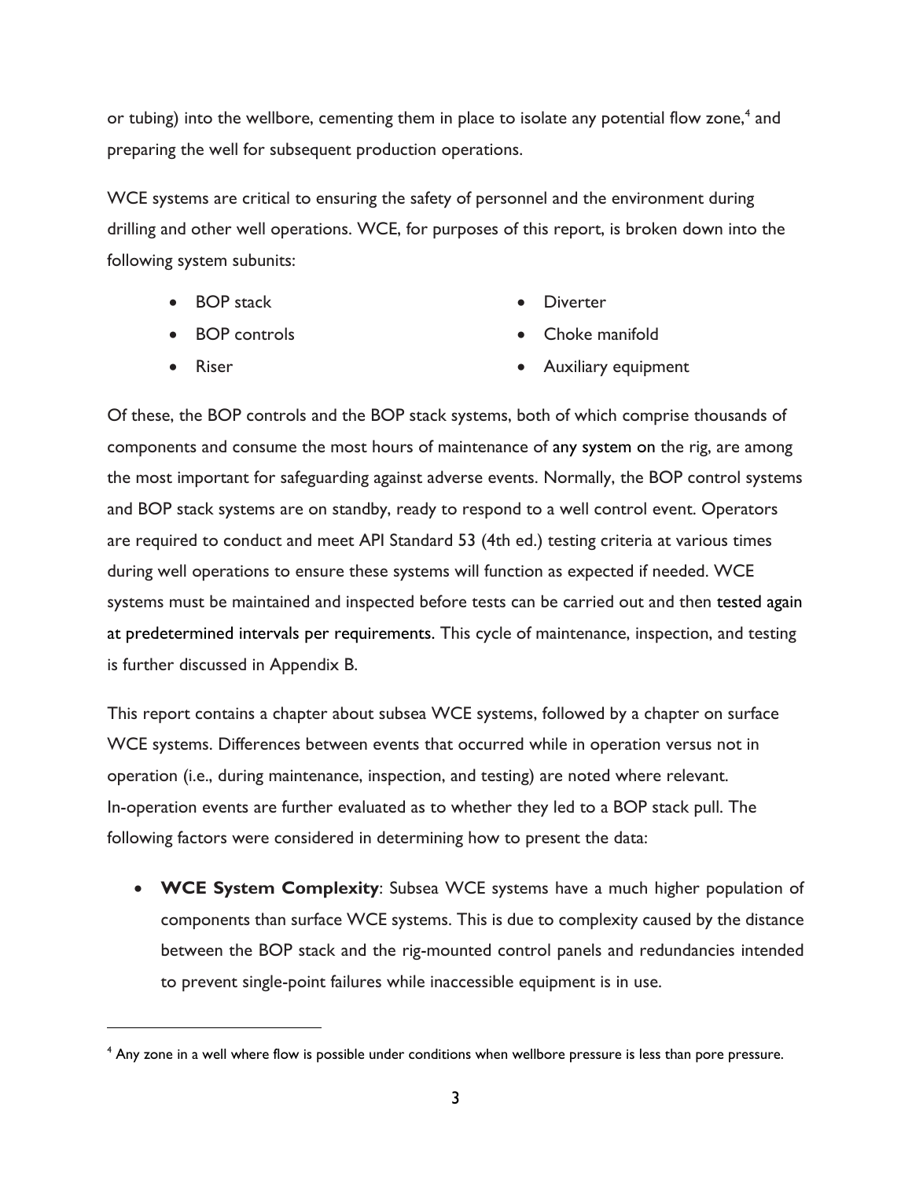or tubing) into the wellbore, cementing them in place to isolate any potential flow zone,[4] and preparing the well for subsequent production operations.

WCE systems are critical to ensuring the safety of personnel and the environment during drilling and other well operations. WCE, for purposes of this report, is broken down into the following system subunits:

- BOP stack
- BOP controls
- Riser
- Diverter
- Choke manifold
- Auxiliary equipment

Of these, the BOP controls and the BOP stack systems, both of which comprise thousands of components and consume the most hours of maintenance of any system on the rig, are among the most important for safeguarding against adverse events. Normally, the BOP control systems and BOP stack systems are on standby, ready to respond to a well control event. Operators are required to conduct and meet API Standard 53 (4th ed.) testing criteria at various times during well operations to ensure these systems will function as expected if needed. WCE systems must be maintained and inspected before tests can be carried out and then tested again at predetermined intervals per requirements. This cycle of maintenance, inspection, and testing is further discussed in Appendix B.

This report contains a chapter about subsea WCE systems, followed by a chapter on surface WCE systems. Differences between events that occurred while in operation versus not in operation (i.e., during maintenance, inspection, and testing) are noted where relevant. In-operation events are further evaluated as to whether they led to a BOP stack pull. The following factors were considered in determining how to present the data:

- **WCE System Complexity**: Subsea WCE systems have a much higher population of components than surface WCE systems. This is due to complexity caused by the distance between the BOP stack and the rig-mounted control panels and redundancies intended to prevent single-point failures while inaccessible equipment is in use.

[4] Any zone in a well where flow is possible under conditions when wellbore pressure is less than pore pressure.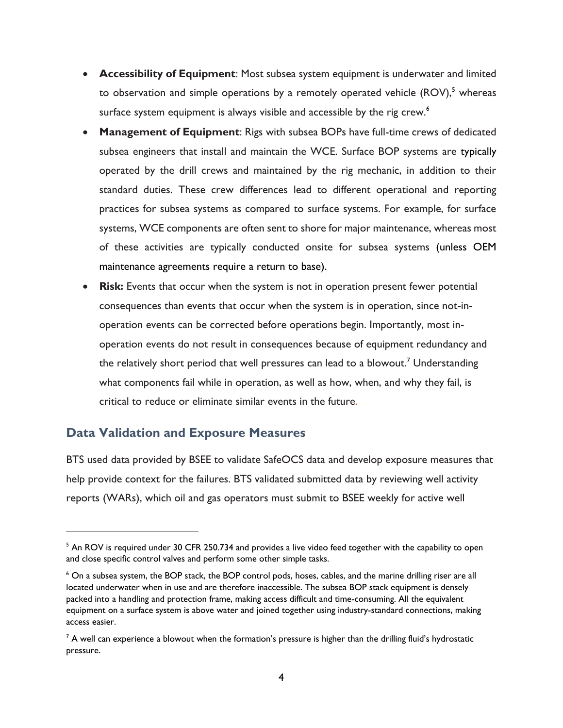- **Accessibility of Equipment**: Most subsea system equipment is underwater and limited to observation and simple operations by a remotely operated vehicle (ROV),[5] whereas surface system equipment is always visible and accessible by the rig crew.[6]
- **Management of Equipment**: Rigs with subsea BOPs have full-time crews of dedicated subsea engineers that install and maintain the WCE. Surface BOP systems are typically operated by the drill crews and maintained by the rig mechanic, in addition to their standard duties. These crew differences lead to different operational and reporting practices for subsea systems as compared to surface systems. For example, for surface systems, WCE components are often sent to shore for major maintenance, whereas most of these activities are typically conducted onsite for subsea systems (unless OEM maintenance agreements require a return to base).
- **Risk:** Events that occur when the system is not in operation present fewer potential consequences than events that occur when the system is in operation, since not-in-operation events can be corrected before operations begin. Importantly, most in-operation events do not result in consequences because of equipment redundancy and the relatively short period that well pressures can lead to a blowout.[7] Understanding what components fail while in operation, as well as how, when, and why they fail, is critical to reduce or eliminate similar events in the future.

## Data Validation and Exposure Measures

BTS used data provided by BSEE to validate SafeOCS data and develop exposure measures that help provide context for the failures. BTS validated submitted data by reviewing well activity reports (WARs), which oil and gas operators must submit to BSEE weekly for active well

---

[5] An ROV is required under 30 CFR 250.734 and provides a live video feed together with the capability to open and close specific control valves and perform some other simple tasks.

[6] On a subsea system, the BOP stack, the BOP control pods, hoses, cables, and the marine drilling riser are all located underwater when in use and are therefore inaccessible. The subsea BOP stack equipment is densely packed into a handling and protection frame, making access difficult and time-consuming. All the equivalent equipment on a surface system is above water and joined together using industry-standard connections, making access easier.

[7] A well can experience a blowout when the formation's pressure is higher than the drilling fluid's hydrostatic pressure.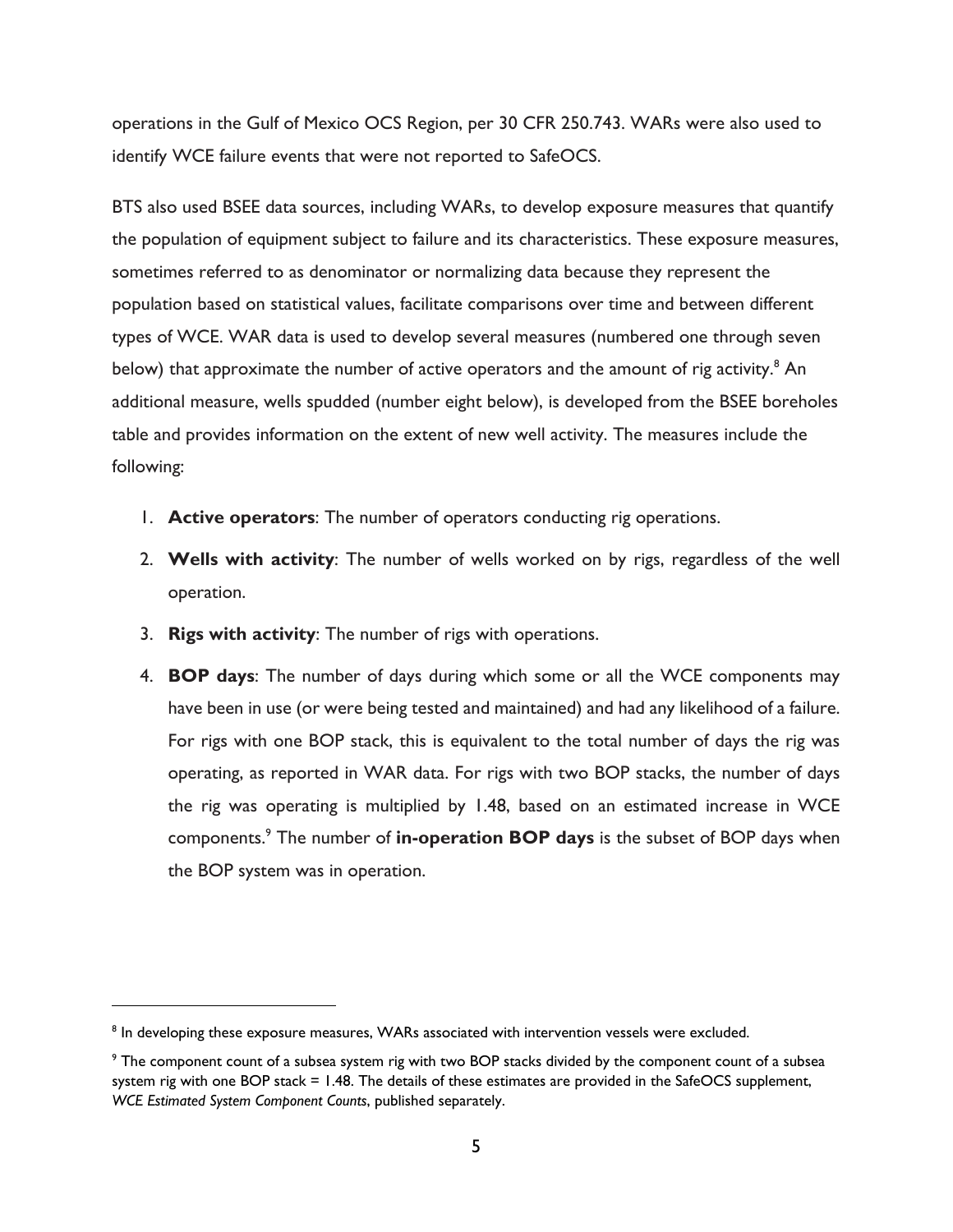operations in the Gulf of Mexico OCS Region, per 30 CFR 250.743. WARs were also used to identify WCE failure events that were not reported to SafeOCS.

BTS also used BSEE data sources, including WARs, to develop exposure measures that quantify the population of equipment subject to failure and its characteristics. These exposure measures, sometimes referred to as denominator or normalizing data because they represent the population based on statistical values, facilitate comparisons over time and between different types of WCE. WAR data is used to develop several measures (numbered one through seven below) that approximate the number of active operators and the amount of rig activity.[8] An additional measure, wells spudded (number eight below), is developed from the BSEE boreholes table and provides information on the extent of new well activity. The measures include the following:

1. **Active operators**: The number of operators conducting rig operations.
2. **Wells with activity**: The number of wells worked on by rigs, regardless of the well operation.
3. **Rigs with activity**: The number of rigs with operations.
4. **BOP days**: The number of days during which some or all the WCE components may have been in use (or were being tested and maintained) and had any likelihood of a failure. For rigs with one BOP stack, this is equivalent to the total number of days the rig was operating, as reported in WAR data. For rigs with two BOP stacks, the number of days the rig was operating is multiplied by 1.48, based on an estimated increase in WCE components.[9] The number of **in-operation BOP days** is the subset of BOP days when the BOP system was in operation.

---

[8] In developing these exposure measures, WARs associated with intervention vessels were excluded.

[9] The component count of a subsea system rig with two BOP stacks divided by the component count of a subsea system rig with one BOP stack = 1.48. The details of these estimates are provided in the SafeOCS supplement, *WCE Estimated System Component Counts*, published separately.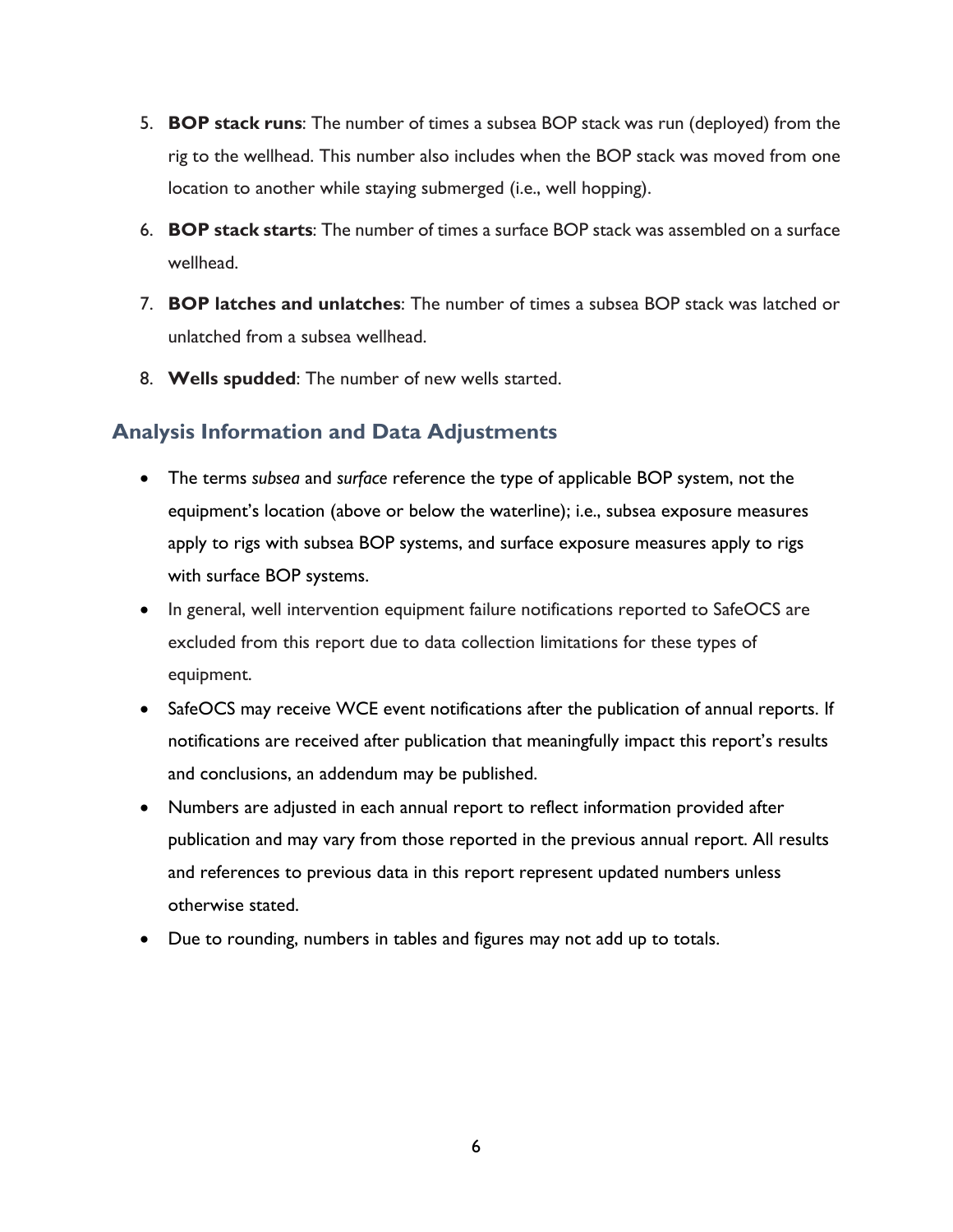5. **BOP stack runs**: The number of times a subsea BOP stack was run (deployed) from the rig to the wellhead. This number also includes when the BOP stack was moved from one location to another while staying submerged (i.e., well hopping).
6. **BOP stack starts**: The number of times a surface BOP stack was assembled on a surface wellhead.
7. **BOP latches and unlatches**: The number of times a subsea BOP stack was latched or unlatched from a subsea wellhead.
8. **Wells spudded**: The number of new wells started.

## Analysis Information and Data Adjustments

- The terms *subsea* and *surface* reference the type of applicable BOP system, not the equipment's location (above or below the waterline); i.e., subsea exposure measures apply to rigs with subsea BOP systems, and surface exposure measures apply to rigs with surface BOP systems.
- In general, well intervention equipment failure notifications reported to SafeOCS are excluded from this report due to data collection limitations for these types of equipment.
- SafeOCS may receive WCE event notifications after the publication of annual reports. If notifications are received after publication that meaningfully impact this report's results and conclusions, an addendum may be published.
- Numbers are adjusted in each annual report to reflect information provided after publication and may vary from those reported in the previous annual report. All results and references to previous data in this report represent updated numbers unless otherwise stated.
- Due to rounding, numbers in tables and figures may not add up to totals.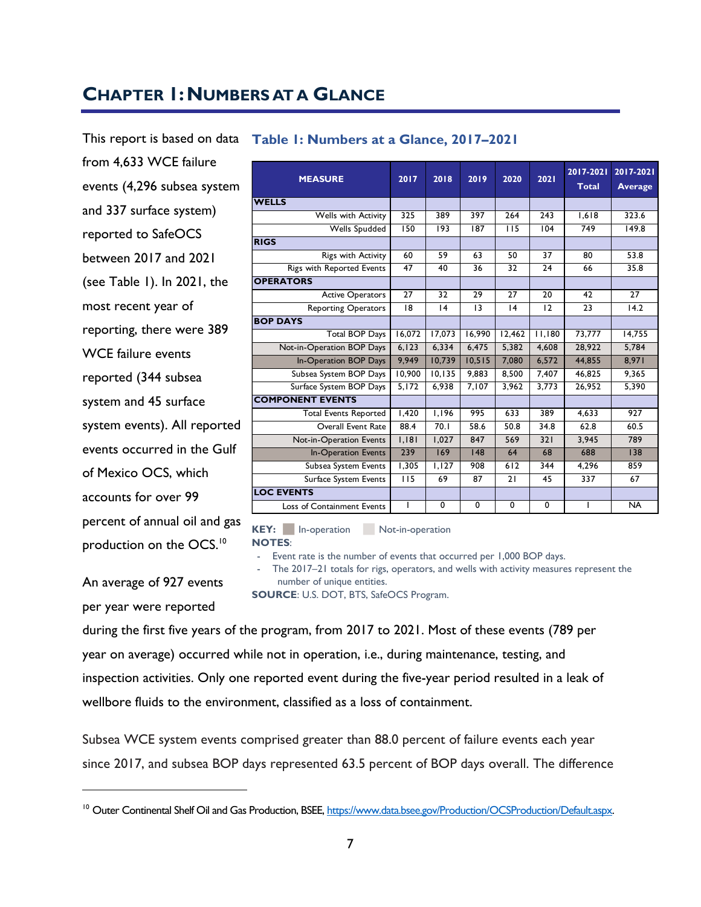# CHAPTER 1: NUMBERS AT A GLANCE

This report is based on data from 4,633 WCE failure events (4,296 subsea system and 337 surface system) reported to SafeOCS between 2017 and 2021 (see Table 1). In 2021, the most recent year of reporting, there were 389 WCE failure events reported (344 subsea system and 45 surface system events). All reported events occurred in the Gulf of Mexico OCS, which accounts for over 99 percent of annual oil and gas production on the OCS.[10]

**Table 1: Numbers at a Glance, 2017–2021**

| MEASURE | 2017 | 2018 | 2019 | 2020 | 2021 | 2017-2021 Total | 2017-2021 Average |
|---|---|---|---|---|---|---|---|
| **WELLS** | | | | | | | |
| Wells with Activity | 325 | 389 | 397 | 264 | 243 | 1,618 | 323.6 |
| Wells Spudded | 150 | 193 | 187 | 115 | 104 | 749 | 149.8 |
| **RIGS** | | | | | | | |
| Rigs with Activity | 60 | 59 | 63 | 50 | 37 | 80 | 53.8 |
| Rigs with Reported Events | 47 | 40 | 36 | 32 | 24 | 66 | 35.8 |
| **OPERATORS** | | | | | | | |
| Active Operators | 27 | 32 | 29 | 27 | 20 | 42 | 27 |
| Reporting Operators | 18 | 14 | 13 | 14 | 12 | 23 | 14.2 |
| **BOP DAYS** | | | | | | | |
| Total BOP Days | 16,072 | 17,073 | 16,990 | 12,462 | 11,180 | 73,777 | 14,755 |
| Not-in-Operation BOP Days | 6,123 | 6,334 | 6,475 | 5,382 | 4,608 | 28,922 | 5,784 |
| In-Operation BOP Days | 9,949 | 10,739 | 10,515 | 7,080 | 6,572 | 44,855 | 8,971 |
| Subsea System BOP Days | 10,900 | 10,135 | 9,883 | 8,500 | 7,407 | 46,825 | 9,365 |
| Surface System BOP Days | 5,172 | 6,938 | 7,107 | 3,962 | 3,773 | 26,952 | 5,390 |
| **COMPONENT EVENTS** | | | | | | | |
| Total Events Reported | 1,420 | 1,196 | 995 | 633 | 389 | 4,633 | 927 |
| Overall Event Rate | 88.4 | 70.1 | 58.6 | 50.8 | 34.8 | 62.8 | 60.5 |
| Not-in-Operation Events | 1,181 | 1,027 | 847 | 569 | 321 | 3,945 | 789 |
| In-Operation Events | 239 | 169 | 148 | 64 | 68 | 688 | 138 |
| Subsea System Events | 1,305 | 1,127 | 908 | 612 | 344 | 4,296 | 859 |
| Surface System Events | 115 | 69 | 87 | 21 | 45 | 337 | 67 |
| **LOC EVENTS** | | | | | | | |
| Loss of Containment Events | 1 | 0 | 0 | 0 | 0 | 1 | NA |

**KEY:** In-operation    Not-in-operation

**NOTES**:

- Event rate is the number of events that occurred per 1,000 BOP days.
- The 2017–21 totals for rigs, operators, and wells with activity measures represent the number of unique entities.

**SOURCE**: U.S. DOT, BTS, SafeOCS Program.

An average of 927 events per year were reported during the first five years of the program, from 2017 to 2021. Most of these events (789 per year on average) occurred while not in operation, i.e., during maintenance, testing, and inspection activities. Only one reported event during the five-year period resulted in a leak of wellbore fluids to the environment, classified as a loss of containment.

Subsea WCE system events comprised greater than 88.0 percent of failure events each year since 2017, and subsea BOP days represented 63.5 percent of BOP days overall. The difference

[10] Outer Continental Shelf Oil and Gas Production, BSEE, https://www.data.bsee.gov/Production/OCSProduction/Default.aspx.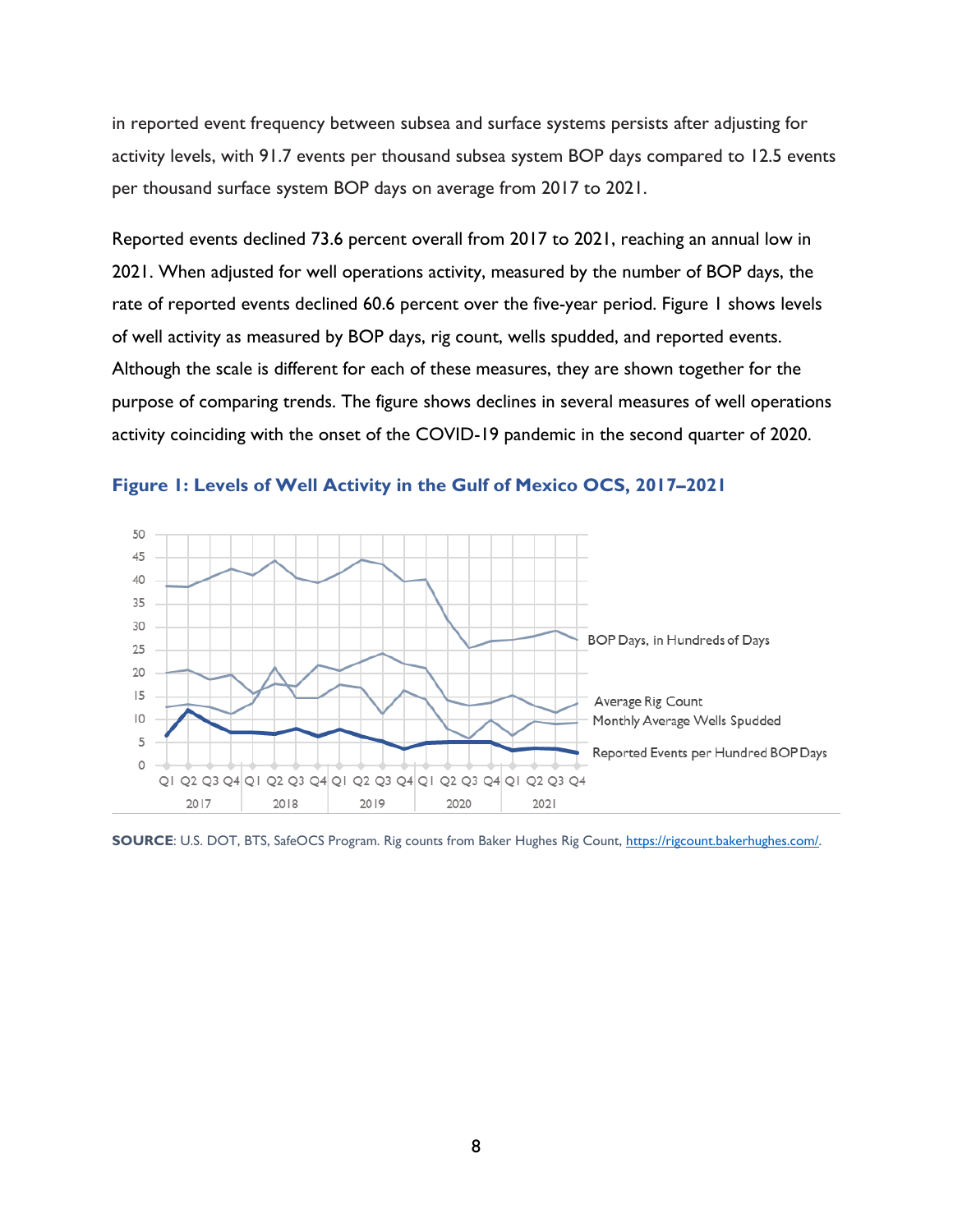in reported event frequency between subsea and surface systems persists after adjusting for activity levels, with 91.7 events per thousand subsea system BOP days compared to 12.5 events per thousand surface system BOP days on average from 2017 to 2021.

Reported events declined 73.6 percent overall from 2017 to 2021, reaching an annual low in 2021. When adjusted for well operations activity, measured by the number of BOP days, the rate of reported events declined 60.6 percent over the five-year period. Figure 1 shows levels of well activity as measured by BOP days, rig count, wells spudded, and reported events. Although the scale is different for each of these measures, they are shown together for the purpose of comparing trends. The figure shows declines in several measures of well operations activity coinciding with the onset of the COVID-19 pandemic in the second quarter of 2020.

**Figure 1: Levels of Well Activity in the Gulf of Mexico OCS, 2017–2021**

**SOURCE**: U.S. DOT, BTS, SafeOCS Program. Rig counts from Baker Hughes Rig Count, https://rigcount.bakerhughes.com/.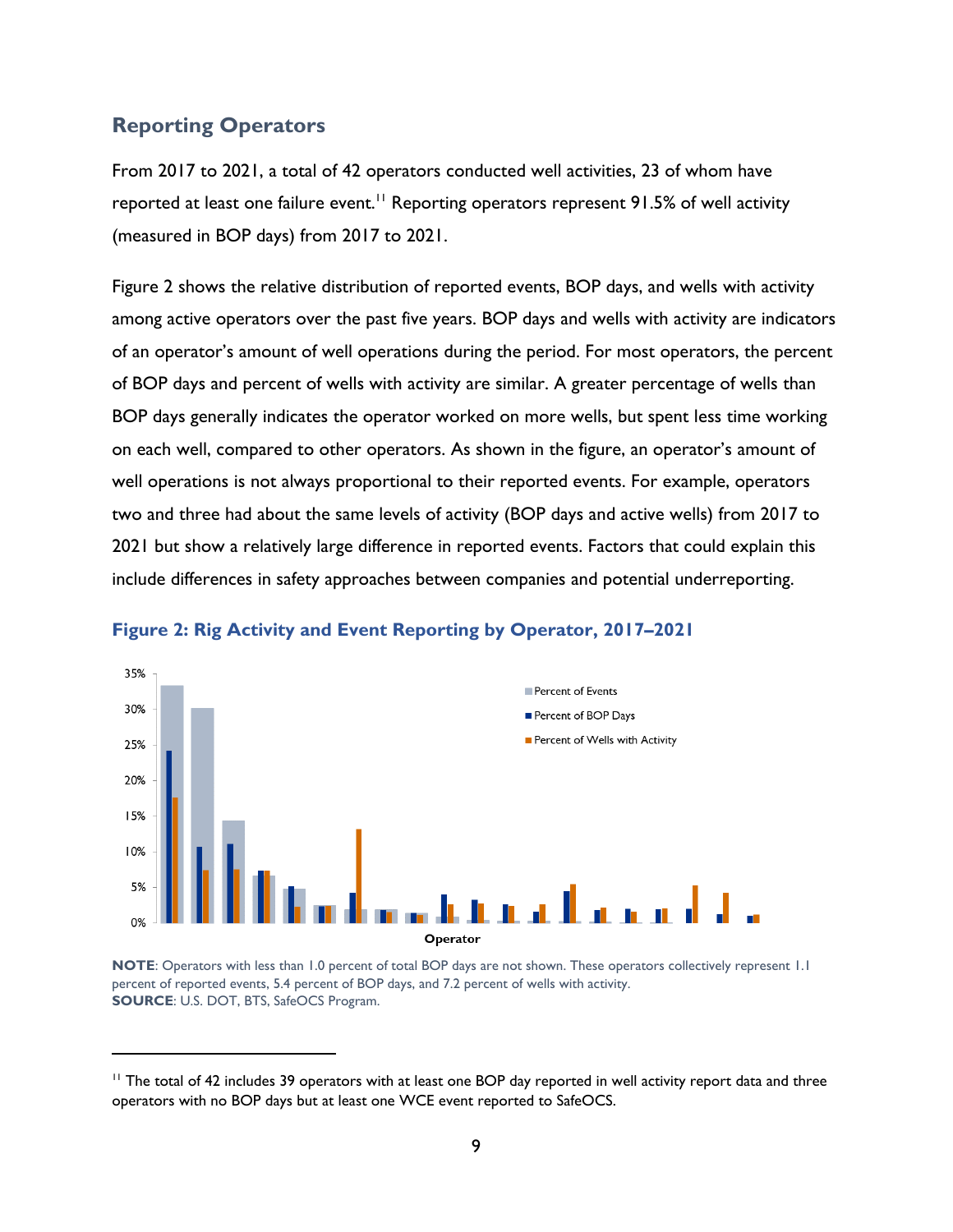## Reporting Operators

From 2017 to 2021, a total of 42 operators conducted well activities, 23 of whom have reported at least one failure event.[11] Reporting operators represent 91.5% of well activity (measured in BOP days) from 2017 to 2021.

Figure 2 shows the relative distribution of reported events, BOP days, and wells with activity among active operators over the past five years. BOP days and wells with activity are indicators of an operator's amount of well operations during the period. For most operators, the percent of BOP days and percent of wells with activity are similar. A greater percentage of wells than BOP days generally indicates the operator worked on more wells, but spent less time working on each well, compared to other operators. As shown in the figure, an operator's amount of well operations is not always proportional to their reported events. For example, operators two and three had about the same levels of activity (BOP days and active wells) from 2017 to 2021 but show a relatively large difference in reported events. Factors that could explain this include differences in safety approaches between companies and potential underreporting.

**Figure 2: Rig Activity and Event Reporting by Operator, 2017–2021**

**NOTE**: Operators with less than 1.0 percent of total BOP days are not shown. These operators collectively represent 1.1 percent of reported events, 5.4 percent of BOP days, and 7.2 percent of wells with activity.
**SOURCE**: U.S. DOT, BTS, SafeOCS Program.

---

[11] The total of 42 includes 39 operators with at least one BOP day reported in well activity report data and three operators with no BOP days but at least one WCE event reported to SafeOCS.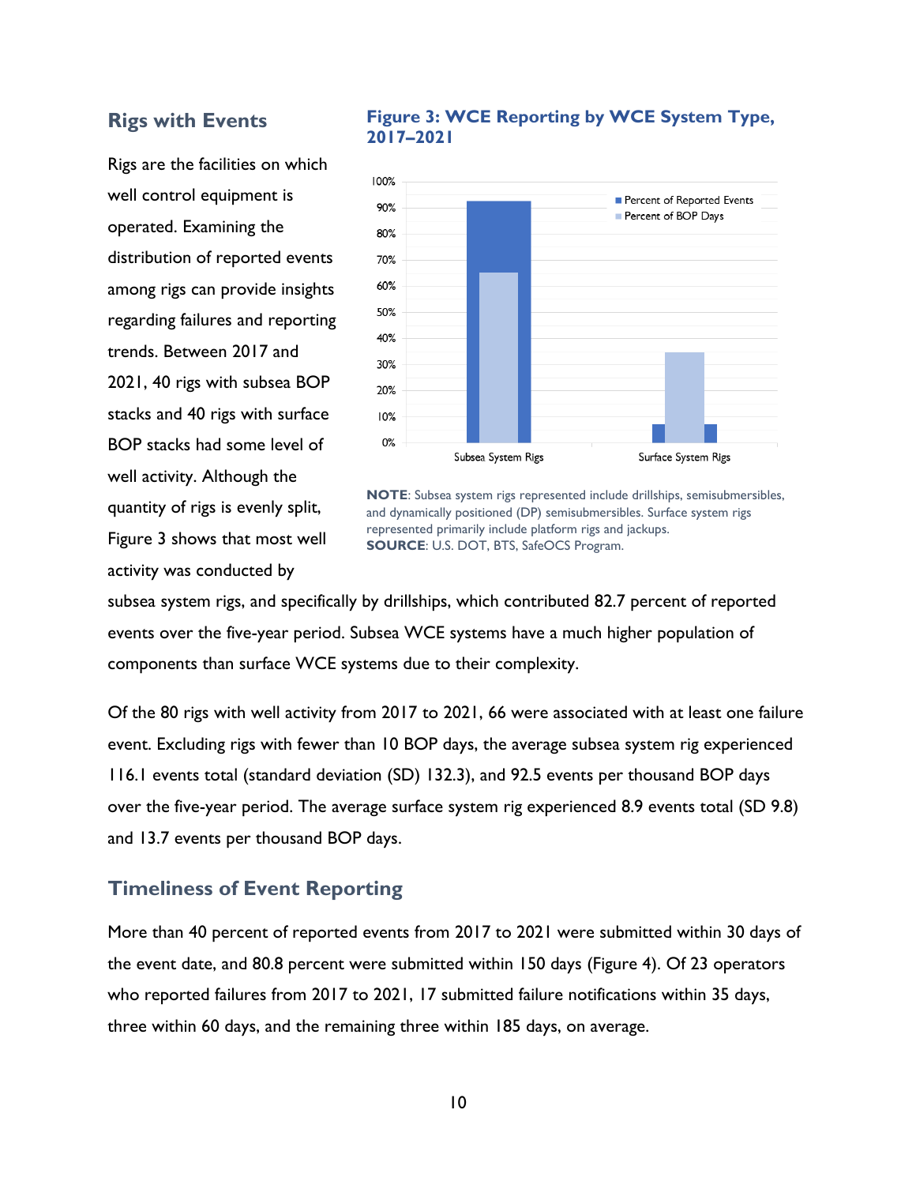## Rigs with Events

Rigs are the facilities on which well control equipment is operated. Examining the distribution of reported events among rigs can provide insights regarding failures and reporting trends. Between 2017 and 2021, 40 rigs with subsea BOP stacks and 40 rigs with surface BOP stacks had some level of well activity. Although the quantity of rigs is evenly split, Figure 3 shows that most well activity was conducted by subsea system rigs, and specifically by drillships, which contributed 82.7 percent of reported events over the five-year period. Subsea WCE systems have a much higher population of components than surface WCE systems due to their complexity.

### Figure 3: WCE Reporting by WCE System Type, 2017–2021

**NOTE**: Subsea system rigs represented include drillships, semisubmersibles, and dynamically positioned (DP) semisubmersibles. Surface system rigs represented primarily include platform rigs and jackups.
**SOURCE**: U.S. DOT, BTS, SafeOCS Program.

Of the 80 rigs with well activity from 2017 to 2021, 66 were associated with at least one failure event. Excluding rigs with fewer than 10 BOP days, the average subsea system rig experienced 116.1 events total (standard deviation (SD) 132.3), and 92.5 events per thousand BOP days over the five-year period. The average surface system rig experienced 8.9 events total (SD 9.8) and 13.7 events per thousand BOP days.

## Timeliness of Event Reporting

More than 40 percent of reported events from 2017 to 2021 were submitted within 30 days of the event date, and 80.8 percent were submitted within 150 days (Figure 4). Of 23 operators who reported failures from 2017 to 2021, 17 submitted failure notifications within 35 days, three within 60 days, and the remaining three within 185 days, on average.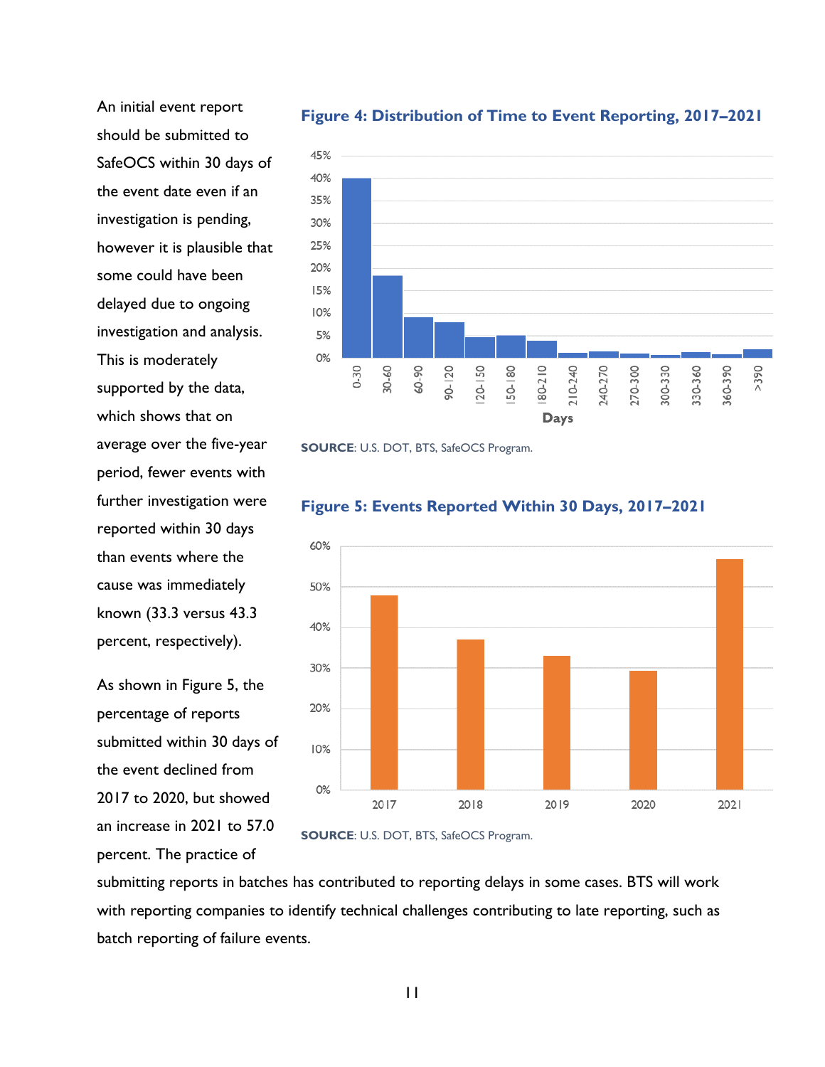An initial event report should be submitted to SafeOCS within 30 days of the event date even if an investigation is pending, however it is plausible that some could have been delayed due to ongoing investigation and analysis. This is moderately supported by the data, which shows that on average over the five-year period, fewer events with further investigation were reported within 30 days than events where the cause was immediately known (33.3 versus 43.3 percent, respectively).

**Figure 4: Distribution of Time to Event Reporting, 2017–2021**

**SOURCE**: U.S. DOT, BTS, SafeOCS Program.

As shown in Figure 5, the percentage of reports submitted within 30 days of the event declined from 2017 to 2020, but showed an increase in 2021 to 57.0 percent. The practice of submitting reports in batches has contributed to reporting delays in some cases. BTS will work with reporting companies to identify technical challenges contributing to late reporting, such as batch reporting of failure events.

**Figure 5: Events Reported Within 30 Days, 2017–2021**

**SOURCE**: U.S. DOT, BTS, SafeOCS Program.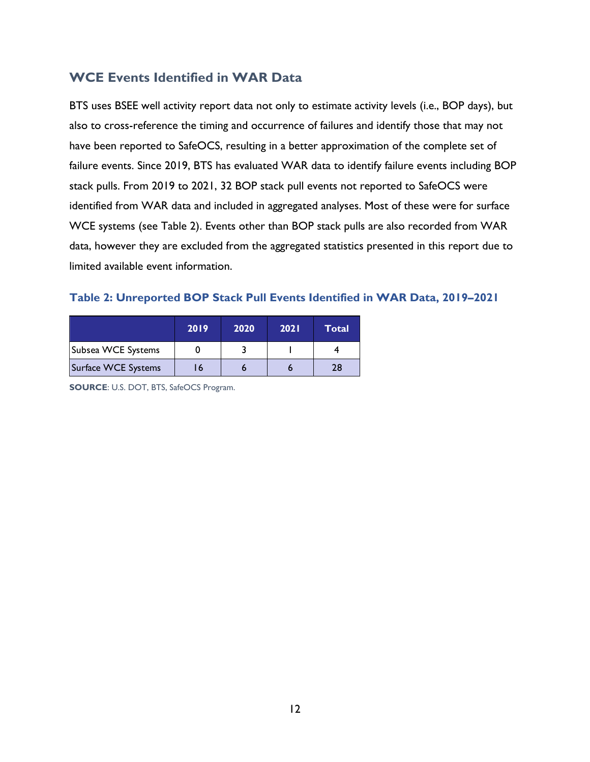## WCE Events Identified in WAR Data

BTS uses BSEE well activity report data not only to estimate activity levels (i.e., BOP days), but also to cross-reference the timing and occurrence of failures and identify those that may not have been reported to SafeOCS, resulting in a better approximation of the complete set of failure events. Since 2019, BTS has evaluated WAR data to identify failure events including BOP stack pulls. From 2019 to 2021, 32 BOP stack pull events not reported to SafeOCS were identified from WAR data and included in aggregated analyses. Most of these were for surface WCE systems (see Table 2). Events other than BOP stack pulls are also recorded from WAR data, however they are excluded from the aggregated statistics presented in this report due to limited available event information.

### Table 2: Unreported BOP Stack Pull Events Identified in WAR Data, 2019–2021

| | 2019 | 2020 | 2021 | Total |
|---|---|---|---|---|
| Subsea WCE Systems | 0 | 3 | 1 | 4 |
| Surface WCE Systems | 16 | 6 | 6 | 28 |

**SOURCE**: U.S. DOT, BTS, SafeOCS Program.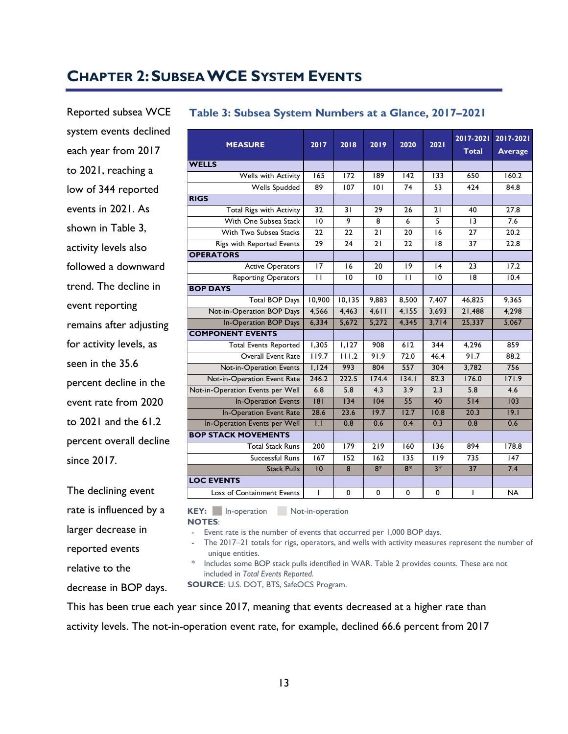# CHAPTER 2: SUBSEA WCE SYSTEM EVENTS

Reported subsea WCE system events declined each year from 2017 to 2021, reaching a low of 344 reported events in 2021. As shown in Table 3, activity levels also followed a downward trend. The decline in event reporting remains after adjusting for activity levels, as seen in the 35.6 percent decline in the event rate from 2020 to 2021 and the 61.2 percent overall decline since 2017.

The declining event rate is influenced by a larger decrease in reported events relative to the decrease in BOP days. This has been true each year since 2017, meaning that events decreased at a higher rate than activity levels. The not-in-operation event rate, for example, declined 66.6 percent from 2017

### Table 3: Subsea System Numbers at a Glance, 2017–2021

| MEASURE | 2017 | 2018 | 2019 | 2020 | 2021 | 2017-2021 Total | 2017-2021 Average |
|---|---|---|---|---|---|---|---|
| **WELLS** | | | | | | | |
| Wells with Activity | 165 | 172 | 189 | 142 | 133 | 650 | 160.2 |
| Wells Spudded | 89 | 107 | 101 | 74 | 53 | 424 | 84.8 |
| **RIGS** | | | | | | | |
| Total Rigs with Activity | 32 | 31 | 29 | 26 | 21 | 40 | 27.8 |
| With One Subsea Stack | 10 | 9 | 8 | 6 | 5 | 13 | 7.6 |
| With Two Subsea Stacks | 22 | 22 | 21 | 20 | 16 | 27 | 20.2 |
| Rigs with Reported Events | 29 | 24 | 21 | 22 | 18 | 37 | 22.8 |
| **OPERATORS** | | | | | | | |
| Active Operators | 17 | 16 | 20 | 19 | 14 | 23 | 17.2 |
| Reporting Operators | 11 | 10 | 10 | 11 | 10 | 18 | 10.4 |
| **BOP DAYS** | | | | | | | |
| Total BOP Days | 10,900 | 10,135 | 9,883 | 8,500 | 7,407 | 46,825 | 9,365 |
| Not-in-Operation BOP Days | 4,566 | 4,463 | 4,611 | 4,155 | 3,693 | 21,488 | 4,298 |
| In-Operation BOP Days | 6,334 | 5,672 | 5,272 | 4,345 | 3,714 | 25,337 | 5,067 |
| **COMPONENT EVENTS** | | | | | | | |
| Total Events Reported | 1,305 | 1,127 | 908 | 612 | 344 | 4,296 | 859 |
| Overall Event Rate | 119.7 | 111.2 | 91.9 | 72.0 | 46.4 | 91.7 | 88.2 |
| Not-in-Operation Events | 1,124 | 993 | 804 | 557 | 304 | 3,782 | 756 |
| Not-in-Operation Event Rate | 246.2 | 222.5 | 174.4 | 134.1 | 82.3 | 176.0 | 171.9 |
| Not-in-Operation Events per Well | 6.8 | 5.8 | 4.3 | 3.9 | 2.3 | 5.8 | 4.6 |
| In-Operation Events | 181 | 134 | 104 | 55 | 40 | 514 | 103 |
| In-Operation Event Rate | 28.6 | 23.6 | 19.7 | 12.7 | 10.8 | 20.3 | 19.1 |
| In-Operation Events per Well | 1.1 | 0.8 | 0.6 | 0.4 | 0.3 | 0.8 | 0.6 |
| **BOP STACK MOVEMENTS** | | | | | | | |
| Total Stack Runs | 200 | 179 | 219 | 160 | 136 | 894 | 178.8 |
| Successful Runs | 167 | 152 | 162 | 135 | 119 | 735 | 147 |
| Stack Pulls | 10 | 8 | 8* | 8* | 3* | 37 | 7.4 |
| **LOC EVENTS** | | | | | | | |
| Loss of Containment Events | 1 | 0 | 0 | 0 | 0 | 1 | NA |

**KEY:** In-operation  Not-in-operation

**NOTES**:

- Event rate is the number of events that occurred per 1,000 BOP days.
- The 2017–21 totals for rigs, operators, and wells with activity measures represent the number of unique entities.

\* Includes some BOP stack pulls identified in WAR. Table 2 provides counts. These are not included in *Total Events Reported*.

**SOURCE**: U.S. DOT, BTS, SafeOCS Program.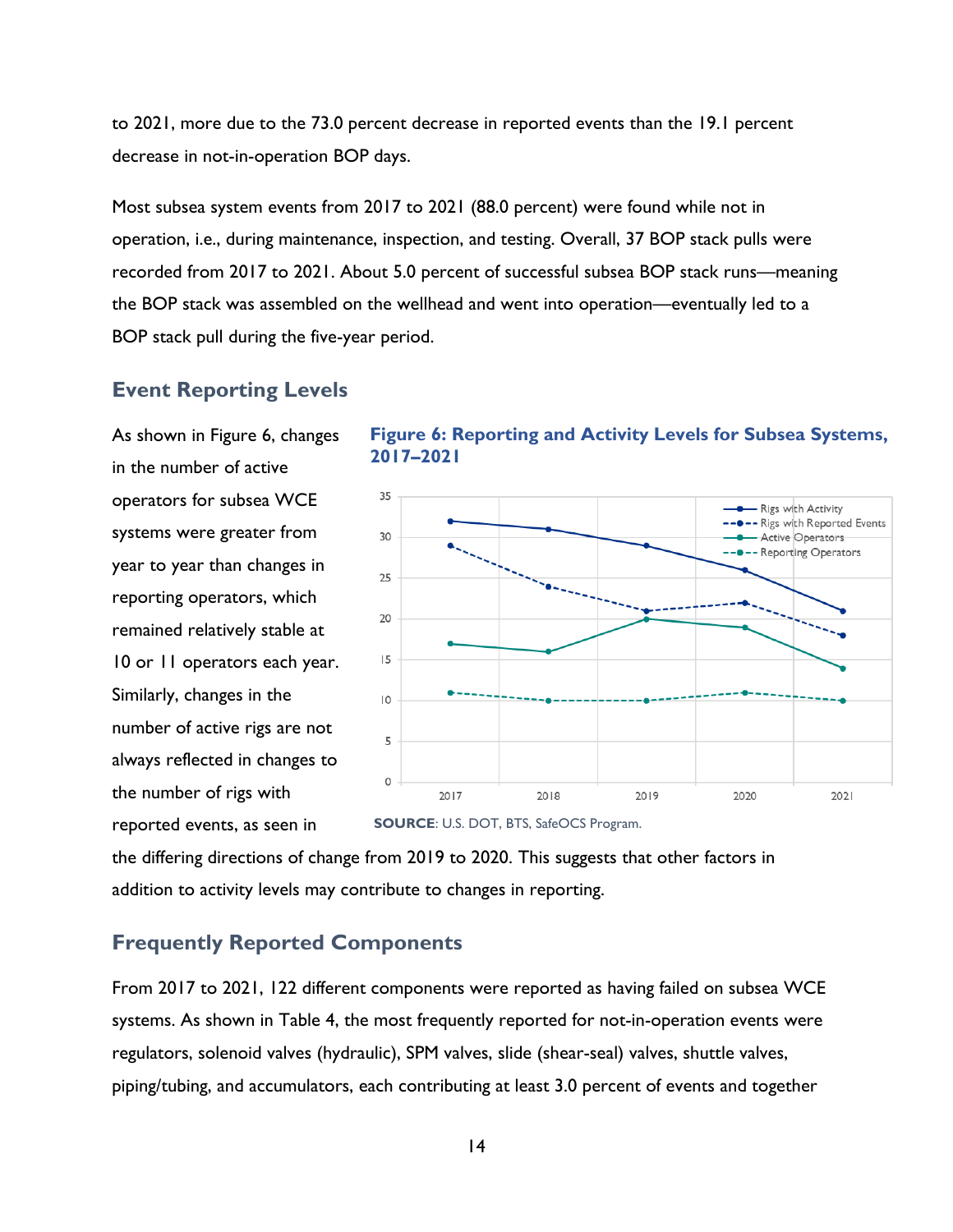to 2021, more due to the 73.0 percent decrease in reported events than the 19.1 percent decrease in not-in-operation BOP days.

Most subsea system events from 2017 to 2021 (88.0 percent) were found while not in operation, i.e., during maintenance, inspection, and testing. Overall, 37 BOP stack pulls were recorded from 2017 to 2021. About 5.0 percent of successful subsea BOP stack runs—meaning the BOP stack was assembled on the wellhead and went into operation—eventually led to a BOP stack pull during the five-year period.

## Event Reporting Levels

As shown in Figure 6, changes in the number of active operators for subsea WCE systems were greater from year to year than changes in reporting operators, which remained relatively stable at 10 or 11 operators each year. Similarly, changes in the number of active rigs are not always reflected in changes to the number of rigs with reported events, as seen in the differing directions of change from 2019 to 2020. This suggests that other factors in addition to activity levels may contribute to changes in reporting.

**Figure 6: Reporting and Activity Levels for Subsea Systems, 2017–2021**

| Year | Rigs with Activity | Rigs with Reported Events | Active Operators | Reporting Operators |
|---|---|---|---|---|
| 2017 | 32 | 29 | 17 | 11 |
| 2018 | 31 | 24 | 16 | 10 |
| 2019 | 29 | 21 | 20 | 10 |
| 2020 | 26 | 22 | 19 | 11 |
| 2021 | 21 | 18 | 14 | 10 |

**SOURCE**: U.S. DOT, BTS, SafeOCS Program.

## Frequently Reported Components

From 2017 to 2021, 122 different components were reported as having failed on subsea WCE systems. As shown in Table 4, the most frequently reported for not-in-operation events were regulators, solenoid valves (hydraulic), SPM valves, slide (shear-seal) valves, shuttle valves, piping/tubing, and accumulators, each contributing at least 3.0 percent of events and together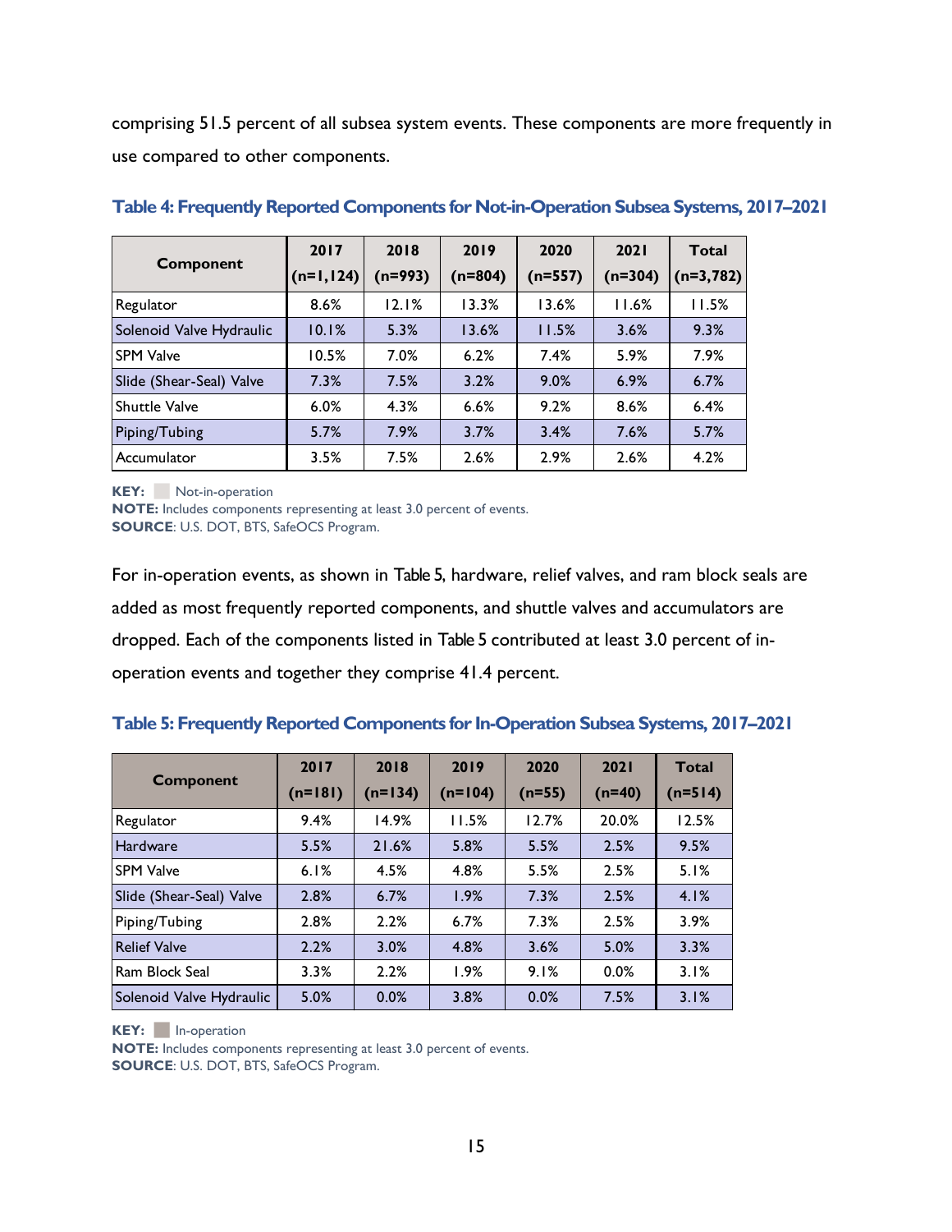comprising 51.5 percent of all subsea system events. These components are more frequently in use compared to other components.

**Table 4: Frequently Reported Components for Not-in-Operation Subsea Systems, 2017–2021**

| Component | 2017 (n=1,124) | 2018 (n=993) | 2019 (n=804) | 2020 (n=557) | 2021 (n=304) | Total (n=3,782) |
|---|---|---|---|---|---|---|
| Regulator | 8.6% | 12.1% | 13.3% | 13.6% | 11.6% | 11.5% |
| Solenoid Valve Hydraulic | 10.1% | 5.3% | 13.6% | 11.5% | 3.6% | 9.3% |
| SPM Valve | 10.5% | 7.0% | 6.2% | 7.4% | 5.9% | 7.9% |
| Slide (Shear-Seal) Valve | 7.3% | 7.5% | 3.2% | 9.0% | 6.9% | 6.7% |
| Shuttle Valve | 6.0% | 4.3% | 6.6% | 9.2% | 8.6% | 6.4% |
| Piping/Tubing | 5.7% | 7.9% | 3.7% | 3.4% | 7.6% | 5.7% |
| Accumulator | 3.5% | 7.5% | 2.6% | 2.9% | 2.6% | 4.2% |

**KEY:** Not-in-operation
**NOTE:** Includes components representing at least 3.0 percent of events.
**SOURCE**: U.S. DOT, BTS, SafeOCS Program.

For in-operation events, as shown in Table 5, hardware, relief valves, and ram block seals are added as most frequently reported components, and shuttle valves and accumulators are dropped. Each of the components listed in Table 5 contributed at least 3.0 percent of in-operation events and together they comprise 41.4 percent.

**Table 5: Frequently Reported Components for In-Operation Subsea Systems, 2017–2021**

| Component | 2017 (n=181) | 2018 (n=134) | 2019 (n=104) | 2020 (n=55) | 2021 (n=40) | Total (n=514) |
|---|---|---|---|---|---|---|
| Regulator | 9.4% | 14.9% | 11.5% | 12.7% | 20.0% | 12.5% |
| Hardware | 5.5% | 21.6% | 5.8% | 5.5% | 2.5% | 9.5% |
| SPM Valve | 6.1% | 4.5% | 4.8% | 5.5% | 2.5% | 5.1% |
| Slide (Shear-Seal) Valve | 2.8% | 6.7% | 1.9% | 7.3% | 2.5% | 4.1% |
| Piping/Tubing | 2.8% | 2.2% | 6.7% | 7.3% | 2.5% | 3.9% |
| Relief Valve | 2.2% | 3.0% | 4.8% | 3.6% | 5.0% | 3.3% |
| Ram Block Seal | 3.3% | 2.2% | 1.9% | 9.1% | 0.0% | 3.1% |
| Solenoid Valve Hydraulic | 5.0% | 0.0% | 3.8% | 0.0% | 7.5% | 3.1% |

**KEY:** In-operation
**NOTE:** Includes components representing at least 3.0 percent of events.
**SOURCE**: U.S. DOT, BTS, SafeOCS Program.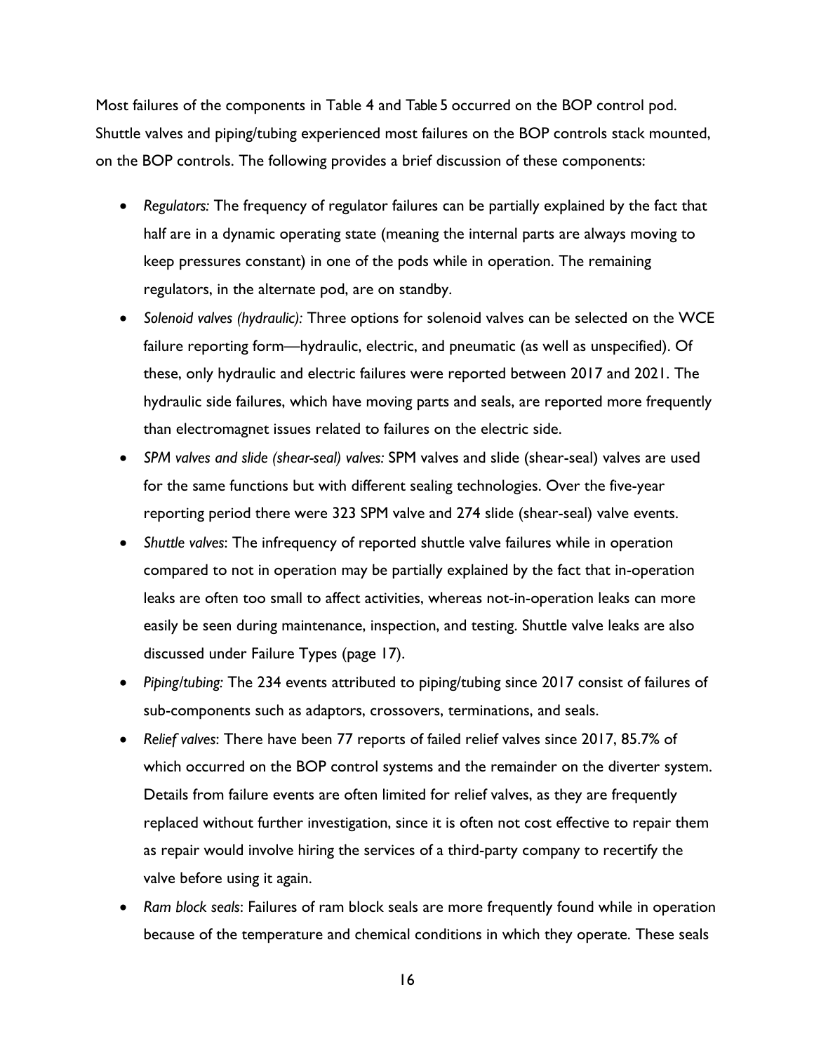Most failures of the components in Table 4 and Table 5 occurred on the BOP control pod. Shuttle valves and piping/tubing experienced most failures on the BOP controls stack mounted, on the BOP controls. The following provides a brief discussion of these components:

- *Regulators:* The frequency of regulator failures can be partially explained by the fact that half are in a dynamic operating state (meaning the internal parts are always moving to keep pressures constant) in one of the pods while in operation. The remaining regulators, in the alternate pod, are on standby.
- *Solenoid valves (hydraulic):* Three options for solenoid valves can be selected on the WCE failure reporting form—hydraulic, electric, and pneumatic (as well as unspecified). Of these, only hydraulic and electric failures were reported between 2017 and 2021. The hydraulic side failures, which have moving parts and seals, are reported more frequently than electromagnet issues related to failures on the electric side.
- *SPM valves and slide (shear-seal) valves:* SPM valves and slide (shear-seal) valves are used for the same functions but with different sealing technologies. Over the five-year reporting period there were 323 SPM valve and 274 slide (shear-seal) valve events.
- *Shuttle valves*: The infrequency of reported shuttle valve failures while in operation compared to not in operation may be partially explained by the fact that in-operation leaks are often too small to affect activities, whereas not-in-operation leaks can more easily be seen during maintenance, inspection, and testing. Shuttle valve leaks are also discussed under Failure Types (page 17).
- *Piping/tubing:* The 234 events attributed to piping/tubing since 2017 consist of failures of sub-components such as adaptors, crossovers, terminations, and seals.
- *Relief valves*: There have been 77 reports of failed relief valves since 2017, 85.7% of which occurred on the BOP control systems and the remainder on the diverter system. Details from failure events are often limited for relief valves, as they are frequently replaced without further investigation, since it is often not cost effective to repair them as repair would involve hiring the services of a third-party company to recertify the valve before using it again.
- *Ram block seals*: Failures of ram block seals are more frequently found while in operation because of the temperature and chemical conditions in which they operate. These seals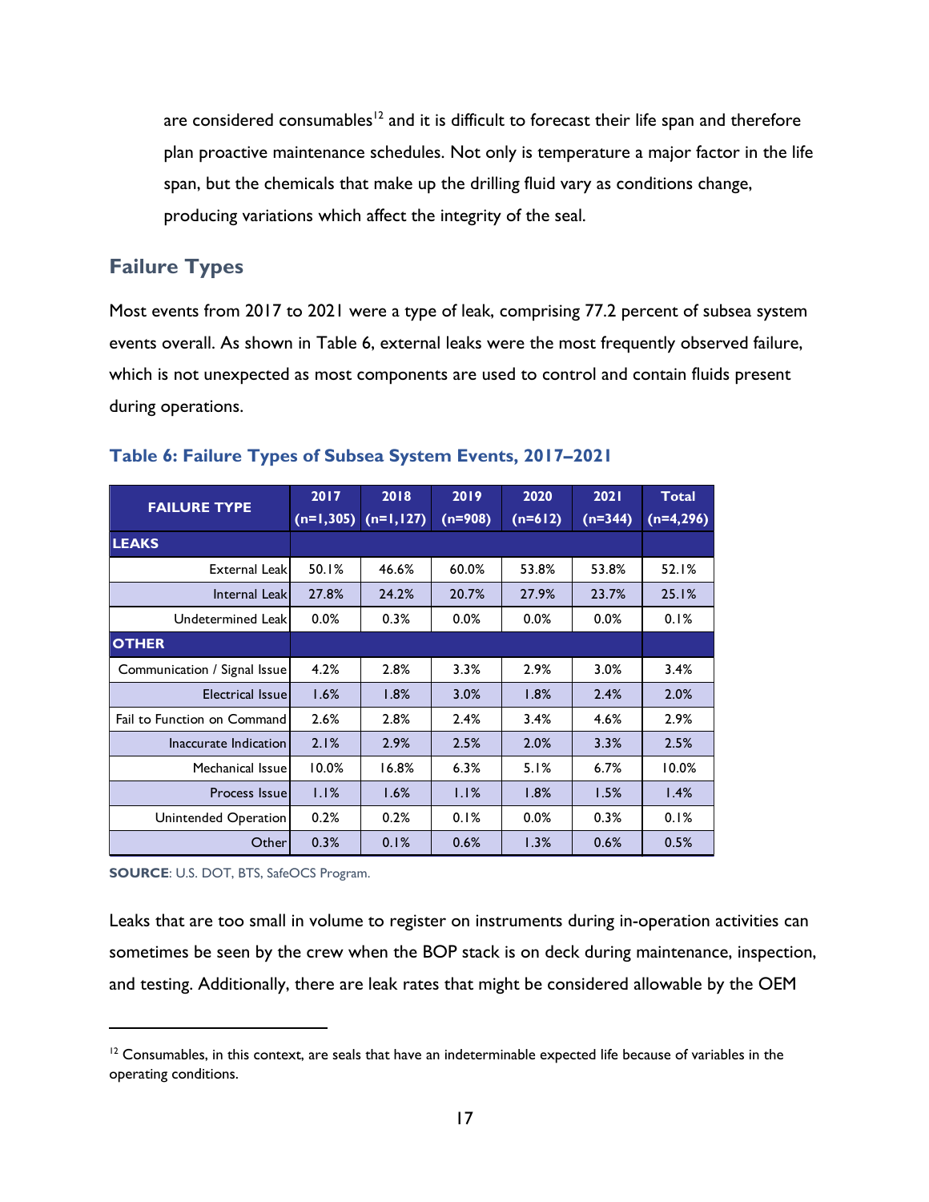are considered consumables[12] and it is difficult to forecast their life span and therefore plan proactive maintenance schedules. Not only is temperature a major factor in the life span, but the chemicals that make up the drilling fluid vary as conditions change, producing variations which affect the integrity of the seal.

## Failure Types

Most events from 2017 to 2021 were a type of leak, comprising 77.2 percent of subsea system events overall. As shown in Table 6, external leaks were the most frequently observed failure, which is not unexpected as most components are used to control and contain fluids present during operations.

### Table 6: Failure Types of Subsea System Events, 2017–2021

| FAILURE TYPE | 2017 (n=1,305) | 2018 (n=1,127) | 2019 (n=908) | 2020 (n=612) | 2021 (n=344) | Total (n=4,296) |
|---|---|---|---|---|---|---|
| **LEAKS** | | | | | | |
| External Leak | 50.1% | 46.6% | 60.0% | 53.8% | 53.8% | 52.1% |
| Internal Leak | 27.8% | 24.2% | 20.7% | 27.9% | 23.7% | 25.1% |
| Undetermined Leak | 0.0% | 0.3% | 0.0% | 0.0% | 0.0% | 0.1% |
| **OTHER** | | | | | | |
| Communication / Signal Issue | 4.2% | 2.8% | 3.3% | 2.9% | 3.0% | 3.4% |
| Electrical Issue | 1.6% | 1.8% | 3.0% | 1.8% | 2.4% | 2.0% |
| Fail to Function on Command | 2.6% | 2.8% | 2.4% | 3.4% | 4.6% | 2.9% |
| Inaccurate Indication | 2.1% | 2.9% | 2.5% | 2.0% | 3.3% | 2.5% |
| Mechanical Issue | 10.0% | 16.8% | 6.3% | 5.1% | 6.7% | 10.0% |
| Process Issue | 1.1% | 1.6% | 1.1% | 1.8% | 1.5% | 1.4% |
| Unintended Operation | 0.2% | 0.2% | 0.1% | 0.0% | 0.3% | 0.1% |
| Other | 0.3% | 0.1% | 0.6% | 1.3% | 0.6% | 0.5% |

**SOURCE**: U.S. DOT, BTS, SafeOCS Program.

Leaks that are too small in volume to register on instruments during in-operation activities can sometimes be seen by the crew when the BOP stack is on deck during maintenance, inspection, and testing. Additionally, there are leak rates that might be considered allowable by the OEM

[12] Consumables, in this context, are seals that have an indeterminable expected life because of variables in the operating conditions.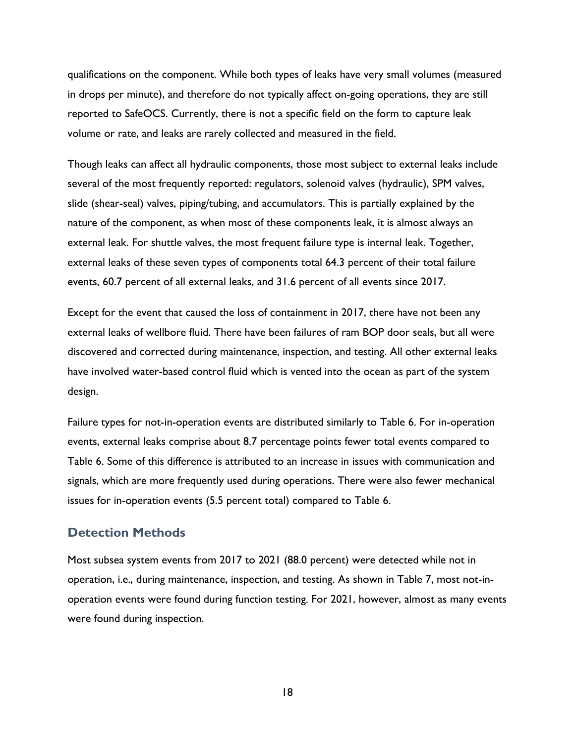qualifications on the component. While both types of leaks have very small volumes (measured in drops per minute), and therefore do not typically affect on-going operations, they are still reported to SafeOCS. Currently, there is not a specific field on the form to capture leak volume or rate, and leaks are rarely collected and measured in the field.

Though leaks can affect all hydraulic components, those most subject to external leaks include several of the most frequently reported: regulators, solenoid valves (hydraulic), SPM valves, slide (shear-seal) valves, piping/tubing, and accumulators. This is partially explained by the nature of the component, as when most of these components leak, it is almost always an external leak. For shuttle valves, the most frequent failure type is internal leak. Together, external leaks of these seven types of components total 64.3 percent of their total failure events, 60.7 percent of all external leaks, and 31.6 percent of all events since 2017.

Except for the event that caused the loss of containment in 2017, there have not been any external leaks of wellbore fluid. There have been failures of ram BOP door seals, but all were discovered and corrected during maintenance, inspection, and testing. All other external leaks have involved water-based control fluid which is vented into the ocean as part of the system design.

Failure types for not-in-operation events are distributed similarly to Table 6. For in-operation events, external leaks comprise about 8.7 percentage points fewer total events compared to Table 6. Some of this difference is attributed to an increase in issues with communication and signals, which are more frequently used during operations. There were also fewer mechanical issues for in-operation events (5.5 percent total) compared to Table 6.

## Detection Methods

Most subsea system events from 2017 to 2021 (88.0 percent) were detected while not in operation, i.e., during maintenance, inspection, and testing. As shown in Table 7, most not-in-operation events were found during function testing. For 2021, however, almost as many events were found during inspection.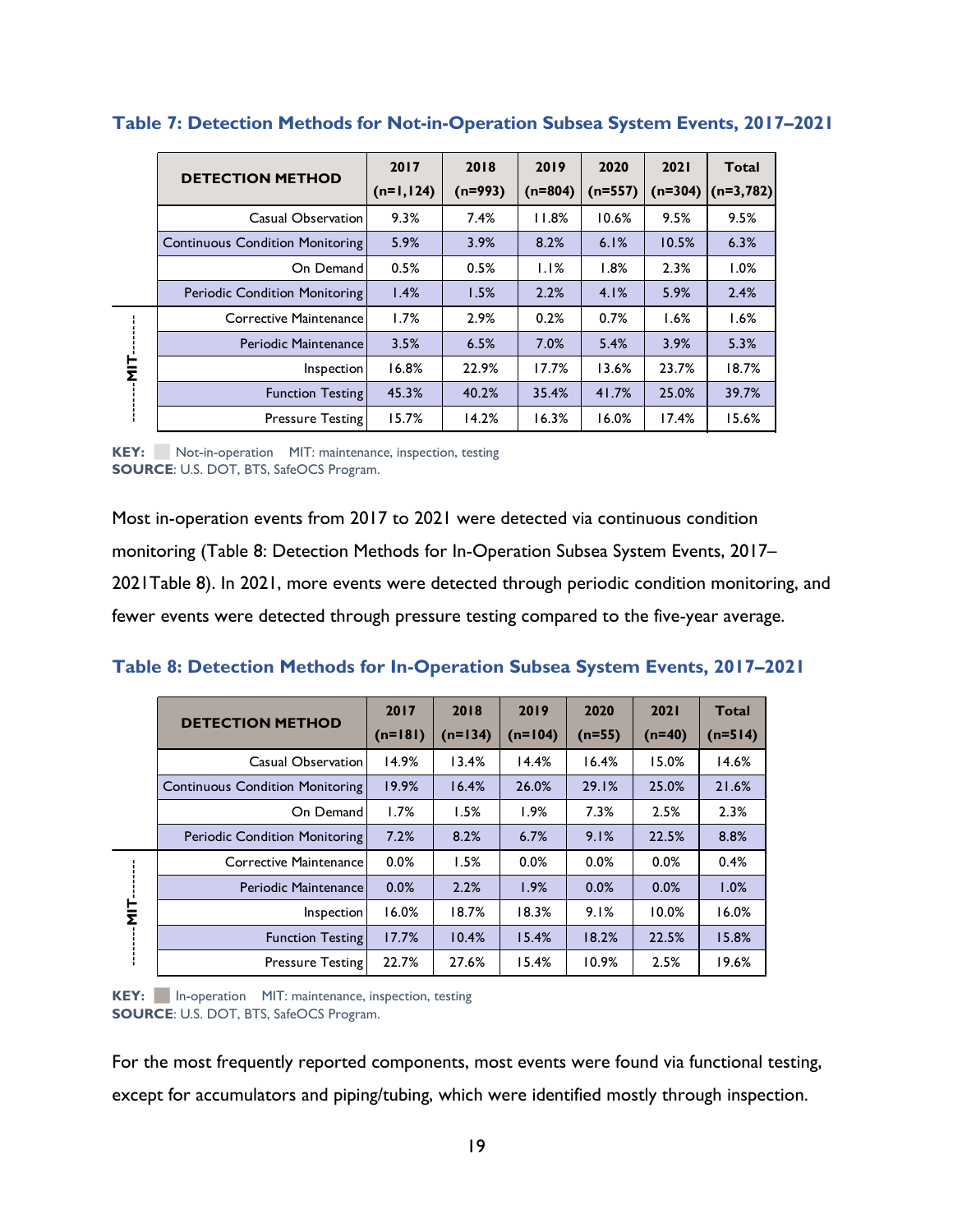### Table 7: Detection Methods for Not-in-Operation Subsea System Events, 2017–2021

| | DETECTION METHOD | 2017 (n=1,124) | 2018 (n=993) | 2019 (n=804) | 2020 (n=557) | 2021 (n=304) | Total (n=3,782) |
|---|---|---|---|---|---|---|---|
| | Casual Observation | 9.3% | 7.4% | 11.8% | 10.6% | 9.5% | 9.5% |
| | Continuous Condition Monitoring | 5.9% | 3.9% | 8.2% | 6.1% | 10.5% | 6.3% |
| | On Demand | 0.5% | 0.5% | 1.1% | 1.8% | 2.3% | 1.0% |
| | Periodic Condition Monitoring | 1.4% | 1.5% | 2.2% | 4.1% | 5.9% | 2.4% |
| MIT | Corrective Maintenance | 1.7% | 2.9% | 0.2% | 0.7% | 1.6% | 1.6% |
| MIT | Periodic Maintenance | 3.5% | 6.5% | 7.0% | 5.4% | 3.9% | 5.3% |
| MIT | Inspection | 16.8% | 22.9% | 17.7% | 13.6% | 23.7% | 18.7% |
| MIT | Function Testing | 45.3% | 40.2% | 35.4% | 41.7% | 25.0% | 39.7% |
| MIT | Pressure Testing | 15.7% | 14.2% | 16.3% | 16.0% | 17.4% | 15.6% |

**KEY:** Not-in-operation MIT: maintenance, inspection, testing
**SOURCE**: U.S. DOT, BTS, SafeOCS Program.

Most in-operation events from 2017 to 2021 were detected via continuous condition monitoring (Table 8: Detection Methods for In-Operation Subsea System Events, 2017–2021Table 8). In 2021, more events were detected through periodic condition monitoring, and fewer events were detected through pressure testing compared to the five-year average.

### Table 8: Detection Methods for In-Operation Subsea System Events, 2017–2021

| | DETECTION METHOD | 2017 (n=181) | 2018 (n=134) | 2019 (n=104) | 2020 (n=55) | 2021 (n=40) | Total (n=514) |
|---|---|---|---|---|---|---|---|
| | Casual Observation | 14.9% | 13.4% | 14.4% | 16.4% | 15.0% | 14.6% |
| | Continuous Condition Monitoring | 19.9% | 16.4% | 26.0% | 29.1% | 25.0% | 21.6% |
| | On Demand | 1.7% | 1.5% | 1.9% | 7.3% | 2.5% | 2.3% |
| | Periodic Condition Monitoring | 7.2% | 8.2% | 6.7% | 9.1% | 22.5% | 8.8% |
| MIT | Corrective Maintenance | 0.0% | 1.5% | 0.0% | 0.0% | 0.0% | 0.4% |
| MIT | Periodic Maintenance | 0.0% | 2.2% | 1.9% | 0.0% | 0.0% | 1.0% |
| MIT | Inspection | 16.0% | 18.7% | 18.3% | 9.1% | 10.0% | 16.0% |
| MIT | Function Testing | 17.7% | 10.4% | 15.4% | 18.2% | 22.5% | 15.8% |
| MIT | Pressure Testing | 22.7% | 27.6% | 15.4% | 10.9% | 2.5% | 19.6% |

**KEY:** In-operation MIT: maintenance, inspection, testing
**SOURCE**: U.S. DOT, BTS, SafeOCS Program.

For the most frequently reported components, most events were found via functional testing, except for accumulators and piping/tubing, which were identified mostly through inspection.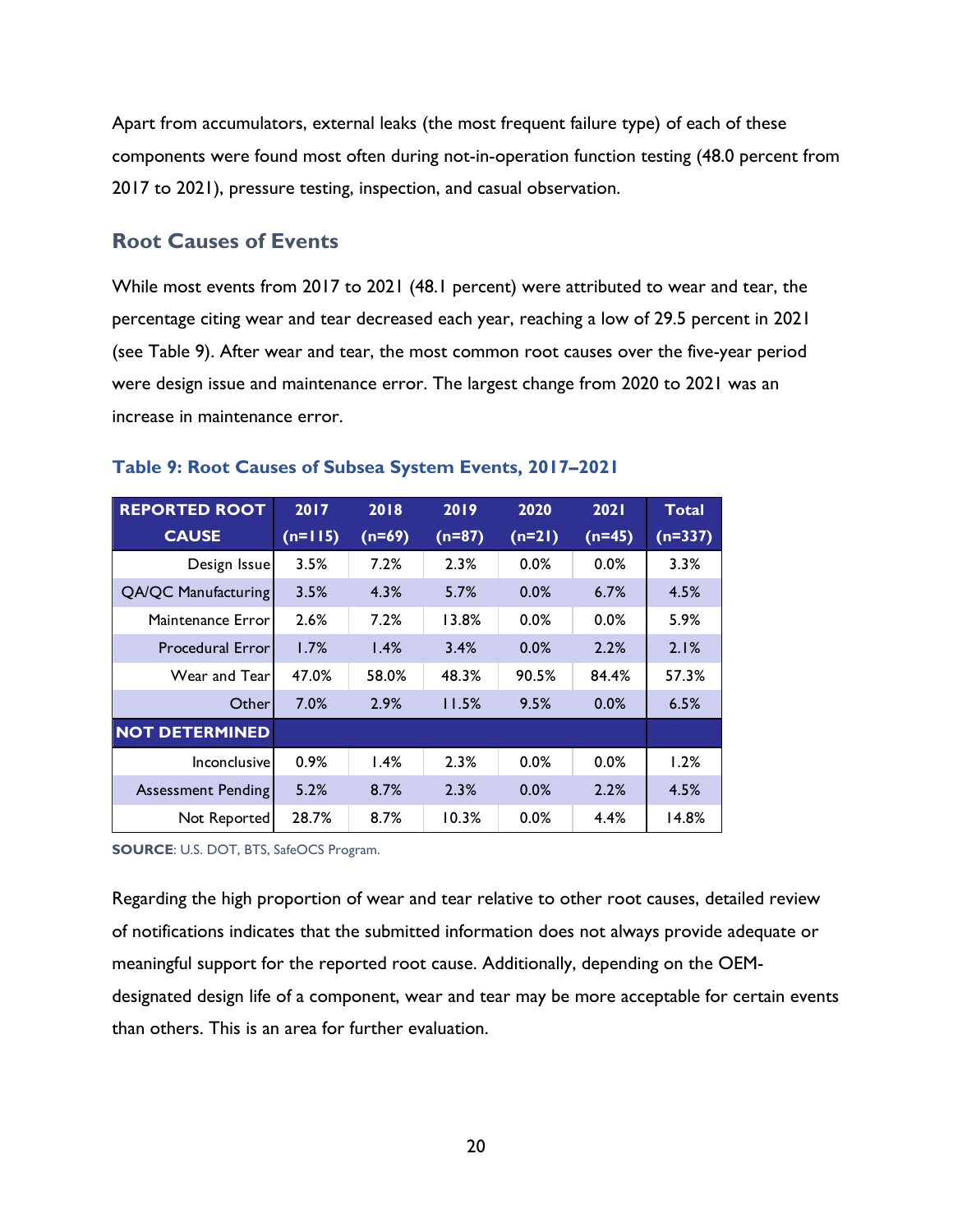Apart from accumulators, external leaks (the most frequent failure type) of each of these components were found most often during not-in-operation function testing (48.0 percent from 2017 to 2021), pressure testing, inspection, and casual observation.

## Root Causes of Events

While most events from 2017 to 2021 (48.1 percent) were attributed to wear and tear, the percentage citing wear and tear decreased each year, reaching a low of 29.5 percent in 2021 (see Table 9). After wear and tear, the most common root causes over the five-year period were design issue and maintenance error. The largest change from 2020 to 2021 was an increase in maintenance error.

### Table 9: Root Causes of Subsea System Events, 2017–2021

| REPORTED ROOT CAUSE | 2017 (n=115) | 2018 (n=69) | 2019 (n=87) | 2020 (n=21) | 2021 (n=45) | Total (n=337) |
|---|---|---|---|---|---|---|
| Design Issue | 3.5% | 7.2% | 2.3% | 0.0% | 0.0% | 3.3% |
| QA/QC Manufacturing | 3.5% | 4.3% | 5.7% | 0.0% | 6.7% | 4.5% |
| Maintenance Error | 2.6% | 7.2% | 13.8% | 0.0% | 0.0% | 5.9% |
| Procedural Error | 1.7% | 1.4% | 3.4% | 0.0% | 2.2% | 2.1% |
| Wear and Tear | 47.0% | 58.0% | 48.3% | 90.5% | 84.4% | 57.3% |
| Other | 7.0% | 2.9% | 11.5% | 9.5% | 0.0% | 6.5% |
| **NOT DETERMINED** | | | | | | |
| Inconclusive | 0.9% | 1.4% | 2.3% | 0.0% | 0.0% | 1.2% |
| Assessment Pending | 5.2% | 8.7% | 2.3% | 0.0% | 2.2% | 4.5% |
| Not Reported | 28.7% | 8.7% | 10.3% | 0.0% | 4.4% | 14.8% |

**SOURCE**: U.S. DOT, BTS, SafeOCS Program.

Regarding the high proportion of wear and tear relative to other root causes, detailed review of notifications indicates that the submitted information does not always provide adequate or meaningful support for the reported root cause. Additionally, depending on the OEM-designated design life of a component, wear and tear may be more acceptable for certain events than others. This is an area for further evaluation.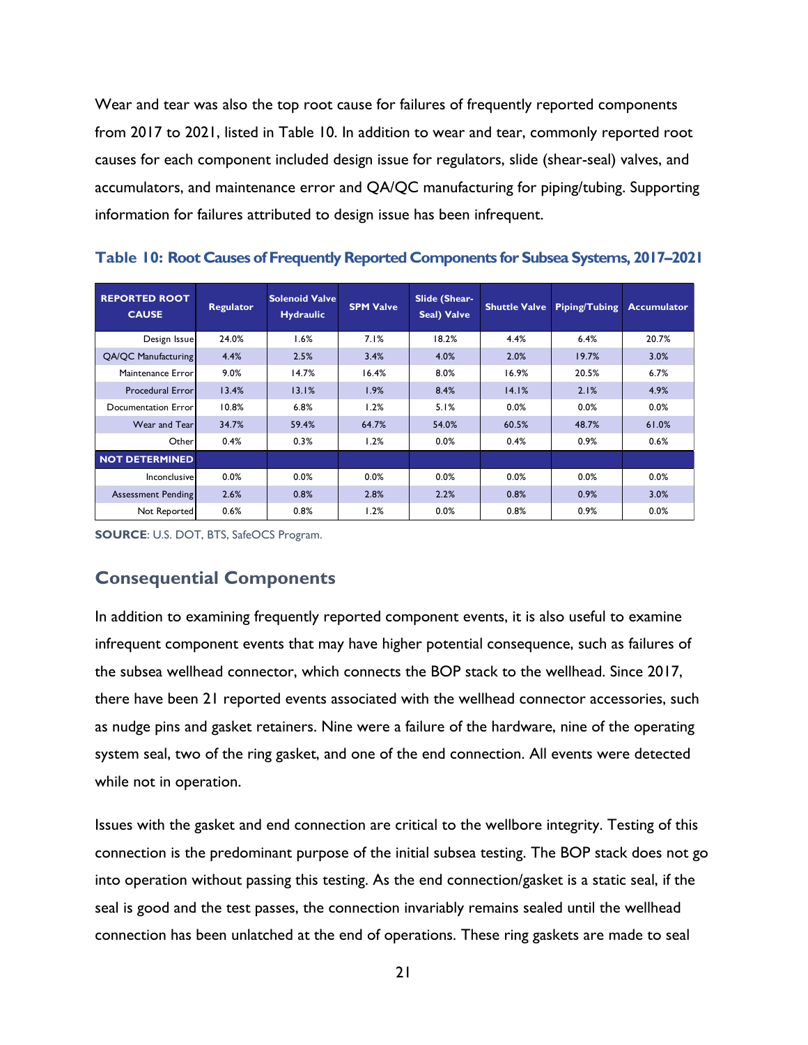Wear and tear was also the top root cause for failures of frequently reported components from 2017 to 2021, listed in Table 10. In addition to wear and tear, commonly reported root causes for each component included design issue for regulators, slide (shear-seal) valves, and accumulators, and maintenance error and QA/QC manufacturing for piping/tubing. Supporting information for failures attributed to design issue has been infrequent.

**Table 10: Root Causes of Frequently Reported Components for Subsea Systems, 2017–2021**

| REPORTED ROOT CAUSE | Regulator | Solenoid Valve Hydraulic | SPM Valve | Slide (Shear-Seal) Valve | Shuttle Valve | Piping/Tubing | Accumulator |
|---|---|---|---|---|---|---|---|
| Design Issue | 24.0% | 1.6% | 7.1% | 18.2% | 4.4% | 6.4% | 20.7% |
| QA/QC Manufacturing | 4.4% | 2.5% | 3.4% | 4.0% | 2.0% | 19.7% | 3.0% |
| Maintenance Error | 9.0% | 14.7% | 16.4% | 8.0% | 16.9% | 20.5% | 6.7% |
| Procedural Error | 13.4% | 13.1% | 1.9% | 8.4% | 14.1% | 2.1% | 4.9% |
| Documentation Error | 10.8% | 6.8% | 1.2% | 5.1% | 0.0% | 0.0% | 0.0% |
| Wear and Tear | 34.7% | 59.4% | 64.7% | 54.0% | 60.5% | 48.7% | 61.0% |
| Other | 0.4% | 0.3% | 1.2% | 0.0% | 0.4% | 0.9% | 0.6% |
| **NOT DETERMINED** | | | | | | | |
| Inconclusive | 0.0% | 0.0% | 0.0% | 0.0% | 0.0% | 0.0% | 0.0% |
| Assessment Pending | 2.6% | 0.8% | 2.8% | 2.2% | 0.8% | 0.9% | 3.0% |
| Not Reported | 0.6% | 0.8% | 1.2% | 0.0% | 0.8% | 0.9% | 0.0% |

**SOURCE**: U.S. DOT, BTS, SafeOCS Program.

## Consequential Components

In addition to examining frequently reported component events, it is also useful to examine infrequent component events that may have higher potential consequence, such as failures of the subsea wellhead connector, which connects the BOP stack to the wellhead. Since 2017, there have been 21 reported events associated with the wellhead connector accessories, such as nudge pins and gasket retainers. Nine were a failure of the hardware, nine of the operating system seal, two of the ring gasket, and one of the end connection. All events were detected while not in operation.

Issues with the gasket and end connection are critical to the wellbore integrity. Testing of this connection is the predominant purpose of the initial subsea testing. The BOP stack does not go into operation without passing this testing. As the end connection/gasket is a static seal, if the seal is good and the test passes, the connection invariably remains sealed until the wellhead connection has been unlatched at the end of operations. These ring gaskets are made to seal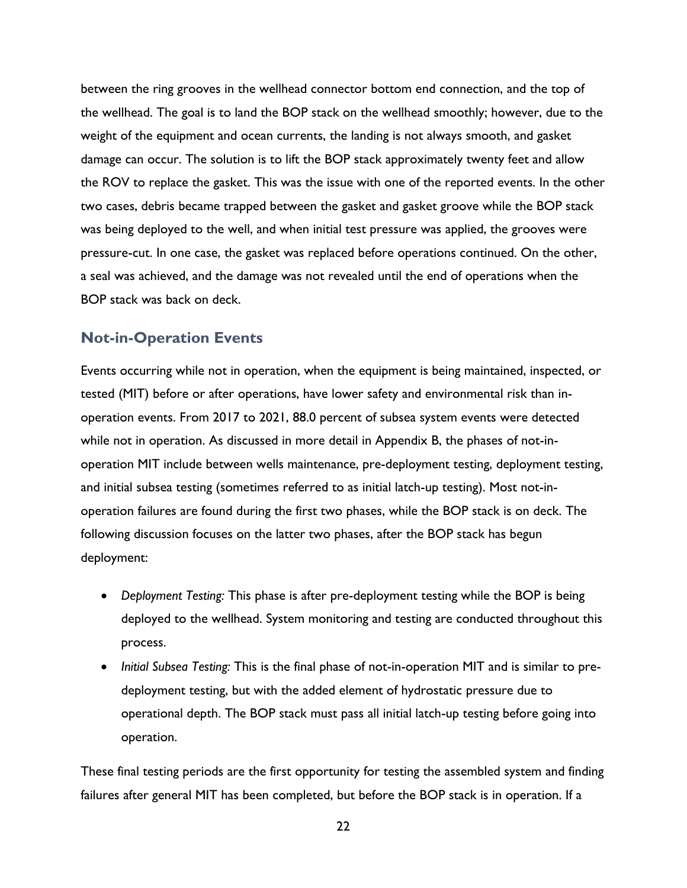between the ring grooves in the wellhead connector bottom end connection, and the top of the wellhead. The goal is to land the BOP stack on the wellhead smoothly; however, due to the weight of the equipment and ocean currents, the landing is not always smooth, and gasket damage can occur. The solution is to lift the BOP stack approximately twenty feet and allow the ROV to replace the gasket. This was the issue with one of the reported events. In the other two cases, debris became trapped between the gasket and gasket groove while the BOP stack was being deployed to the well, and when initial test pressure was applied, the grooves were pressure-cut. In one case, the gasket was replaced before operations continued. On the other, a seal was achieved, and the damage was not revealed until the end of operations when the BOP stack was back on deck.

## Not-in-Operation Events

Events occurring while not in operation, when the equipment is being maintained, inspected, or tested (MIT) before or after operations, have lower safety and environmental risk than in-operation events. From 2017 to 2021, 88.0 percent of subsea system events were detected while not in operation. As discussed in more detail in Appendix B, the phases of not-in-operation MIT include between wells maintenance, pre-deployment testing, deployment testing, and initial subsea testing (sometimes referred to as initial latch-up testing). Most not-in-operation failures are found during the first two phases, while the BOP stack is on deck. The following discussion focuses on the latter two phases, after the BOP stack has begun deployment:

- *Deployment Testing:* This phase is after pre-deployment testing while the BOP is being deployed to the wellhead. System monitoring and testing are conducted throughout this process.
- *Initial Subsea Testing:* This is the final phase of not-in-operation MIT and is similar to pre-deployment testing, but with the added element of hydrostatic pressure due to operational depth. The BOP stack must pass all initial latch-up testing before going into operation.

These final testing periods are the first opportunity for testing the assembled system and finding failures after general MIT has been completed, but before the BOP stack is in operation. If a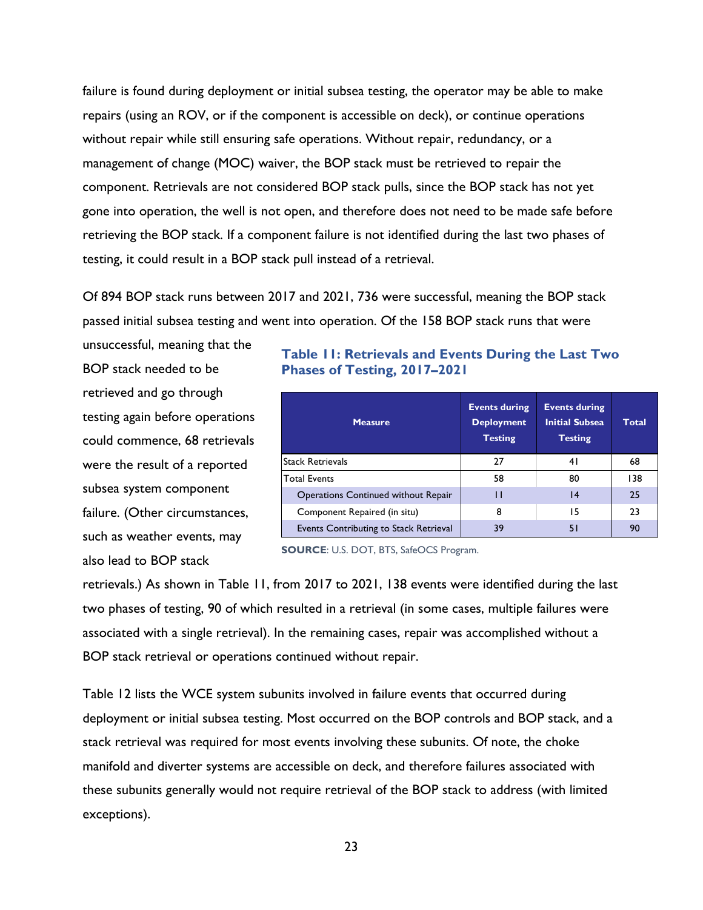failure is found during deployment or initial subsea testing, the operator may be able to make repairs (using an ROV, or if the component is accessible on deck), or continue operations without repair while still ensuring safe operations. Without repair, redundancy, or a management of change (MOC) waiver, the BOP stack must be retrieved to repair the component. Retrievals are not considered BOP stack pulls, since the BOP stack has not yet gone into operation, the well is not open, and therefore does not need to be made safe before retrieving the BOP stack. If a component failure is not identified during the last two phases of testing, it could result in a BOP stack pull instead of a retrieval.

Of 894 BOP stack runs between 2017 and 2021, 736 were successful, meaning the BOP stack passed initial subsea testing and went into operation. Of the 158 BOP stack runs that were unsuccessful, meaning that the BOP stack needed to be retrieved and go through testing again before operations could commence, 68 retrievals were the result of a reported subsea system component failure. (Other circumstances, such as weather events, may also lead to BOP stack retrievals.) As shown in Table 11, from 2017 to 2021, 138 events were identified during the last two phases of testing, 90 of which resulted in a retrieval (in some cases, multiple failures were associated with a single retrieval). In the remaining cases, repair was accomplished without a BOP stack retrieval or operations continued without repair.

**Table 11: Retrievals and Events During the Last Two Phases of Testing, 2017–2021**

| Measure | Events during Deployment Testing | Events during Initial Subsea Testing | Total |
|---|---|---|---|
| Stack Retrievals | 27 | 41 | 68 |
| Total Events | 58 | 80 | 138 |
| Operations Continued without Repair | 11 | 14 | 25 |
| Component Repaired (in situ) | 8 | 15 | 23 |
| Events Contributing to Stack Retrieval | 39 | 51 | 90 |

**SOURCE**: U.S. DOT, BTS, SafeOCS Program.

Table 12 lists the WCE system subunits involved in failure events that occurred during deployment or initial subsea testing. Most occurred on the BOP controls and BOP stack, and a stack retrieval was required for most events involving these subunits. Of note, the choke manifold and diverter systems are accessible on deck, and therefore failures associated with these subunits generally would not require retrieval of the BOP stack to address (with limited exceptions).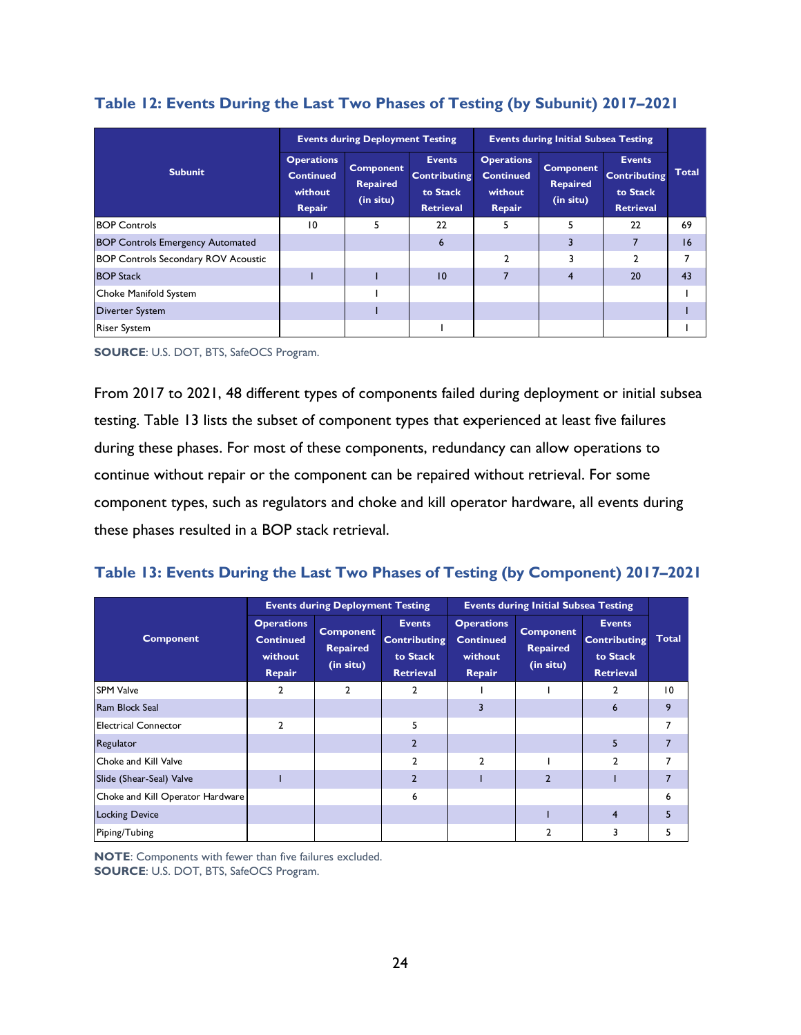### Table 12: Events During the Last Two Phases of Testing (by Subunit) 2017–2021

| Subunit | Events during Deployment Testing | | | Events during Initial Subsea Testing | | | Total |
|---|---|---|---|---|---|---|---|
| | Operations Continued without Repair | Component Repaired (in situ) | Events Contributing to Stack Retrieval | Operations Continued without Repair | Component Repaired (in situ) | Events Contributing to Stack Retrieval | |
| BOP Controls | 10 | 5 | 22 | 5 | 5 | 22 | 69 |
| BOP Controls Emergency Automated | | | 6 | | 3 | 7 | 16 |
| BOP Controls Secondary ROV Acoustic | | | | 2 | 3 | 2 | 7 |
| BOP Stack | 1 | 1 | 10 | 7 | 4 | 20 | 43 |
| Choke Manifold System | | 1 | | | | | 1 |
| Diverter System | | 1 | | | | | 1 |
| Riser System | | | 1 | | | | 1 |

**SOURCE**: U.S. DOT, BTS, SafeOCS Program.

From 2017 to 2021, 48 different types of components failed during deployment or initial subsea testing. Table 13 lists the subset of component types that experienced at least five failures during these phases. For most of these components, redundancy can allow operations to continue without repair or the component can be repaired without retrieval. For some component types, such as regulators and choke and kill operator hardware, all events during these phases resulted in a BOP stack retrieval.

### Table 13: Events During the Last Two Phases of Testing (by Component) 2017–2021

| Component | Events during Deployment Testing | | | Events during Initial Subsea Testing | | | Total |
|---|---|---|---|---|---|---|---|
| | Operations Continued without Repair | Component Repaired (in situ) | Events Contributing to Stack Retrieval | Operations Continued without Repair | Component Repaired (in situ) | Events Contributing to Stack Retrieval | |
| SPM Valve | 2 | 2 | 2 | 1 | 1 | 2 | 10 |
| Ram Block Seal | | | | 3 | | 6 | 9 |
| Electrical Connector | 2 | | 5 | | | | 7 |
| Regulator | | | 2 | | | 5 | 7 |
| Choke and Kill Valve | | | 2 | 2 | 1 | 2 | 7 |
| Slide (Shear-Seal) Valve | 1 | | 2 | 1 | 2 | 1 | 7 |
| Choke and Kill Operator Hardware | | | 6 | | | | 6 |
| Locking Device | | | | | 1 | 4 | 5 |
| Piping/Tubing | | | | | 2 | 3 | 5 |

**NOTE**: Components with fewer than five failures excluded.
**SOURCE**: U.S. DOT, BTS, SafeOCS Program.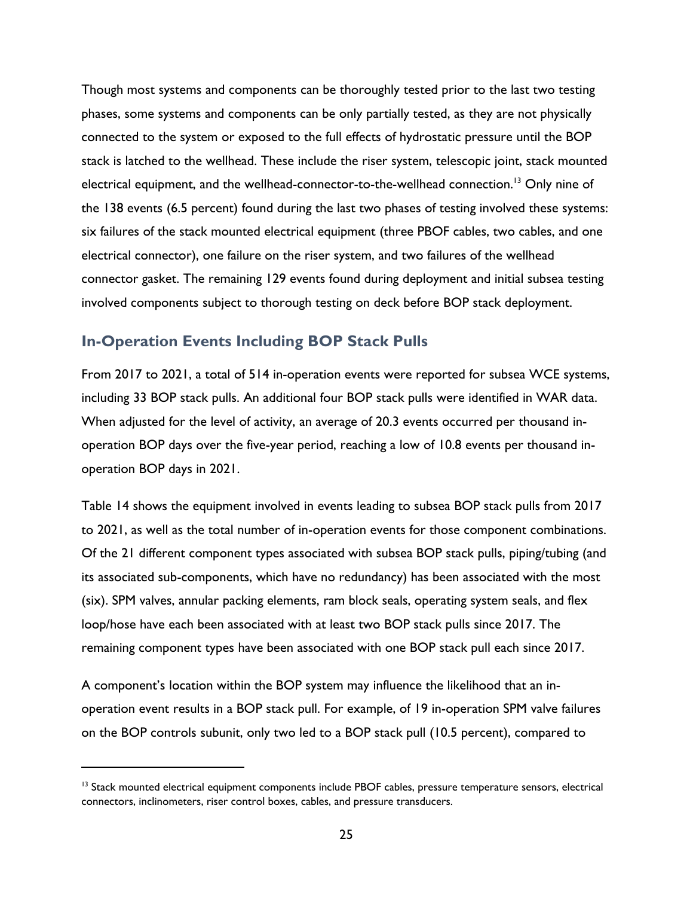Though most systems and components can be thoroughly tested prior to the last two testing phases, some systems and components can be only partially tested, as they are not physically connected to the system or exposed to the full effects of hydrostatic pressure until the BOP stack is latched to the wellhead. These include the riser system, telescopic joint, stack mounted electrical equipment, and the wellhead-connector-to-the-wellhead connection.[13] Only nine of the 138 events (6.5 percent) found during the last two phases of testing involved these systems: six failures of the stack mounted electrical equipment (three PBOF cables, two cables, and one electrical connector), one failure on the riser system, and two failures of the wellhead connector gasket. The remaining 129 events found during deployment and initial subsea testing involved components subject to thorough testing on deck before BOP stack deployment.

## In-Operation Events Including BOP Stack Pulls

From 2017 to 2021, a total of 514 in-operation events were reported for subsea WCE systems, including 33 BOP stack pulls. An additional four BOP stack pulls were identified in WAR data. When adjusted for the level of activity, an average of 20.3 events occurred per thousand in-operation BOP days over the five-year period, reaching a low of 10.8 events per thousand in-operation BOP days in 2021.

Table 14 shows the equipment involved in events leading to subsea BOP stack pulls from 2017 to 2021, as well as the total number of in-operation events for those component combinations. Of the 21 different component types associated with subsea BOP stack pulls, piping/tubing (and its associated sub-components, which have no redundancy) has been associated with the most (six). SPM valves, annular packing elements, ram block seals, operating system seals, and flex loop/hose have each been associated with at least two BOP stack pulls since 2017. The remaining component types have been associated with one BOP stack pull each since 2017.

A component's location within the BOP system may influence the likelihood that an in-operation event results in a BOP stack pull. For example, of 19 in-operation SPM valve failures on the BOP controls subunit, only two led to a BOP stack pull (10.5 percent), compared to

[13] Stack mounted electrical equipment components include PBOF cables, pressure temperature sensors, electrical connectors, inclinometers, riser control boxes, cables, and pressure transducers.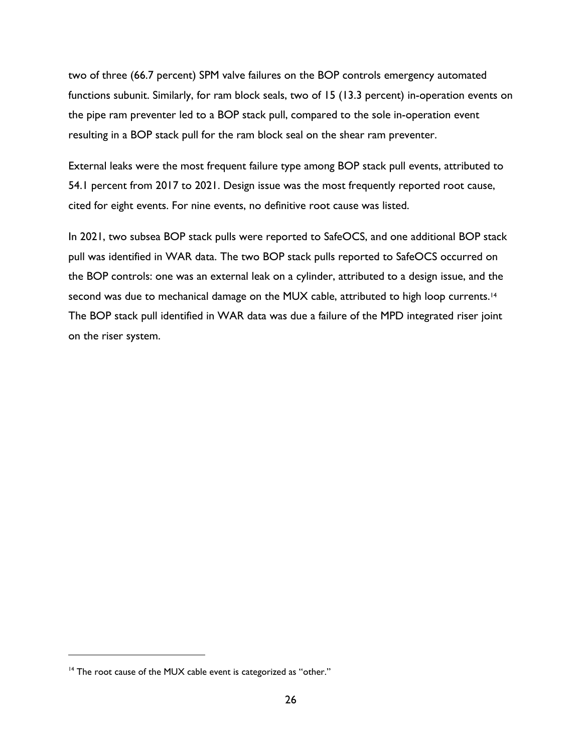two of three (66.7 percent) SPM valve failures on the BOP controls emergency automated functions subunit. Similarly, for ram block seals, two of 15 (13.3 percent) in-operation events on the pipe ram preventer led to a BOP stack pull, compared to the sole in-operation event resulting in a BOP stack pull for the ram block seal on the shear ram preventer.

External leaks were the most frequent failure type among BOP stack pull events, attributed to 54.1 percent from 2017 to 2021. Design issue was the most frequently reported root cause, cited for eight events. For nine events, no definitive root cause was listed.

In 2021, two subsea BOP stack pulls were reported to SafeOCS, and one additional BOP stack pull was identified in WAR data. The two BOP stack pulls reported to SafeOCS occurred on the BOP controls: one was an external leak on a cylinder, attributed to a design issue, and the second was due to mechanical damage on the MUX cable, attributed to high loop currents.[14] The BOP stack pull identified in WAR data was due a failure of the MPD integrated riser joint on the riser system.

[14] The root cause of the MUX cable event is categorized as "other."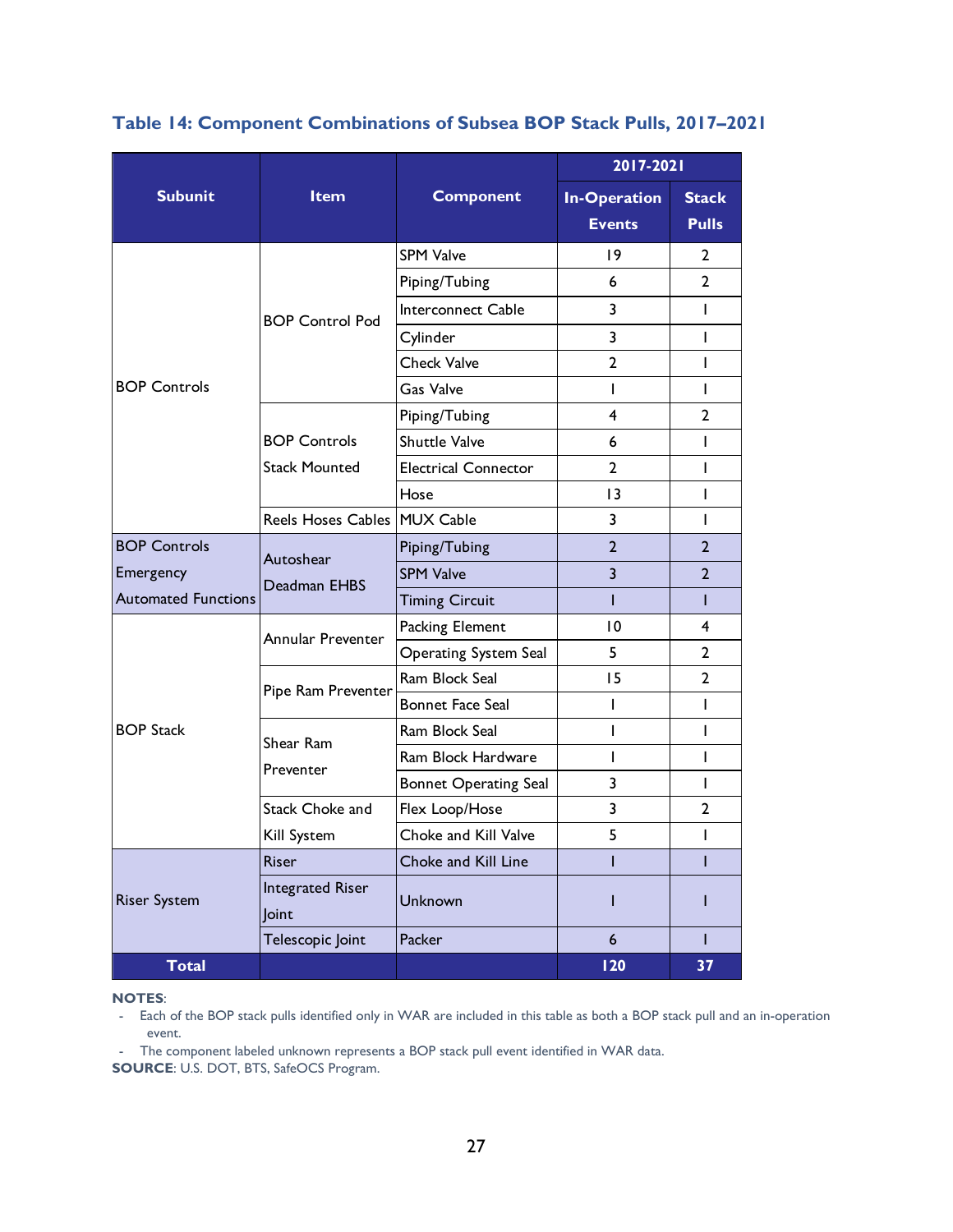### Table 14: Component Combinations of Subsea BOP Stack Pulls, 2017–2021

| Subunit | Item | Component | 2017-2021 | |
|---|---|---|---|---|
| | | | In-Operation Events | Stack Pulls |
| BOP Controls | BOP Control Pod | SPM Valve | 19 | 2 |
| | | Piping/Tubing | 6 | 2 |
| | | Interconnect Cable | 3 | 1 |
| | | Cylinder | 3 | 1 |
| | | Check Valve | 2 | 1 |
| | | Gas Valve | 1 | 1 |
| | BOP Controls Stack Mounted | Piping/Tubing | 4 | 2 |
| | | Shuttle Valve | 6 | 1 |
| | | Electrical Connector | 2 | 1 |
| | | Hose | 13 | 1 |
| | Reels Hoses Cables | MUX Cable | 3 | 1 |
| BOP Controls Emergency Automated Functions | Autoshear Deadman EHBS | Piping/Tubing | 2 | 2 |
| | | SPM Valve | 3 | 2 |
| | | Timing Circuit | 1 | 1 |
| BOP Stack | Annular Preventer | Packing Element | 10 | 4 |
| | | Operating System Seal | 5 | 2 |
| | Pipe Ram Preventer | Ram Block Seal | 15 | 2 |
| | | Bonnet Face Seal | 1 | 1 |
| | Shear Ram Preventer | Ram Block Seal | 1 | 1 |
| | | Ram Block Hardware | 1 | 1 |
| | | Bonnet Operating Seal | 3 | 1 |
| | Stack Choke and Kill System | Flex Loop/Hose | 3 | 2 |
| | | Choke and Kill Valve | 5 | 1 |
| Riser System | Riser | Choke and Kill Line | 1 | 1 |
| | Integrated Riser Joint | Unknown | 1 | 1 |
| | Telescopic Joint | Packer | 6 | 1 |
| **Total** | | | **120** | **37** |

**NOTES**:

- Each of the BOP stack pulls identified only in WAR are included in this table as both a BOP stack pull and an in-operation event.
- The component labeled unknown represents a BOP stack pull event identified in WAR data.

**SOURCE**: U.S. DOT, BTS, SafeOCS Program.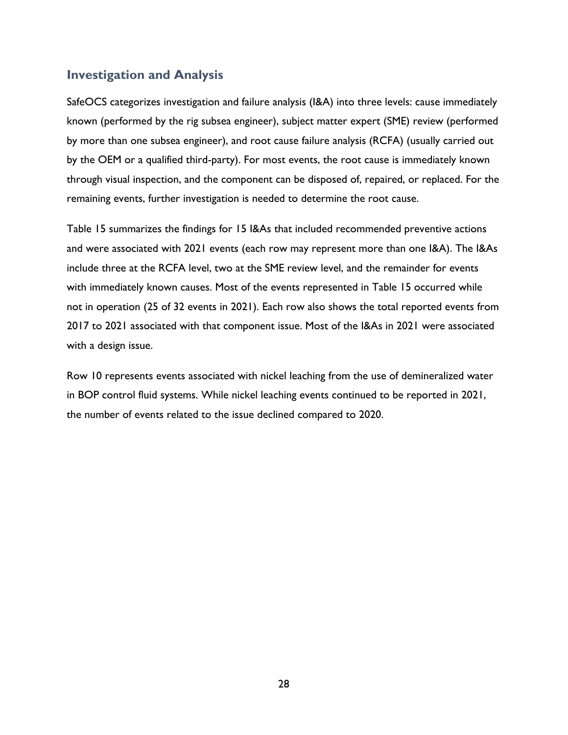## Investigation and Analysis

SafeOCS categorizes investigation and failure analysis (I&A) into three levels: cause immediately known (performed by the rig subsea engineer), subject matter expert (SME) review (performed by more than one subsea engineer), and root cause failure analysis (RCFA) (usually carried out by the OEM or a qualified third-party). For most events, the root cause is immediately known through visual inspection, and the component can be disposed of, repaired, or replaced. For the remaining events, further investigation is needed to determine the root cause.

Table 15 summarizes the findings for 15 I&As that included recommended preventive actions and were associated with 2021 events (each row may represent more than one I&A). The I&As include three at the RCFA level, two at the SME review level, and the remainder for events with immediately known causes. Most of the events represented in Table 15 occurred while not in operation (25 of 32 events in 2021). Each row also shows the total reported events from 2017 to 2021 associated with that component issue. Most of the I&As in 2021 were associated with a design issue.

Row 10 represents events associated with nickel leaching from the use of demineralized water in BOP control fluid systems. While nickel leaching events continued to be reported in 2021, the number of events related to the issue declined compared to 2020.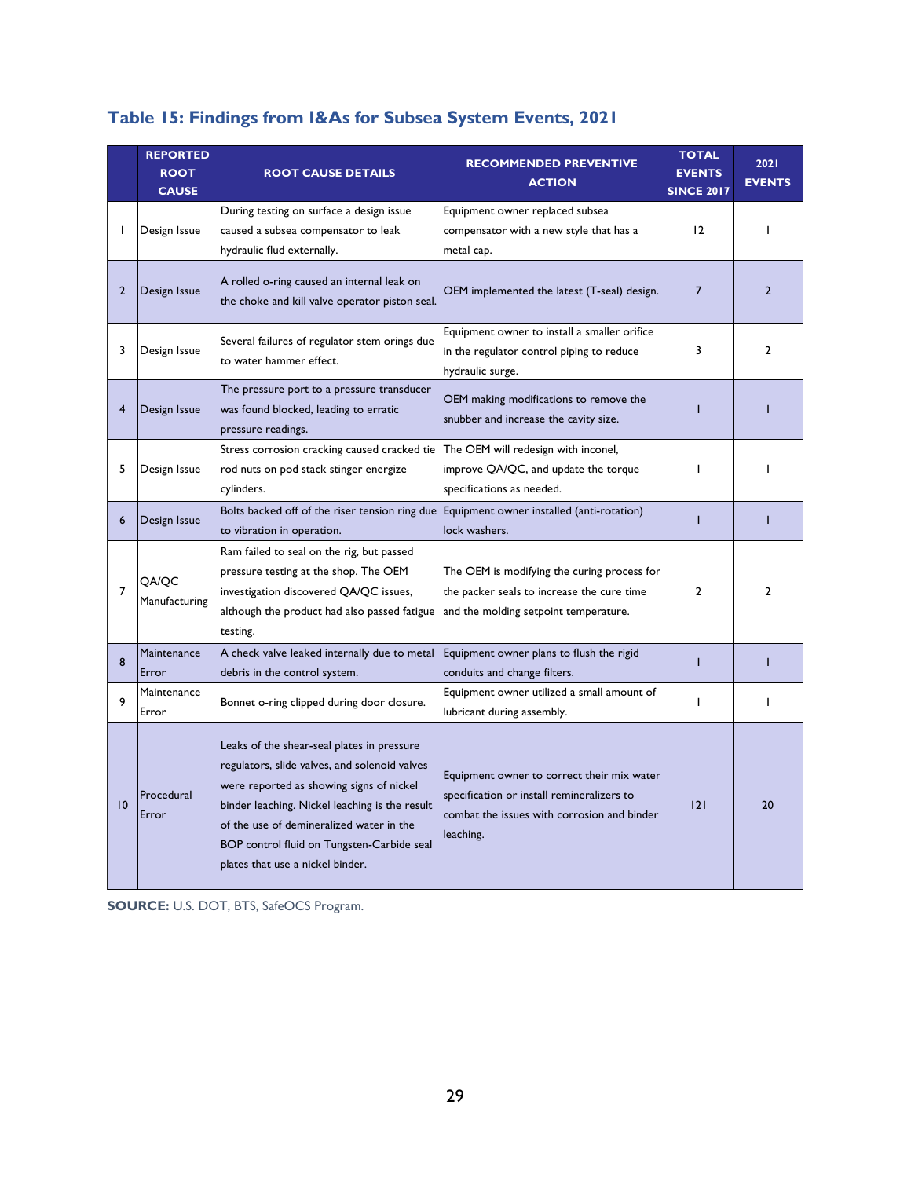## Table 15: Findings from I&As for Subsea System Events, 2021

| | REPORTED ROOT CAUSE | ROOT CAUSE DETAILS | RECOMMENDED PREVENTIVE ACTION | TOTAL EVENTS SINCE 2017 | 2021 EVENTS |
|---|---|---|---|---|---|
| 1 | Design Issue | During testing on surface a design issue caused a subsea compensator to leak hydraulic flud externally. | Equipment owner replaced subsea compensator with a new style that has a metal cap. | 12 | 1 |
| 2 | Design Issue | A rolled o-ring caused an internal leak on the choke and kill valve operator piston seal. | OEM implemented the latest (T-seal) design. | 7 | 2 |
| 3 | Design Issue | Several failures of regulator stem orings due to water hammer effect. | Equipment owner to install a smaller orifice in the regulator control piping to reduce hydraulic surge. | 3 | 2 |
| 4 | Design Issue | The pressure port to a pressure transducer was found blocked, leading to erratic pressure readings. | OEM making modifications to remove the snubber and increase the cavity size. | 1 | 1 |
| 5 | Design Issue | Stress corrosion cracking caused cracked tie rod nuts on pod stack stinger energize cylinders. | The OEM will redesign with inconel, improve QA/QC, and update the torque specifications as needed. | 1 | 1 |
| 6 | Design Issue | Bolts backed off of the riser tension ring due to vibration in operation. | Equipment owner installed (anti-rotation) lock washers. | 1 | 1 |
| 7 | QA/QC Manufacturing | Ram failed to seal on the rig, but passed pressure testing at the shop. The OEM investigation discovered QA/QC issues, although the product had also passed fatigue testing. | The OEM is modifying the curing process for the packer seals to increase the cure time and the molding setpoint temperature. | 2 | 2 |
| 8 | Maintenance Error | A check valve leaked internally due to metal debris in the control system. | Equipment owner plans to flush the rigid conduits and change filters. | 1 | 1 |
| 9 | Maintenance Error | Bonnet o-ring clipped during door closure. | Equipment owner utilized a small amount of lubricant during assembly. | 1 | 1 |
| 10 | Procedural Error | Leaks of the shear-seal plates in pressure regulators, slide valves, and solenoid valves were reported as showing signs of nickel binder leaching. Nickel leaching is the result of the use of demineralized water in the BOP control fluid on Tungsten-Carbide seal plates that use a nickel binder. | Equipment owner to correct their mix water specification or install remineralizers to combat the issues with corrosion and binder leaching. | 121 | 20 |

**SOURCE:** U.S. DOT, BTS, SafeOCS Program.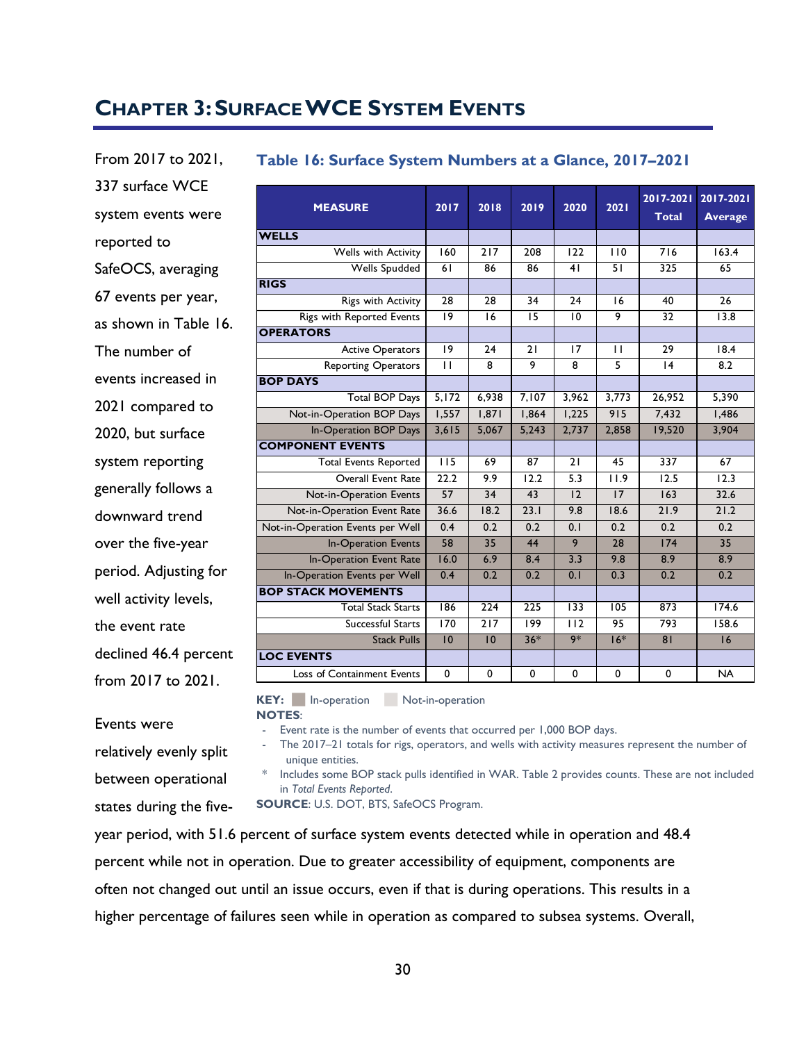# CHAPTER 3: SURFACE WCE SYSTEM EVENTS

From 2017 to 2021, 337 surface WCE system events were reported to SafeOCS, averaging 67 events per year, as shown in Table 16. The number of events increased in 2021 compared to 2020, but surface system reporting generally follows a downward trend over the five-year period. Adjusting for well activity levels, the event rate declined 46.4 percent from 2017 to 2021.

Events were relatively evenly split between operational states during the five-year period, with 51.6 percent of surface system events detected while in operation and 48.4 percent while not in operation. Due to greater accessibility of equipment, components are often not changed out until an issue occurs, even if that is during operations. This results in a higher percentage of failures seen while in operation as compared to subsea systems. Overall,

**Table 16: Surface System Numbers at a Glance, 2017–2021**

| MEASURE | 2017 | 2018 | 2019 | 2020 | 2021 | 2017-2021 Total | 2017-2021 Average |
|---|---|---|---|---|---|---|---|
| **WELLS** | | | | | | | |
| Wells with Activity | 160 | 217 | 208 | 122 | 110 | 716 | 163.4 |
| Wells Spudded | 61 | 86 | 86 | 41 | 51 | 325 | 65 |
| **RIGS** | | | | | | | |
| Rigs with Activity | 28 | 28 | 34 | 24 | 16 | 40 | 26 |
| Rigs with Reported Events | 19 | 16 | 15 | 10 | 9 | 32 | 13.8 |
| **OPERATORS** | | | | | | | |
| Active Operators | 19 | 24 | 21 | 17 | 11 | 29 | 18.4 |
| Reporting Operators | 11 | 8 | 9 | 8 | 5 | 14 | 8.2 |
| **BOP DAYS** | | | | | | | |
| Total BOP Days | 5,172 | 6,938 | 7,107 | 3,962 | 3,773 | 26,952 | 5,390 |
| Not-in-Operation BOP Days | 1,557 | 1,871 | 1,864 | 1,225 | 915 | 7,432 | 1,486 |
| In-Operation BOP Days | 3,615 | 5,067 | 5,243 | 2,737 | 2,858 | 19,520 | 3,904 |
| **COMPONENT EVENTS** | | | | | | | |
| Total Events Reported | 115 | 69 | 87 | 21 | 45 | 337 | 67 |
| Overall Event Rate | 22.2 | 9.9 | 12.2 | 5.3 | 11.9 | 12.5 | 12.3 |
| Not-in-Operation Events | 57 | 34 | 43 | 12 | 17 | 163 | 32.6 |
| Not-in-Operation Event Rate | 36.6 | 18.2 | 23.1 | 9.8 | 18.6 | 21.9 | 21.2 |
| Not-in-Operation Events per Well | 0.4 | 0.2 | 0.2 | 0.1 | 0.2 | 0.2 | 0.2 |
| In-Operation Events | 58 | 35 | 44 | 9 | 28 | 174 | 35 |
| In-Operation Event Rate | 16.0 | 6.9 | 8.4 | 3.3 | 9.8 | 8.9 | 8.9 |
| In-Operation Events per Well | 0.4 | 0.2 | 0.2 | 0.1 | 0.3 | 0.2 | 0.2 |
| **BOP STACK MOVEMENTS** | | | | | | | |
| Total Stack Starts | 186 | 224 | 225 | 133 | 105 | 873 | 174.6 |
| Successful Starts | 170 | 217 | 199 | 112 | 95 | 793 | 158.6 |
| Stack Pulls | 10 | 10 | 36* | 9* | 16* | 81 | 16 |
| **LOC EVENTS** | | | | | | | |
| Loss of Containment Events | 0 | 0 | 0 | 0 | 0 | 0 | NA |

**KEY:** In-operation Not-in-operation

**NOTES**:

- Event rate is the number of events that occurred per 1,000 BOP days.
- The 2017–21 totals for rigs, operators, and wells with activity measures represent the number of unique entities.

\* Includes some BOP stack pulls identified in WAR. Table 2 provides counts. These are not included in *Total Events Reported*.

**SOURCE**: U.S. DOT, BTS, SafeOCS Program.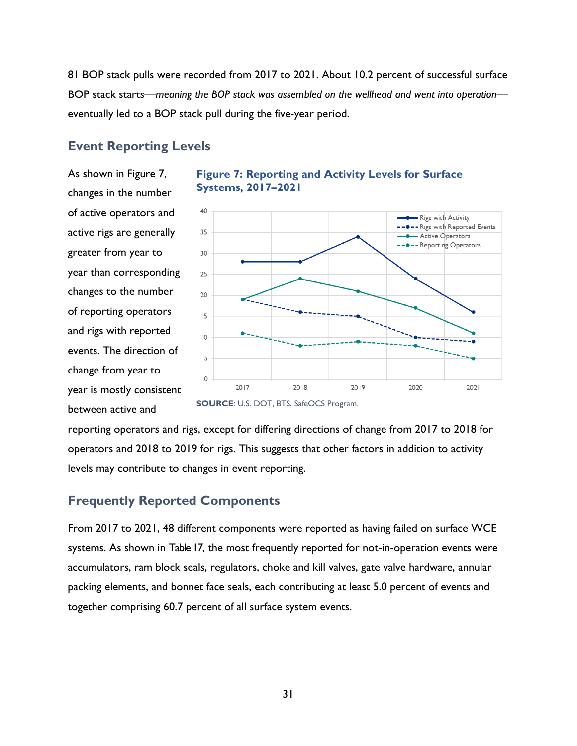81 BOP stack pulls were recorded from 2017 to 2021. About 10.2 percent of successful surface BOP stack starts—*meaning the BOP stack was assembled on the wellhead and went into operation*—eventually led to a BOP stack pull during the five-year period.

## Event Reporting Levels

As shown in Figure 7, changes in the number of active operators and active rigs are generally greater from year to year than corresponding changes to the number of reporting operators and rigs with reported events. The direction of change from year to year is mostly consistent between active and reporting operators and rigs, except for differing directions of change from 2017 to 2018 for operators and 2018 to 2019 for rigs. This suggests that other factors in addition to activity levels may contribute to changes in event reporting.

**Figure 7: Reporting and Activity Levels for Surface Systems, 2017–2021**

**SOURCE**: U.S. DOT, BTS, SafeOCS Program.

## Frequently Reported Components

From 2017 to 2021, 48 different components were reported as having failed on surface WCE systems. As shown in Table 17, the most frequently reported for not-in-operation events were accumulators, ram block seals, regulators, choke and kill valves, gate valve hardware, annular packing elements, and bonnet face seals, each contributing at least 5.0 percent of events and together comprising 60.7 percent of all surface system events.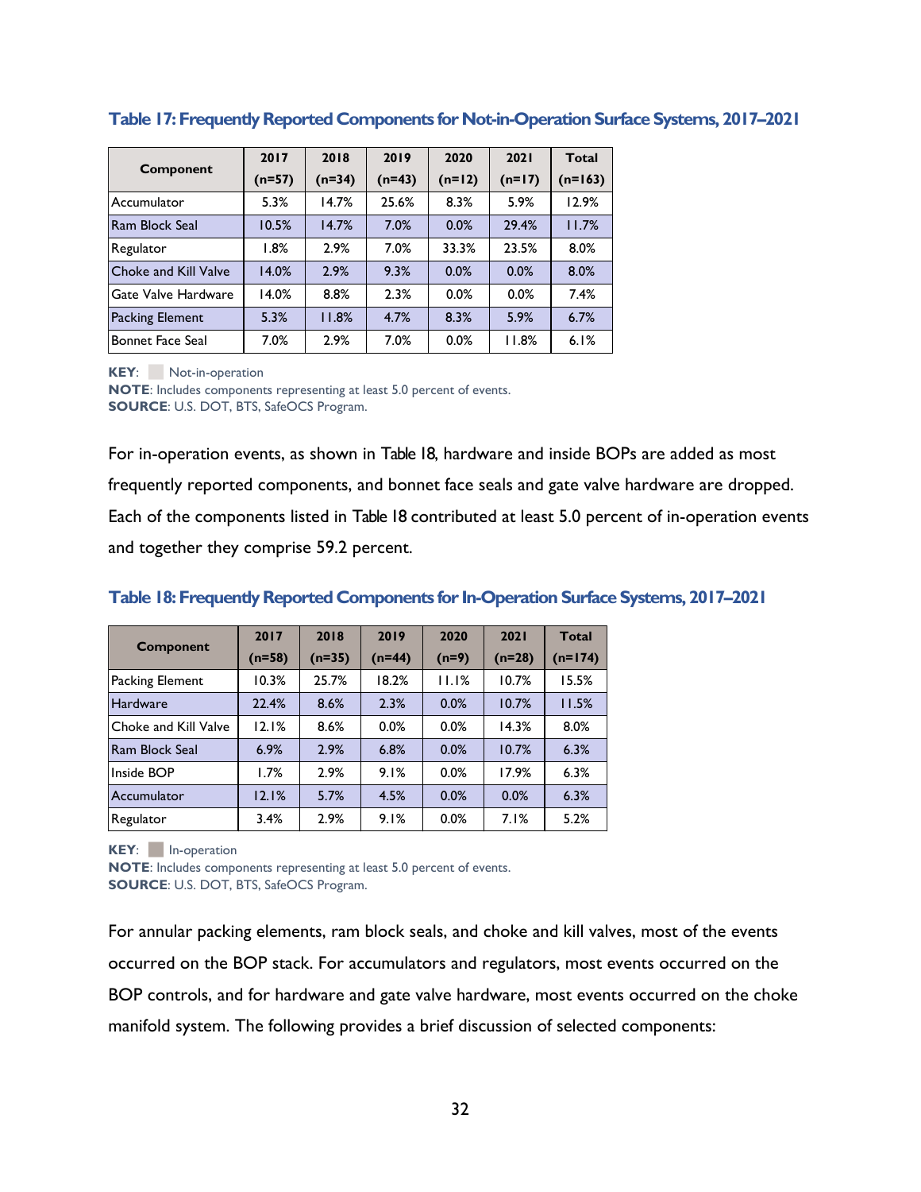### Table 17: Frequently Reported Components for Not-in-Operation Surface Systems, 2017–2021

| Component | 2017 (n=57) | 2018 (n=34) | 2019 (n=43) | 2020 (n=12) | 2021 (n=17) | Total (n=163) |
|---|---|---|---|---|---|---|
| Accumulator | 5.3% | 14.7% | 25.6% | 8.3% | 5.9% | 12.9% |
| Ram Block Seal | 10.5% | 14.7% | 7.0% | 0.0% | 29.4% | 11.7% |
| Regulator | 1.8% | 2.9% | 7.0% | 33.3% | 23.5% | 8.0% |
| Choke and Kill Valve | 14.0% | 2.9% | 9.3% | 0.0% | 0.0% | 8.0% |
| Gate Valve Hardware | 14.0% | 8.8% | 2.3% | 0.0% | 0.0% | 7.4% |
| Packing Element | 5.3% | 11.8% | 4.7% | 8.3% | 5.9% | 6.7% |
| Bonnet Face Seal | 7.0% | 2.9% | 7.0% | 0.0% | 11.8% | 6.1% |

**KEY**: Not-in-operation
**NOTE**: Includes components representing at least 5.0 percent of events.
**SOURCE**: U.S. DOT, BTS, SafeOCS Program.

For in-operation events, as shown in Table 18, hardware and inside BOPs are added as most frequently reported components, and bonnet face seals and gate valve hardware are dropped. Each of the components listed in Table 18 contributed at least 5.0 percent of in-operation events and together they comprise 59.2 percent.

### Table 18: Frequently Reported Components for In-Operation Surface Systems, 2017–2021

| Component | 2017 (n=58) | 2018 (n=35) | 2019 (n=44) | 2020 (n=9) | 2021 (n=28) | Total (n=174) |
|---|---|---|---|---|---|---|
| Packing Element | 10.3% | 25.7% | 18.2% | 11.1% | 10.7% | 15.5% |
| Hardware | 22.4% | 8.6% | 2.3% | 0.0% | 10.7% | 11.5% |
| Choke and Kill Valve | 12.1% | 8.6% | 0.0% | 0.0% | 14.3% | 8.0% |
| Ram Block Seal | 6.9% | 2.9% | 6.8% | 0.0% | 10.7% | 6.3% |
| Inside BOP | 1.7% | 2.9% | 9.1% | 0.0% | 17.9% | 6.3% |
| Accumulator | 12.1% | 5.7% | 4.5% | 0.0% | 0.0% | 6.3% |
| Regulator | 3.4% | 2.9% | 9.1% | 0.0% | 7.1% | 5.2% |

**KEY**: In-operation
**NOTE**: Includes components representing at least 5.0 percent of events.
**SOURCE**: U.S. DOT, BTS, SafeOCS Program.

For annular packing elements, ram block seals, and choke and kill valves, most of the events occurred on the BOP stack. For accumulators and regulators, most events occurred on the BOP controls, and for hardware and gate valve hardware, most events occurred on the choke manifold system. The following provides a brief discussion of selected components: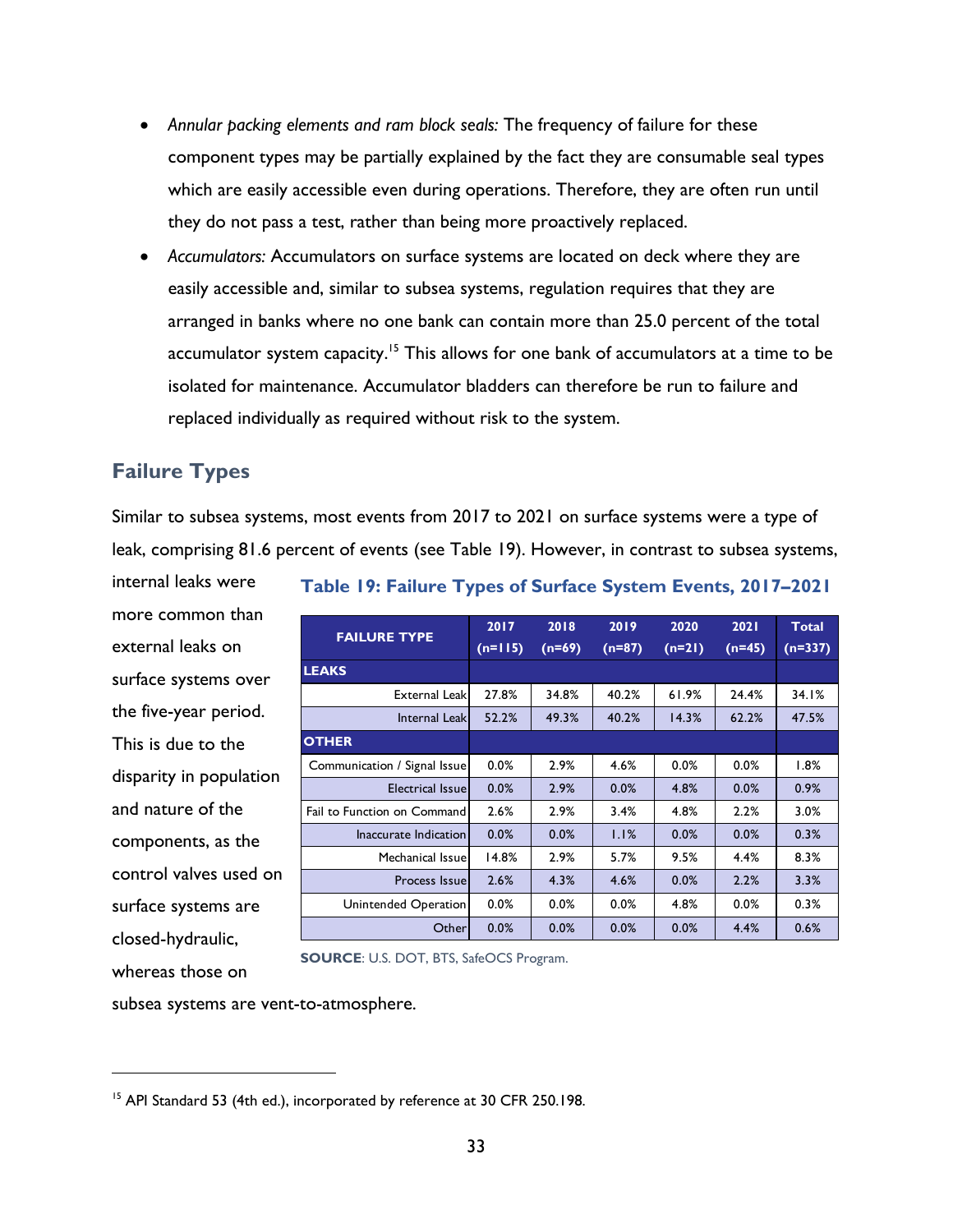- *Annular packing elements and ram block seals:* The frequency of failure for these component types may be partially explained by the fact they are consumable seal types which are easily accessible even during operations. Therefore, they are often run until they do not pass a test, rather than being more proactively replaced.
- *Accumulators:* Accumulators on surface systems are located on deck where they are easily accessible and, similar to subsea systems, regulation requires that they are arranged in banks where no one bank can contain more than 25.0 percent of the total accumulator system capacity.[15] This allows for one bank of accumulators at a time to be isolated for maintenance. Accumulator bladders can therefore be run to failure and replaced individually as required without risk to the system.

## Failure Types

Similar to subsea systems, most events from 2017 to 2021 on surface systems were a type of leak, comprising 81.6 percent of events (see Table 19). However, in contrast to subsea systems, internal leaks were more common than external leaks on surface systems over the five-year period. This is due to the disparity in population and nature of the components, as the control valves used on surface systems are closed-hydraulic, whereas those on subsea systems are vent-to-atmosphere.

**Table 19: Failure Types of Surface System Events, 2017–2021**

| FAILURE TYPE | 2017 (n=115) | 2018 (n=69) | 2019 (n=87) | 2020 (n=21) | 2021 (n=45) | Total (n=337) |
|---|---|---|---|---|---|---|
| **LEAKS** | | | | | | |
| External Leak | 27.8% | 34.8% | 40.2% | 61.9% | 24.4% | 34.1% |
| Internal Leak | 52.2% | 49.3% | 40.2% | 14.3% | 62.2% | 47.5% |
| **OTHER** | | | | | | |
| Communication / Signal Issue | 0.0% | 2.9% | 4.6% | 0.0% | 0.0% | 1.8% |
| Electrical Issue | 0.0% | 2.9% | 0.0% | 4.8% | 0.0% | 0.9% |
| Fail to Function on Command | 2.6% | 2.9% | 3.4% | 4.8% | 2.2% | 3.0% |
| Inaccurate Indication | 0.0% | 0.0% | 1.1% | 0.0% | 0.0% | 0.3% |
| Mechanical Issue | 14.8% | 2.9% | 5.7% | 9.5% | 4.4% | 8.3% |
| Process Issue | 2.6% | 4.3% | 4.6% | 0.0% | 2.2% | 3.3% |
| Unintended Operation | 0.0% | 0.0% | 0.0% | 4.8% | 0.0% | 0.3% |
| Other | 0.0% | 0.0% | 0.0% | 0.0% | 4.4% | 0.6% |

**SOURCE**: U.S. DOT, BTS, SafeOCS Program.

[15] API Standard 53 (4th ed.), incorporated by reference at 30 CFR 250.198.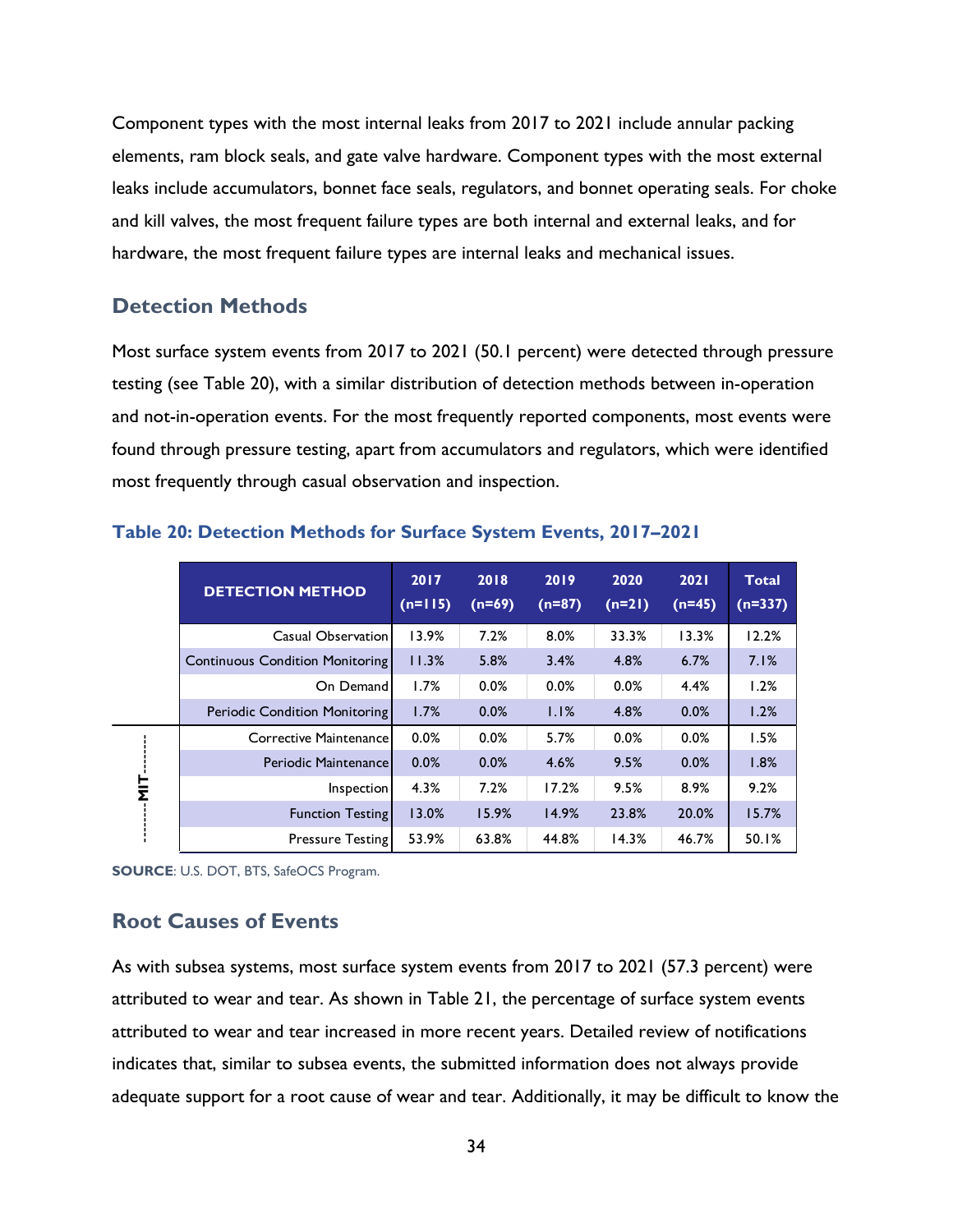Component types with the most internal leaks from 2017 to 2021 include annular packing elements, ram block seals, and gate valve hardware. Component types with the most external leaks include accumulators, bonnet face seals, regulators, and bonnet operating seals. For choke and kill valves, the most frequent failure types are both internal and external leaks, and for hardware, the most frequent failure types are internal leaks and mechanical issues.

## Detection Methods

Most surface system events from 2017 to 2021 (50.1 percent) were detected through pressure testing (see Table 20), with a similar distribution of detection methods between in-operation and not-in-operation events. For the most frequently reported components, most events were found through pressure testing, apart from accumulators and regulators, which were identified most frequently through casual observation and inspection.

**Table 20: Detection Methods for Surface System Events, 2017–2021**

| | DETECTION METHOD | 2017 (n=115) | 2018 (n=69) | 2019 (n=87) | 2020 (n=21) | 2021 (n=45) | Total (n=337) |
|---|---|---|---|---|---|---|---|
| | Casual Observation | 13.9% | 7.2% | 8.0% | 33.3% | 13.3% | 12.2% |
| | Continuous Condition Monitoring | 11.3% | 5.8% | 3.4% | 4.8% | 6.7% | 7.1% |
| | On Demand | 1.7% | 0.0% | 0.0% | 0.0% | 4.4% | 1.2% |
| | Periodic Condition Monitoring | 1.7% | 0.0% | 1.1% | 4.8% | 0.0% | 1.2% |
| MIT | Corrective Maintenance | 0.0% | 0.0% | 5.7% | 0.0% | 0.0% | 1.5% |
| MIT | Periodic Maintenance | 0.0% | 0.0% | 4.6% | 9.5% | 0.0% | 1.8% |
| MIT | Inspection | 4.3% | 7.2% | 17.2% | 9.5% | 8.9% | 9.2% |
| MIT | Function Testing | 13.0% | 15.9% | 14.9% | 23.8% | 20.0% | 15.7% |
| MIT | Pressure Testing | 53.9% | 63.8% | 44.8% | 14.3% | 46.7% | 50.1% |

**SOURCE**: U.S. DOT, BTS, SafeOCS Program.

## Root Causes of Events

As with subsea systems, most surface system events from 2017 to 2021 (57.3 percent) were attributed to wear and tear. As shown in Table 21, the percentage of surface system events attributed to wear and tear increased in more recent years. Detailed review of notifications indicates that, similar to subsea events, the submitted information does not always provide adequate support for a root cause of wear and tear. Additionally, it may be difficult to know the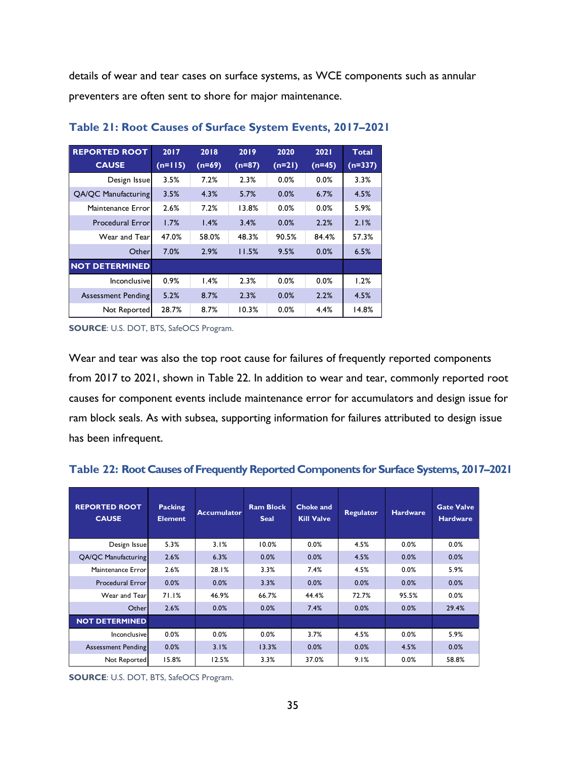details of wear and tear cases on surface systems, as WCE components such as annular preventers are often sent to shore for major maintenance.

### Table 21: Root Causes of Surface System Events, 2017–2021

| REPORTED ROOT CAUSE | 2017 (n=115) | 2018 (n=69) | 2019 (n=87) | 2020 (n=21) | 2021 (n=45) | Total (n=337) |
|---|---|---|---|---|---|---|
| Design Issue | 3.5% | 7.2% | 2.3% | 0.0% | 0.0% | 3.3% |
| QA/QC Manufacturing | 3.5% | 4.3% | 5.7% | 0.0% | 6.7% | 4.5% |
| Maintenance Error | 2.6% | 7.2% | 13.8% | 0.0% | 0.0% | 5.9% |
| Procedural Error | 1.7% | 1.4% | 3.4% | 0.0% | 2.2% | 2.1% |
| Wear and Tear | 47.0% | 58.0% | 48.3% | 90.5% | 84.4% | 57.3% |
| Other | 7.0% | 2.9% | 11.5% | 9.5% | 0.0% | 6.5% |
| **NOT DETERMINED** | | | | | | |
| Inconclusive | 0.9% | 1.4% | 2.3% | 0.0% | 0.0% | 1.2% |
| Assessment Pending | 5.2% | 8.7% | 2.3% | 0.0% | 2.2% | 4.5% |
| Not Reported | 28.7% | 8.7% | 10.3% | 0.0% | 4.4% | 14.8% |

**SOURCE**: U.S. DOT, BTS, SafeOCS Program.

Wear and tear was also the top root cause for failures of frequently reported components from 2017 to 2021, shown in Table 22. In addition to wear and tear, commonly reported root causes for component events include maintenance error for accumulators and design issue for ram block seals. As with subsea, supporting information for failures attributed to design issue has been infrequent.

### Table 22: Root Causes of Frequently Reported Components for Surface Systems, 2017–2021

| REPORTED ROOT CAUSE | Packing Element | Accumulator | Ram Block Seal | Choke and Kill Valve | Regulator | Hardware | Gate Valve Hardware |
|---|---|---|---|---|---|---|---|
| Design Issue | 5.3% | 3.1% | 10.0% | 0.0% | 4.5% | 0.0% | 0.0% |
| QA/QC Manufacturing | 2.6% | 6.3% | 0.0% | 0.0% | 4.5% | 0.0% | 0.0% |
| Maintenance Error | 2.6% | 28.1% | 3.3% | 7.4% | 4.5% | 0.0% | 5.9% |
| Procedural Error | 0.0% | 0.0% | 3.3% | 0.0% | 0.0% | 0.0% | 0.0% |
| Wear and Tear | 71.1% | 46.9% | 66.7% | 44.4% | 72.7% | 95.5% | 0.0% |
| Other | 2.6% | 0.0% | 0.0% | 7.4% | 0.0% | 0.0% | 29.4% |
| **NOT DETERMINED** | | | | | | | |
| Inconclusive | 0.0% | 0.0% | 0.0% | 3.7% | 4.5% | 0.0% | 5.9% |
| Assessment Pending | 0.0% | 3.1% | 13.3% | 0.0% | 0.0% | 4.5% | 0.0% |
| Not Reported | 15.8% | 12.5% | 3.3% | 37.0% | 9.1% | 0.0% | 58.8% |

**SOURCE**: U.S. DOT, BTS, SafeOCS Program.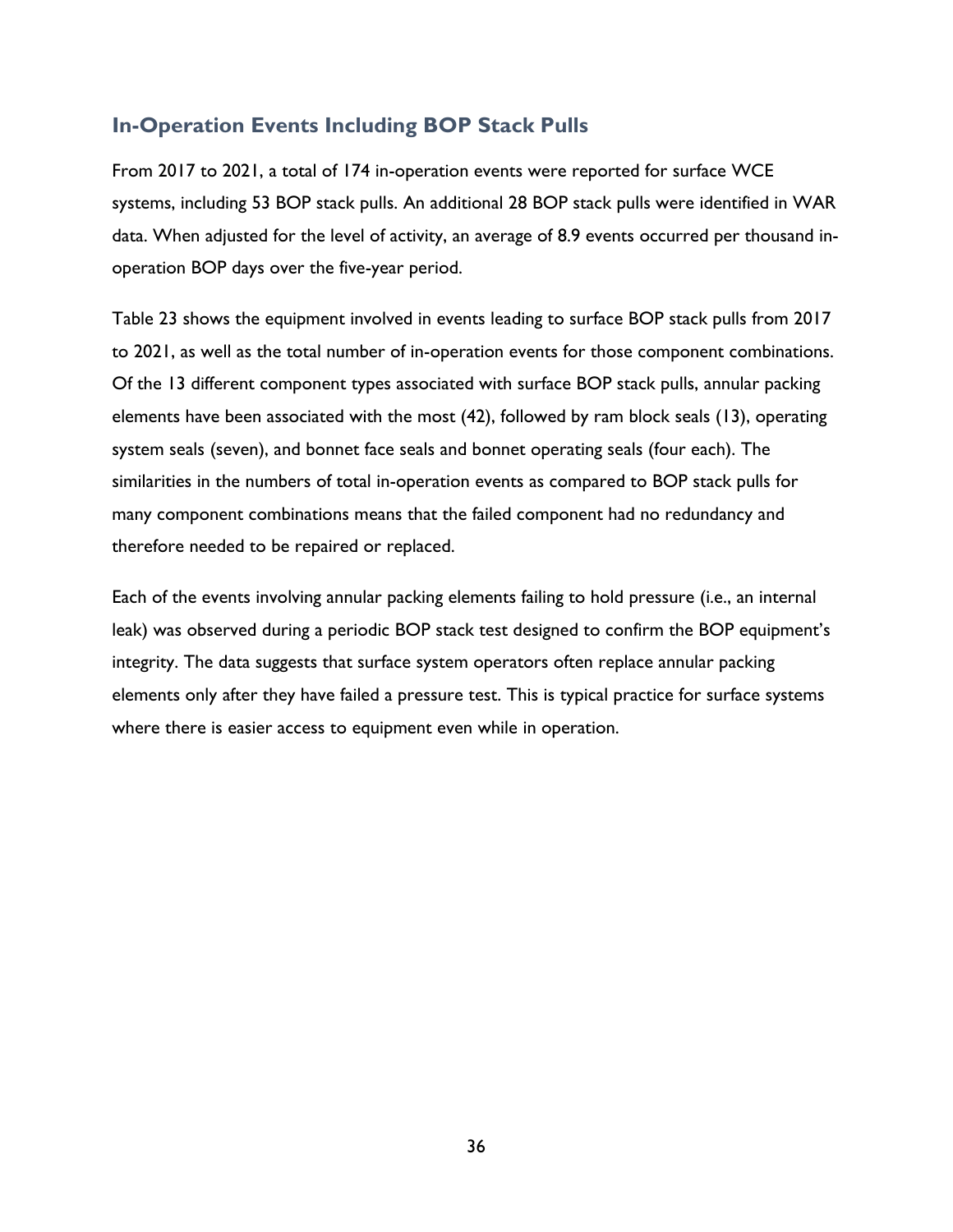## In-Operation Events Including BOP Stack Pulls

From 2017 to 2021, a total of 174 in-operation events were reported for surface WCE systems, including 53 BOP stack pulls. An additional 28 BOP stack pulls were identified in WAR data. When adjusted for the level of activity, an average of 8.9 events occurred per thousand in-operation BOP days over the five-year period.

Table 23 shows the equipment involved in events leading to surface BOP stack pulls from 2017 to 2021, as well as the total number of in-operation events for those component combinations. Of the 13 different component types associated with surface BOP stack pulls, annular packing elements have been associated with the most (42), followed by ram block seals (13), operating system seals (seven), and bonnet face seals and bonnet operating seals (four each). The similarities in the numbers of total in-operation events as compared to BOP stack pulls for many component combinations means that the failed component had no redundancy and therefore needed to be repaired or replaced.

Each of the events involving annular packing elements failing to hold pressure (i.e., an internal leak) was observed during a periodic BOP stack test designed to confirm the BOP equipment's integrity. The data suggests that surface system operators often replace annular packing elements only after they have failed a pressure test. This is typical practice for surface systems where there is easier access to equipment even while in operation.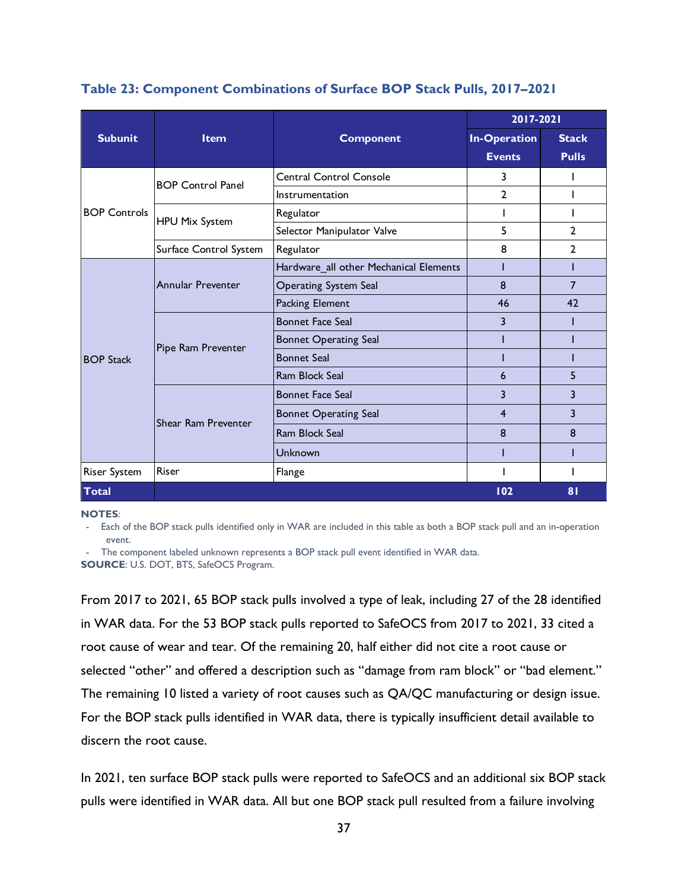### Table 23: Component Combinations of Surface BOP Stack Pulls, 2017–2021

| Subunit | Item | Component | 2017-2021 | |
|---|---|---|---|---|
| | | | In-Operation Events | Stack Pulls |
| BOP Controls | BOP Control Panel | Central Control Console | 3 | 1 |
| | | Instrumentation | 2 | 1 |
| | HPU Mix System | Regulator | 1 | 1 |
| | | Selector Manipulator Valve | 5 | 2 |
| | Surface Control System | Regulator | 8 | 2 |
| BOP Stack | Annular Preventer | Hardware_all other Mechanical Elements | 1 | 1 |
| | | Operating System Seal | 8 | 7 |
| | | Packing Element | 46 | 42 |
| | Pipe Ram Preventer | Bonnet Face Seal | 3 | 1 |
| | | Bonnet Operating Seal | 1 | 1 |
| | | Bonnet Seal | 1 | 1 |
| | | Ram Block Seal | 6 | 5 |
| | Shear Ram Preventer | Bonnet Face Seal | 3 | 3 |
| | | Bonnet Operating Seal | 4 | 3 |
| | | Ram Block Seal | 8 | 8 |
| | | Unknown | 1 | 1 |
| Riser System | Riser | Flange | 1 | 1 |
| **Total** | | | **102** | **81** |

**NOTES**:
- Each of the BOP stack pulls identified only in WAR are included in this table as both a BOP stack pull and an in-operation event.
- The component labeled unknown represents a BOP stack pull event identified in WAR data.

**SOURCE**: U.S. DOT, BTS, SafeOCS Program.

From 2017 to 2021, 65 BOP stack pulls involved a type of leak, including 27 of the 28 identified in WAR data. For the 53 BOP stack pulls reported to SafeOCS from 2017 to 2021, 33 cited a root cause of wear and tear. Of the remaining 20, half either did not cite a root cause or selected "other" and offered a description such as "damage from ram block" or "bad element." The remaining 10 listed a variety of root causes such as QA/QC manufacturing or design issue. For the BOP stack pulls identified in WAR data, there is typically insufficient detail available to discern the root cause.

In 2021, ten surface BOP stack pulls were reported to SafeOCS and an additional six BOP stack pulls were identified in WAR data. All but one BOP stack pull resulted from a failure involving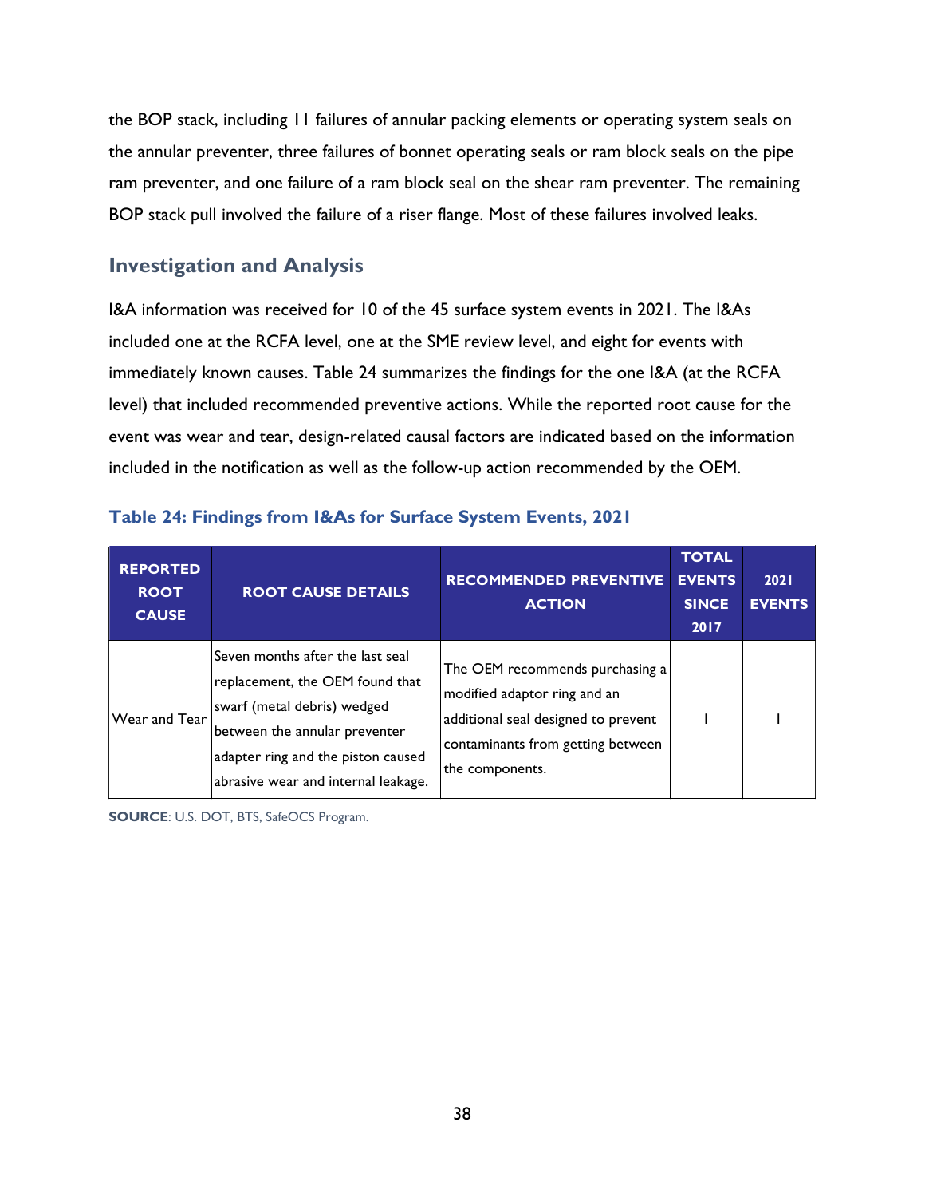the BOP stack, including 11 failures of annular packing elements or operating system seals on the annular preventer, three failures of bonnet operating seals or ram block seals on the pipe ram preventer, and one failure of a ram block seal on the shear ram preventer. The remaining BOP stack pull involved the failure of a riser flange. Most of these failures involved leaks.

## Investigation and Analysis

I&A information was received for 10 of the 45 surface system events in 2021. The I&As included one at the RCFA level, one at the SME review level, and eight for events with immediately known causes. Table 24 summarizes the findings for the one I&A (at the RCFA level) that included recommended preventive actions. While the reported root cause for the event was wear and tear, design-related causal factors are indicated based on the information included in the notification as well as the follow-up action recommended by the OEM.

### Table 24: Findings from I&As for Surface System Events, 2021

| REPORTED ROOT CAUSE | ROOT CAUSE DETAILS | RECOMMENDED PREVENTIVE ACTION | TOTAL EVENTS SINCE 2017 | 2021 EVENTS |
|---|---|---|---|---|
| Wear and Tear | Seven months after the last seal replacement, the OEM found that swarf (metal debris) wedged between the annular preventer adapter ring and the piston caused abrasive wear and internal leakage. | The OEM recommends purchasing a modified adaptor ring and an additional seal designed to prevent contaminants from getting between the components. | 1 | 1 |

**SOURCE**: U.S. DOT, BTS, SafeOCS Program.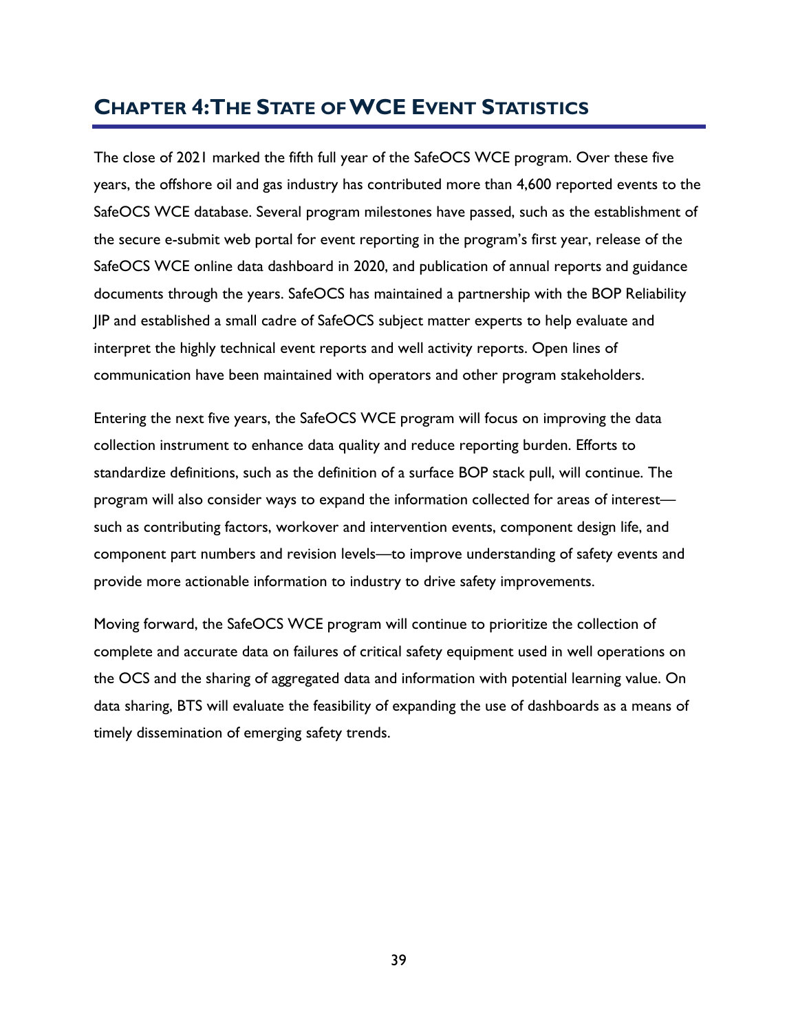# Chapter 4: The State of WCE Event Statistics

The close of 2021 marked the fifth full year of the SafeOCS WCE program. Over these five years, the offshore oil and gas industry has contributed more than 4,600 reported events to the SafeOCS WCE database. Several program milestones have passed, such as the establishment of the secure e-submit web portal for event reporting in the program's first year, release of the SafeOCS WCE online data dashboard in 2020, and publication of annual reports and guidance documents through the years. SafeOCS has maintained a partnership with the BOP Reliability JIP and established a small cadre of SafeOCS subject matter experts to help evaluate and interpret the highly technical event reports and well activity reports. Open lines of communication have been maintained with operators and other program stakeholders.

Entering the next five years, the SafeOCS WCE program will focus on improving the data collection instrument to enhance data quality and reduce reporting burden. Efforts to standardize definitions, such as the definition of a surface BOP stack pull, will continue. The program will also consider ways to expand the information collected for areas of interest—such as contributing factors, workover and intervention events, component design life, and component part numbers and revision levels—to improve understanding of safety events and provide more actionable information to industry to drive safety improvements.

Moving forward, the SafeOCS WCE program will continue to prioritize the collection of complete and accurate data on failures of critical safety equipment used in well operations on the OCS and the sharing of aggregated data and information with potential learning value. On data sharing, BTS will evaluate the feasibility of expanding the use of dashboards as a means of timely dissemination of emerging safety trends.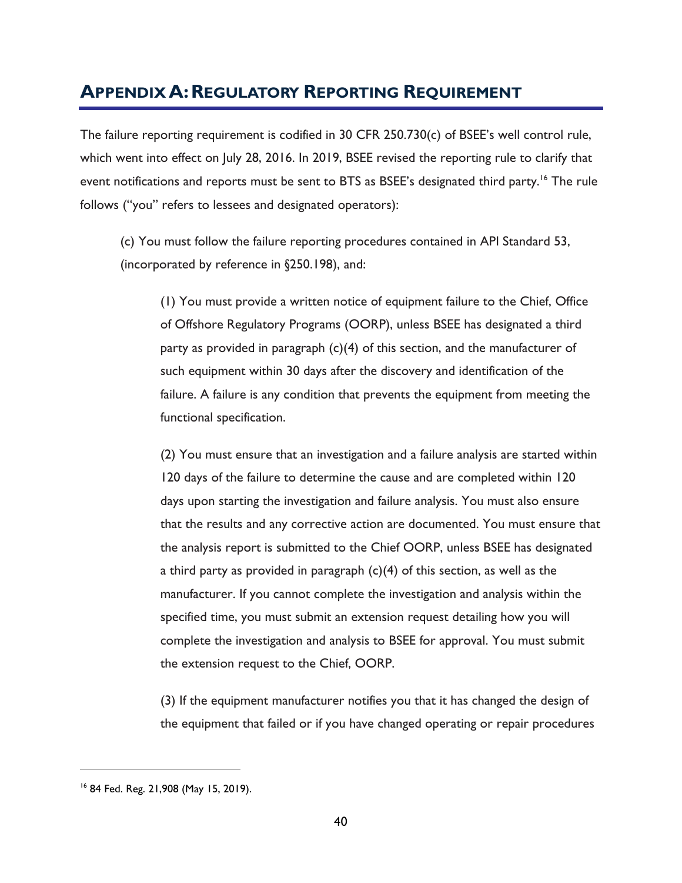## APPENDIX A: REGULATORY REPORTING REQUIREMENT

The failure reporting requirement is codified in 30 CFR 250.730(c) of BSEE's well control rule, which went into effect on July 28, 2016. In 2019, BSEE revised the reporting rule to clarify that event notifications and reports must be sent to BTS as BSEE's designated third party.[16] The rule follows ("you" refers to lessees and designated operators):

> (c) You must follow the failure reporting procedures contained in API Standard 53, (incorporated by reference in §250.198), and:
>
> > (1) You must provide a written notice of equipment failure to the Chief, Office of Offshore Regulatory Programs (OORP), unless BSEE has designated a third party as provided in paragraph (c)(4) of this section, and the manufacturer of such equipment within 30 days after the discovery and identification of the failure. A failure is any condition that prevents the equipment from meeting the functional specification.
> >
> > (2) You must ensure that an investigation and a failure analysis are started within 120 days of the failure to determine the cause and are completed within 120 days upon starting the investigation and failure analysis. You must also ensure that the results and any corrective action are documented. You must ensure that the analysis report is submitted to the Chief OORP, unless BSEE has designated a third party as provided in paragraph (c)(4) of this section, as well as the manufacturer. If you cannot complete the investigation and analysis within the specified time, you must submit an extension request detailing how you will complete the investigation and analysis to BSEE for approval. You must submit the extension request to the Chief, OORP.
> >
> > (3) If the equipment manufacturer notifies you that it has changed the design of the equipment that failed or if you have changed operating or repair procedures

[16] 84 Fed. Reg. 21,908 (May 15, 2019).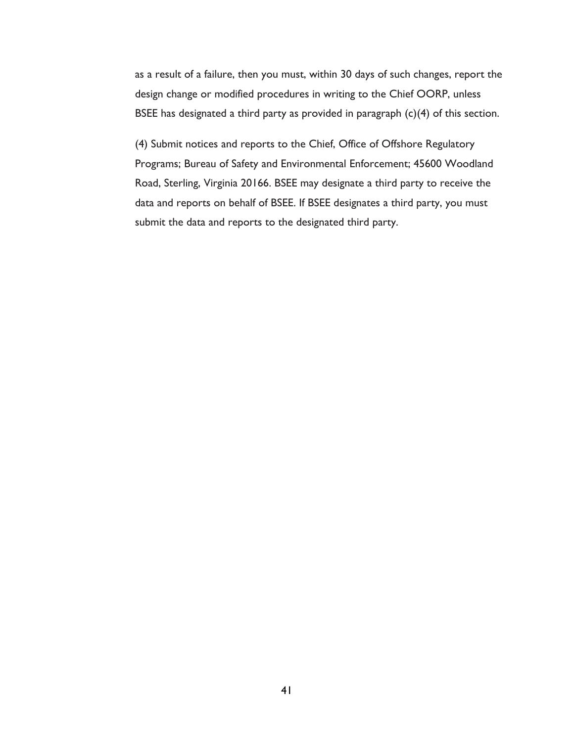as a result of a failure, then you must, within 30 days of such changes, report the design change or modified procedures in writing to the Chief OORP, unless BSEE has designated a third party as provided in paragraph (c)(4) of this section.

(4) Submit notices and reports to the Chief, Office of Offshore Regulatory Programs; Bureau of Safety and Environmental Enforcement; 45600 Woodland Road, Sterling, Virginia 20166. BSEE may designate a third party to receive the data and reports on behalf of BSEE. If BSEE designates a third party, you must submit the data and reports to the designated third party.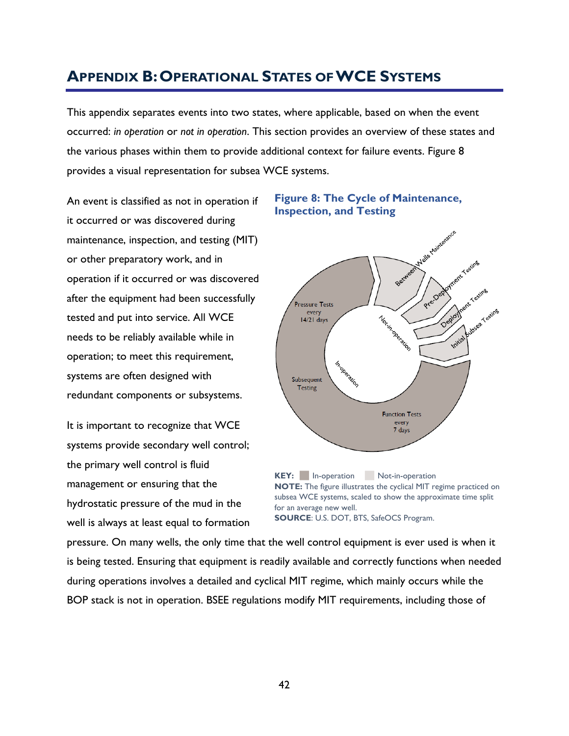## APPENDIX B: OPERATIONAL STATES OF WCE SYSTEMS

This appendix separates events into two states, where applicable, based on when the event occurred: *in operation* or *not in operation*. This section provides an overview of these states and the various phases within them to provide additional context for failure events. Figure 8 provides a visual representation for subsea WCE systems.

An event is classified as not in operation if it occurred or was discovered during maintenance, inspection, and testing (MIT) or other preparatory work, and in operation if it occurred or was discovered after the equipment had been successfully tested and put into service. All WCE needs to be reliably available while in operation; to meet this requirement, systems are often designed with redundant components or subsystems.

**Figure 8: The Cycle of Maintenance, Inspection, and Testing**

Between Wells Maintenance
Pre-Deployment Testing
Deployment Testing
Initial Subsea Testing
Not-in-operation
In-operation
Pressure Tests every 14/21 days
Subsequent Testing
Function Tests every 7 days

**KEY:** In-operation Not-in-operation
**NOTE:** The figure illustrates the cyclical MIT regime practiced on subsea WCE systems, scaled to show the approximate time split for an average new well.
**SOURCE**: U.S. DOT, BTS, SafeOCS Program.

It is important to recognize that WCE systems provide secondary well control; the primary well control is fluid management or ensuring that the hydrostatic pressure of the mud in the well is always at least equal to formation pressure. On many wells, the only time that the well control equipment is ever used is when it is being tested. Ensuring that equipment is readily available and correctly functions when needed during operations involves a detailed and cyclical MIT regime, which mainly occurs while the BOP stack is not in operation. BSEE regulations modify MIT requirements, including those of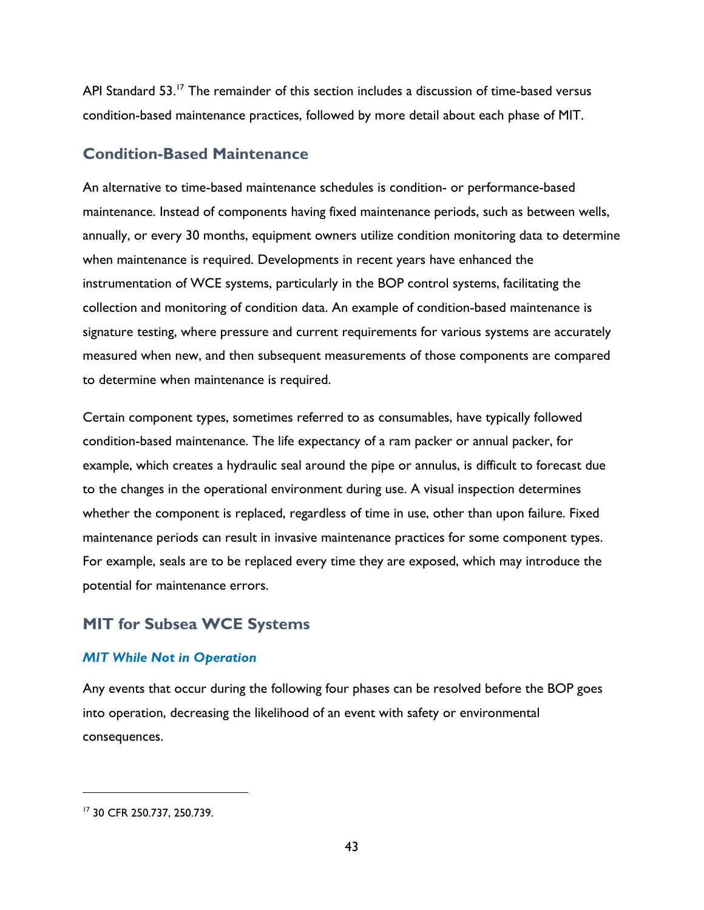API Standard 53.[17] The remainder of this section includes a discussion of time-based versus condition-based maintenance practices, followed by more detail about each phase of MIT.

## Condition-Based Maintenance

An alternative to time-based maintenance schedules is condition- or performance-based maintenance. Instead of components having fixed maintenance periods, such as between wells, annually, or every 30 months, equipment owners utilize condition monitoring data to determine when maintenance is required. Developments in recent years have enhanced the instrumentation of WCE systems, particularly in the BOP control systems, facilitating the collection and monitoring of condition data. An example of condition-based maintenance is signature testing, where pressure and current requirements for various systems are accurately measured when new, and then subsequent measurements of those components are compared to determine when maintenance is required.

Certain component types, sometimes referred to as consumables, have typically followed condition-based maintenance. The life expectancy of a ram packer or annual packer, for example, which creates a hydraulic seal around the pipe or annulus, is difficult to forecast due to the changes in the operational environment during use. A visual inspection determines whether the component is replaced, regardless of time in use, other than upon failure. Fixed maintenance periods can result in invasive maintenance practices for some component types. For example, seals are to be replaced every time they are exposed, which may introduce the potential for maintenance errors.

## MIT for Subsea WCE Systems

### *MIT While Not in Operation*

Any events that occur during the following four phases can be resolved before the BOP goes into operation, decreasing the likelihood of an event with safety or environmental consequences.

---

[17] 30 CFR 250.737, 250.739.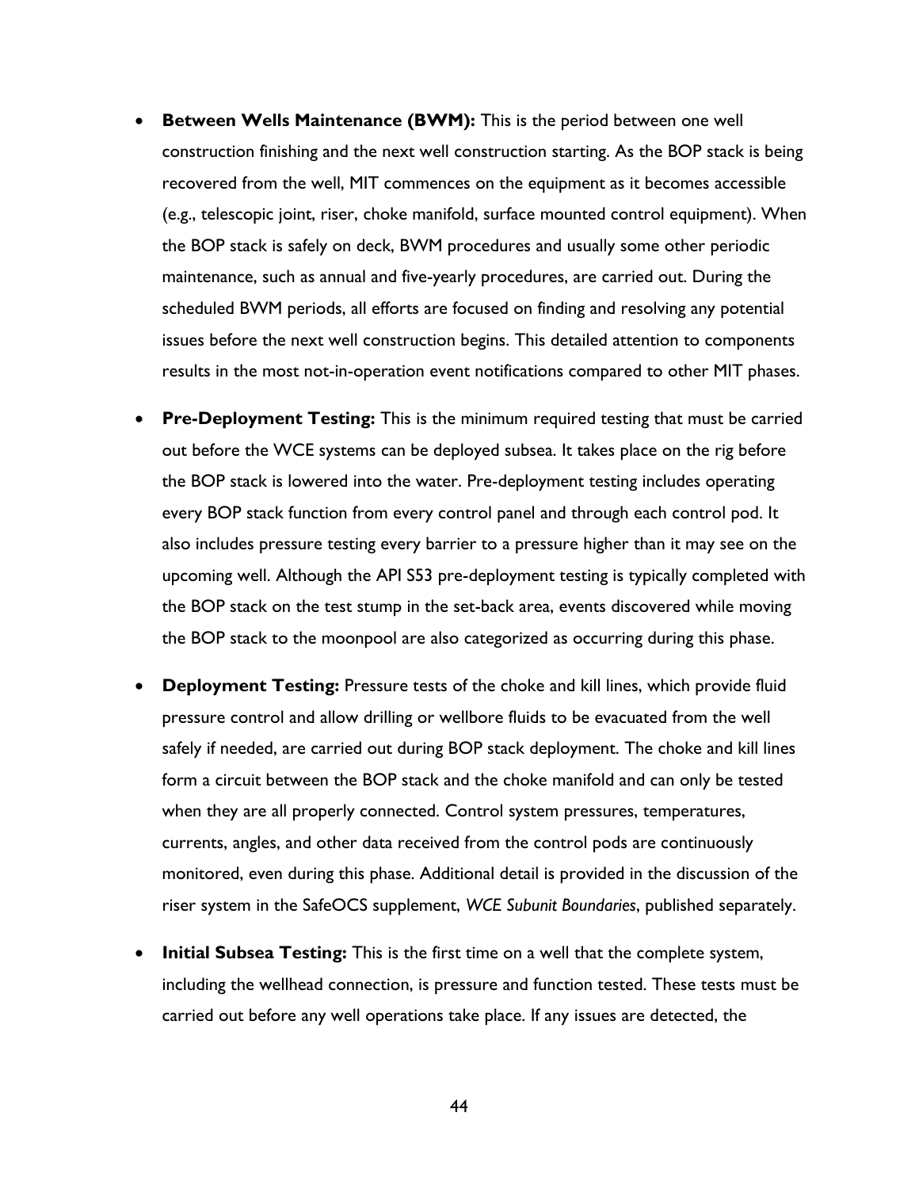- **Between Wells Maintenance (BWM):** This is the period between one well construction finishing and the next well construction starting. As the BOP stack is being recovered from the well, MIT commences on the equipment as it becomes accessible (e.g., telescopic joint, riser, choke manifold, surface mounted control equipment). When the BOP stack is safely on deck, BWM procedures and usually some other periodic maintenance, such as annual and five-yearly procedures, are carried out. During the scheduled BWM periods, all efforts are focused on finding and resolving any potential issues before the next well construction begins. This detailed attention to components results in the most not-in-operation event notifications compared to other MIT phases.

- **Pre-Deployment Testing:** This is the minimum required testing that must be carried out before the WCE systems can be deployed subsea. It takes place on the rig before the BOP stack is lowered into the water. Pre-deployment testing includes operating every BOP stack function from every control panel and through each control pod. It also includes pressure testing every barrier to a pressure higher than it may see on the upcoming well. Although the API S53 pre-deployment testing is typically completed with the BOP stack on the test stump in the set-back area, events discovered while moving the BOP stack to the moonpool are also categorized as occurring during this phase.

- **Deployment Testing:** Pressure tests of the choke and kill lines, which provide fluid pressure control and allow drilling or wellbore fluids to be evacuated from the well safely if needed, are carried out during BOP stack deployment. The choke and kill lines form a circuit between the BOP stack and the choke manifold and can only be tested when they are all properly connected. Control system pressures, temperatures, currents, angles, and other data received from the control pods are continuously monitored, even during this phase. Additional detail is provided in the discussion of the riser system in the SafeOCS supplement, *WCE Subunit Boundaries*, published separately.

- **Initial Subsea Testing:** This is the first time on a well that the complete system, including the wellhead connection, is pressure and function tested. These tests must be carried out before any well operations take place. If any issues are detected, the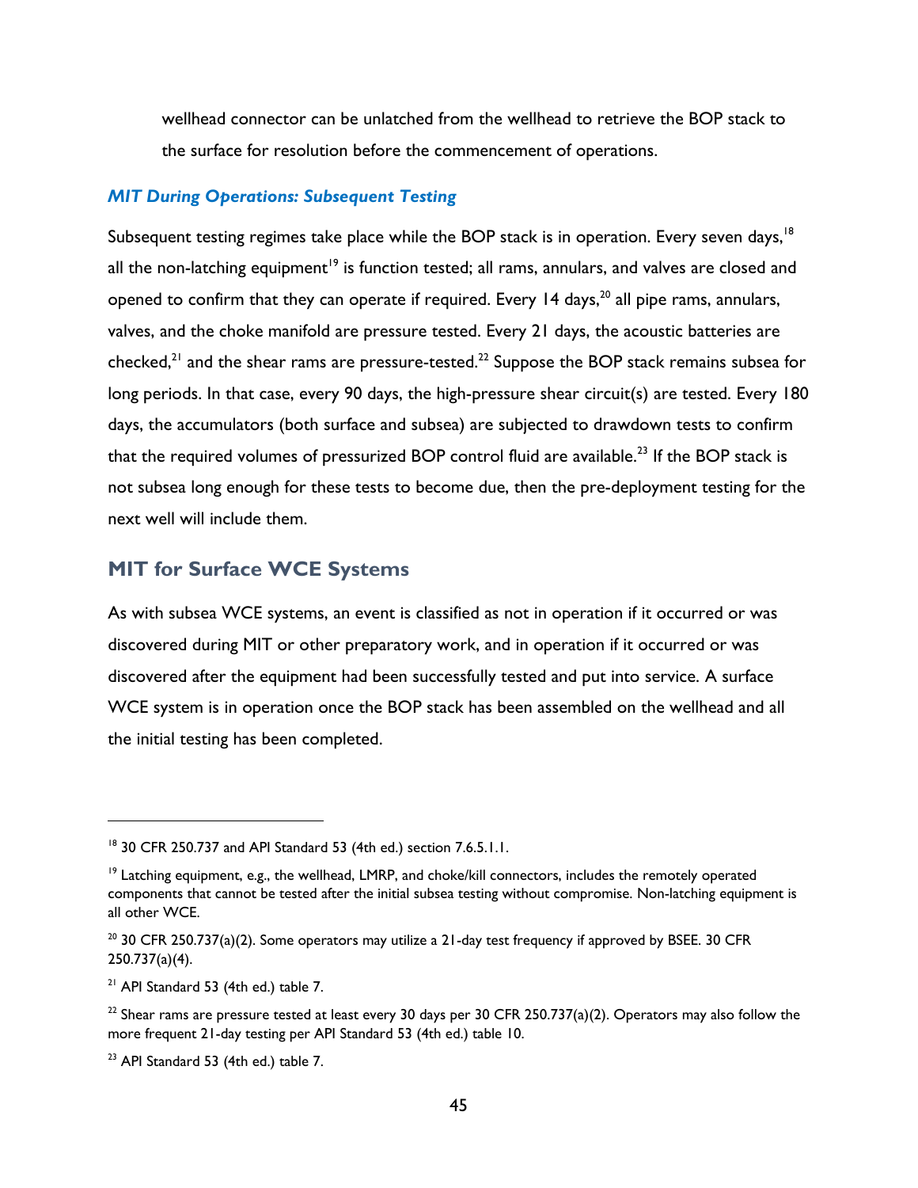wellhead connector can be unlatched from the wellhead to retrieve the BOP stack to the surface for resolution before the commencement of operations.

### *MIT During Operations: Subsequent Testing*

Subsequent testing regimes take place while the BOP stack is in operation. Every seven days,[18] all the non-latching equipment[19] is function tested; all rams, annulars, and valves are closed and opened to confirm that they can operate if required. Every 14 days,[20] all pipe rams, annulars, valves, and the choke manifold are pressure tested. Every 21 days, the acoustic batteries are checked,[21] and the shear rams are pressure-tested.[22] Suppose the BOP stack remains subsea for long periods. In that case, every 90 days, the high-pressure shear circuit(s) are tested. Every 180 days, the accumulators (both surface and subsea) are subjected to drawdown tests to confirm that the required volumes of pressurized BOP control fluid are available.[23] If the BOP stack is not subsea long enough for these tests to become due, then the pre-deployment testing for the next well will include them.

## MIT for Surface WCE Systems

As with subsea WCE systems, an event is classified as not in operation if it occurred or was discovered during MIT or other preparatory work, and in operation if it occurred or was discovered after the equipment had been successfully tested and put into service. A surface WCE system is in operation once the BOP stack has been assembled on the wellhead and all the initial testing has been completed.

---

[18] 30 CFR 250.737 and API Standard 53 (4th ed.) section 7.6.5.1.1.

[19] Latching equipment, e.g., the wellhead, LMRP, and choke/kill connectors, includes the remotely operated components that cannot be tested after the initial subsea testing without compromise. Non-latching equipment is all other WCE.

[20] 30 CFR 250.737(a)(2). Some operators may utilize a 21-day test frequency if approved by BSEE. 30 CFR 250.737(a)(4).

[21] API Standard 53 (4th ed.) table 7.

[22] Shear rams are pressure tested at least every 30 days per 30 CFR 250.737(a)(2). Operators may also follow the more frequent 21-day testing per API Standard 53 (4th ed.) table 10.

[23] API Standard 53 (4th ed.) table 7.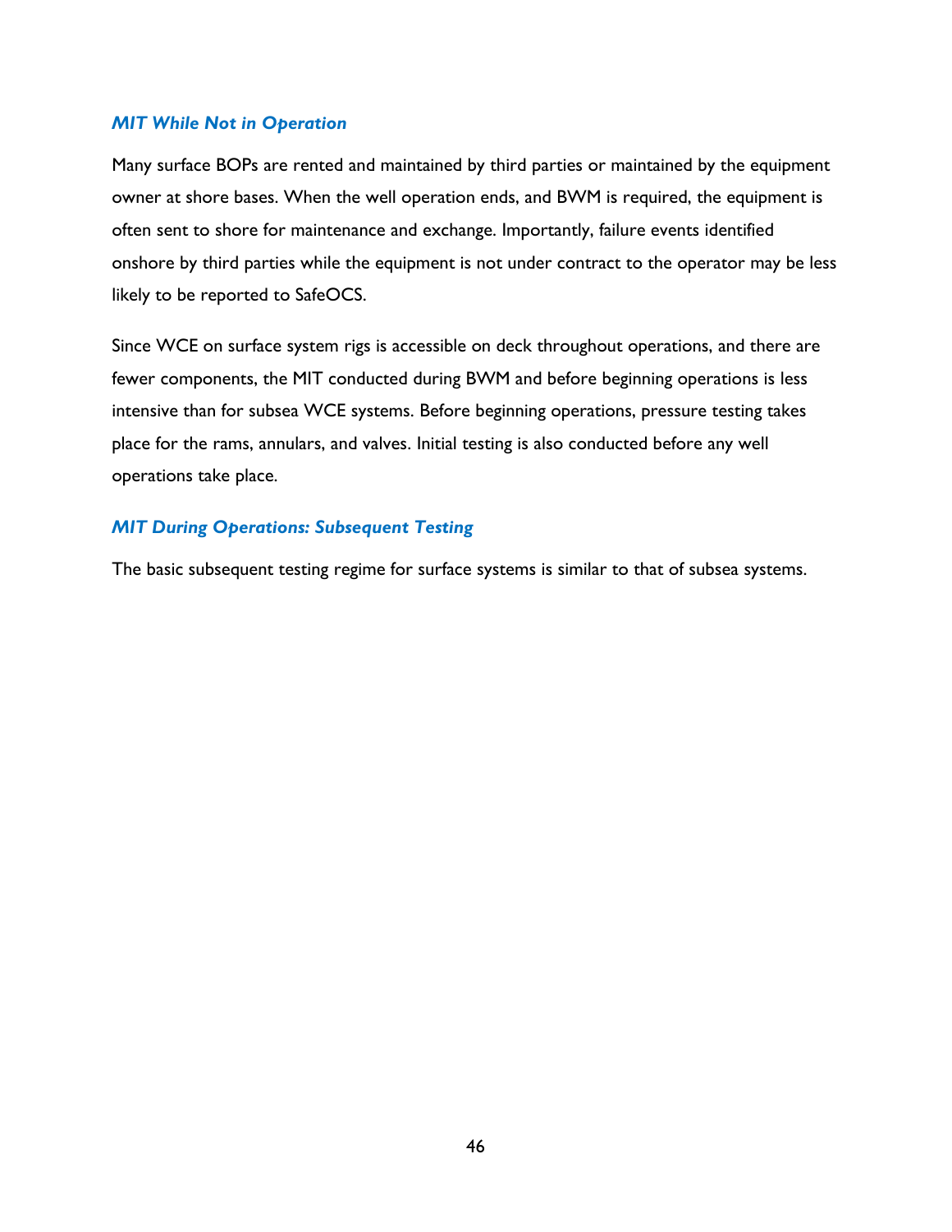### *MIT While Not in Operation*

Many surface BOPs are rented and maintained by third parties or maintained by the equipment owner at shore bases. When the well operation ends, and BWM is required, the equipment is often sent to shore for maintenance and exchange. Importantly, failure events identified onshore by third parties while the equipment is not under contract to the operator may be less likely to be reported to SafeOCS.

Since WCE on surface system rigs is accessible on deck throughout operations, and there are fewer components, the MIT conducted during BWM and before beginning operations is less intensive than for subsea WCE systems. Before beginning operations, pressure testing takes place for the rams, annulars, and valves. Initial testing is also conducted before any well operations take place.

### *MIT During Operations: Subsequent Testing*

The basic subsequent testing regime for surface systems is similar to that of subsea systems.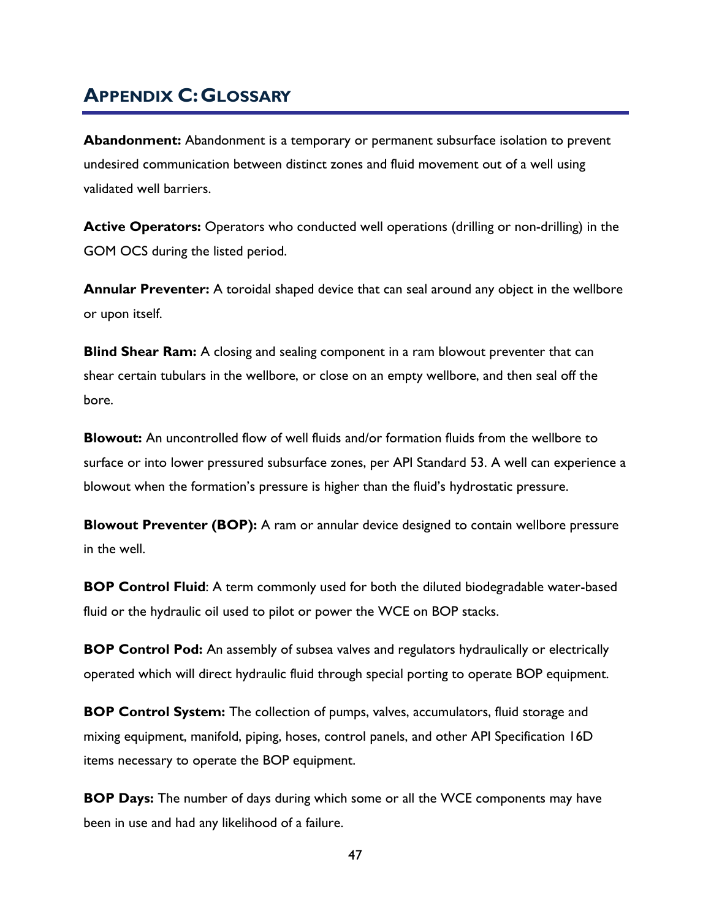# APPENDIX C: GLOSSARY

**Abandonment:** Abandonment is a temporary or permanent subsurface isolation to prevent undesired communication between distinct zones and fluid movement out of a well using validated well barriers.

**Active Operators:** Operators who conducted well operations (drilling or non-drilling) in the GOM OCS during the listed period.

**Annular Preventer:** A toroidal shaped device that can seal around any object in the wellbore or upon itself.

**Blind Shear Ram:** A closing and sealing component in a ram blowout preventer that can shear certain tubulars in the wellbore, or close on an empty wellbore, and then seal off the bore.

**Blowout:** An uncontrolled flow of well fluids and/or formation fluids from the wellbore to surface or into lower pressured subsurface zones, per API Standard 53. A well can experience a blowout when the formation's pressure is higher than the fluid's hydrostatic pressure.

**Blowout Preventer (BOP):** A ram or annular device designed to contain wellbore pressure in the well.

**BOP Control Fluid**: A term commonly used for both the diluted biodegradable water-based fluid or the hydraulic oil used to pilot or power the WCE on BOP stacks.

**BOP Control Pod:** An assembly of subsea valves and regulators hydraulically or electrically operated which will direct hydraulic fluid through special porting to operate BOP equipment.

**BOP Control System:** The collection of pumps, valves, accumulators, fluid storage and mixing equipment, manifold, piping, hoses, control panels, and other API Specification 16D items necessary to operate the BOP equipment.

**BOP Days:** The number of days during which some or all the WCE components may have been in use and had any likelihood of a failure.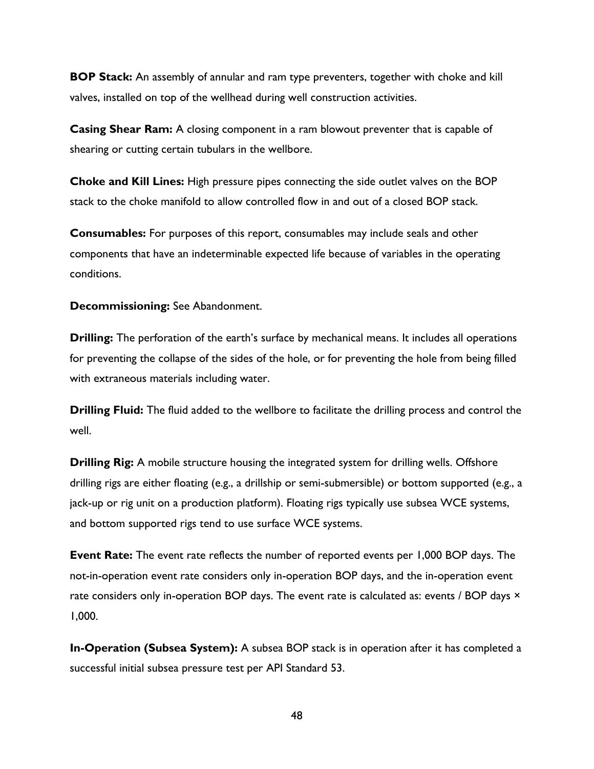**BOP Stack:** An assembly of annular and ram type preventers, together with choke and kill valves, installed on top of the wellhead during well construction activities.

**Casing Shear Ram:** A closing component in a ram blowout preventer that is capable of shearing or cutting certain tubulars in the wellbore.

**Choke and Kill Lines:** High pressure pipes connecting the side outlet valves on the BOP stack to the choke manifold to allow controlled flow in and out of a closed BOP stack.

**Consumables:** For purposes of this report, consumables may include seals and other components that have an indeterminable expected life because of variables in the operating conditions.

**Decommissioning:** See Abandonment.

**Drilling:** The perforation of the earth's surface by mechanical means. It includes all operations for preventing the collapse of the sides of the hole, or for preventing the hole from being filled with extraneous materials including water.

**Drilling Fluid:** The fluid added to the wellbore to facilitate the drilling process and control the well.

**Drilling Rig:** A mobile structure housing the integrated system for drilling wells. Offshore drilling rigs are either floating (e.g., a drillship or semi-submersible) or bottom supported (e.g., a jack-up or rig unit on a production platform). Floating rigs typically use subsea WCE systems, and bottom supported rigs tend to use surface WCE systems.

**Event Rate:** The event rate reflects the number of reported events per 1,000 BOP days. The not-in-operation event rate considers only in-operation BOP days, and the in-operation event rate considers only in-operation BOP days. The event rate is calculated as: events / BOP days × 1,000.

**In-Operation (Subsea System):** A subsea BOP stack is in operation after it has completed a successful initial subsea pressure test per API Standard 53.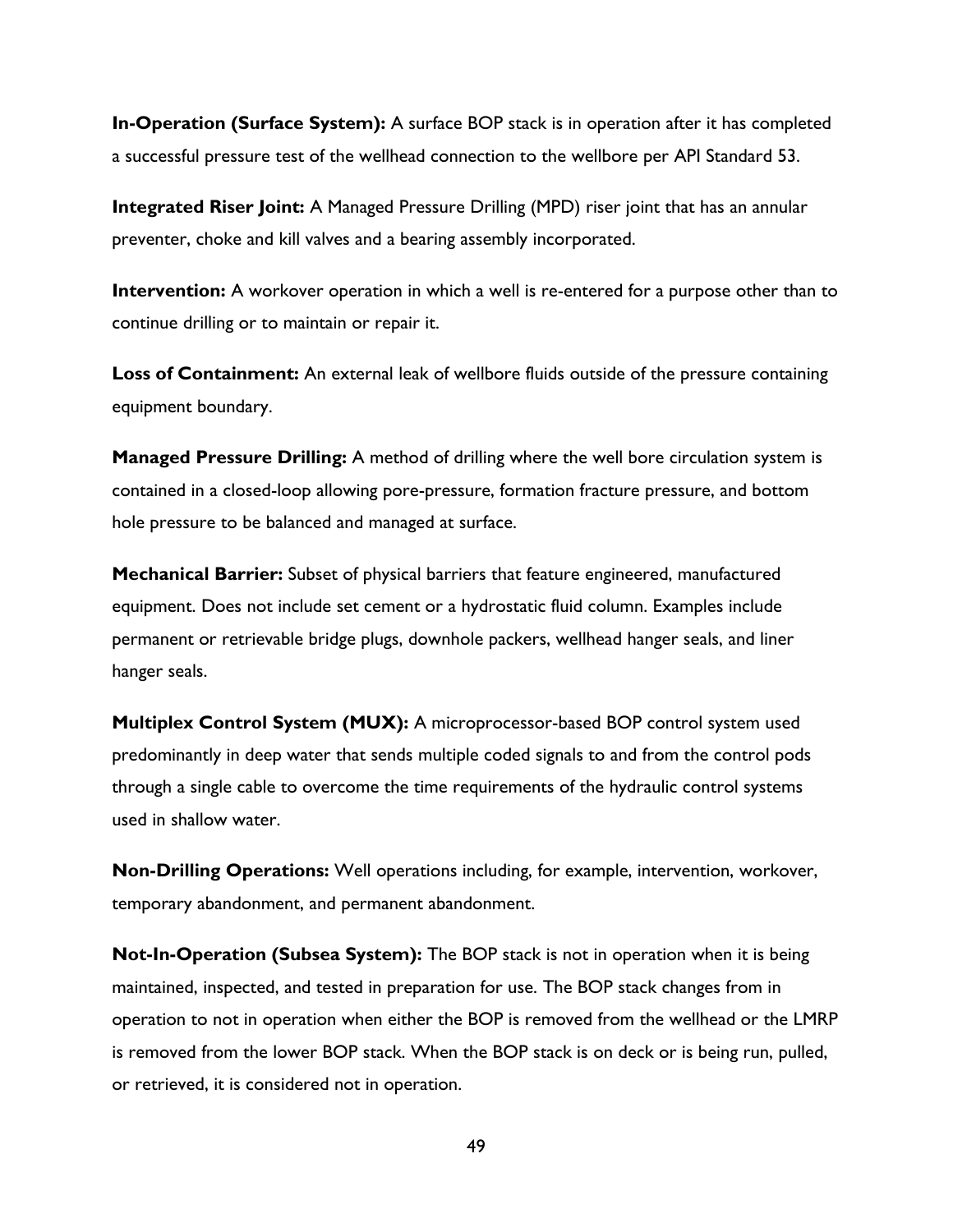**In-Operation (Surface System):** A surface BOP stack is in operation after it has completed a successful pressure test of the wellhead connection to the wellbore per API Standard 53.

**Integrated Riser Joint:** A Managed Pressure Drilling (MPD) riser joint that has an annular preventer, choke and kill valves and a bearing assembly incorporated.

**Intervention:** A workover operation in which a well is re-entered for a purpose other than to continue drilling or to maintain or repair it.

**Loss of Containment:** An external leak of wellbore fluids outside of the pressure containing equipment boundary.

**Managed Pressure Drilling:** A method of drilling where the well bore circulation system is contained in a closed-loop allowing pore-pressure, formation fracture pressure, and bottom hole pressure to be balanced and managed at surface.

**Mechanical Barrier:** Subset of physical barriers that feature engineered, manufactured equipment. Does not include set cement or a hydrostatic fluid column. Examples include permanent or retrievable bridge plugs, downhole packers, wellhead hanger seals, and liner hanger seals.

**Multiplex Control System (MUX):** A microprocessor-based BOP control system used predominantly in deep water that sends multiple coded signals to and from the control pods through a single cable to overcome the time requirements of the hydraulic control systems used in shallow water.

**Non-Drilling Operations:** Well operations including, for example, intervention, workover, temporary abandonment, and permanent abandonment.

**Not-In-Operation (Subsea System):** The BOP stack is not in operation when it is being maintained, inspected, and tested in preparation for use. The BOP stack changes from in operation to not in operation when either the BOP is removed from the wellhead or the LMRP is removed from the lower BOP stack. When the BOP stack is on deck or is being run, pulled, or retrieved, it is considered not in operation.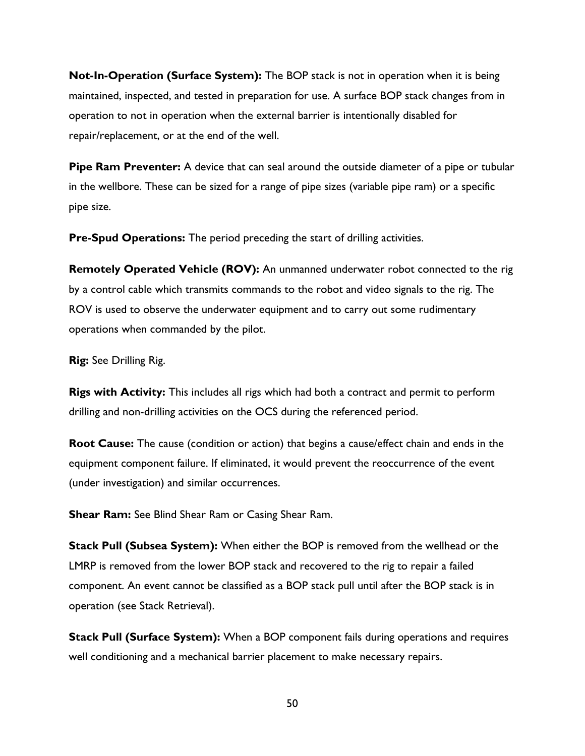**Not-In-Operation (Surface System):** The BOP stack is not in operation when it is being maintained, inspected, and tested in preparation for use. A surface BOP stack changes from in operation to not in operation when the external barrier is intentionally disabled for repair/replacement, or at the end of the well.

**Pipe Ram Preventer:** A device that can seal around the outside diameter of a pipe or tubular in the wellbore. These can be sized for a range of pipe sizes (variable pipe ram) or a specific pipe size.

**Pre-Spud Operations:** The period preceding the start of drilling activities.

**Remotely Operated Vehicle (ROV):** An unmanned underwater robot connected to the rig by a control cable which transmits commands to the robot and video signals to the rig. The ROV is used to observe the underwater equipment and to carry out some rudimentary operations when commanded by the pilot.

**Rig:** See Drilling Rig.

**Rigs with Activity:** This includes all rigs which had both a contract and permit to perform drilling and non-drilling activities on the OCS during the referenced period.

**Root Cause:** The cause (condition or action) that begins a cause/effect chain and ends in the equipment component failure. If eliminated, it would prevent the reoccurrence of the event (under investigation) and similar occurrences.

**Shear Ram:** See Blind Shear Ram or Casing Shear Ram.

**Stack Pull (Subsea System):** When either the BOP is removed from the wellhead or the LMRP is removed from the lower BOP stack and recovered to the rig to repair a failed component. An event cannot be classified as a BOP stack pull until after the BOP stack is in operation (see Stack Retrieval).

**Stack Pull (Surface System):** When a BOP component fails during operations and requires well conditioning and a mechanical barrier placement to make necessary repairs.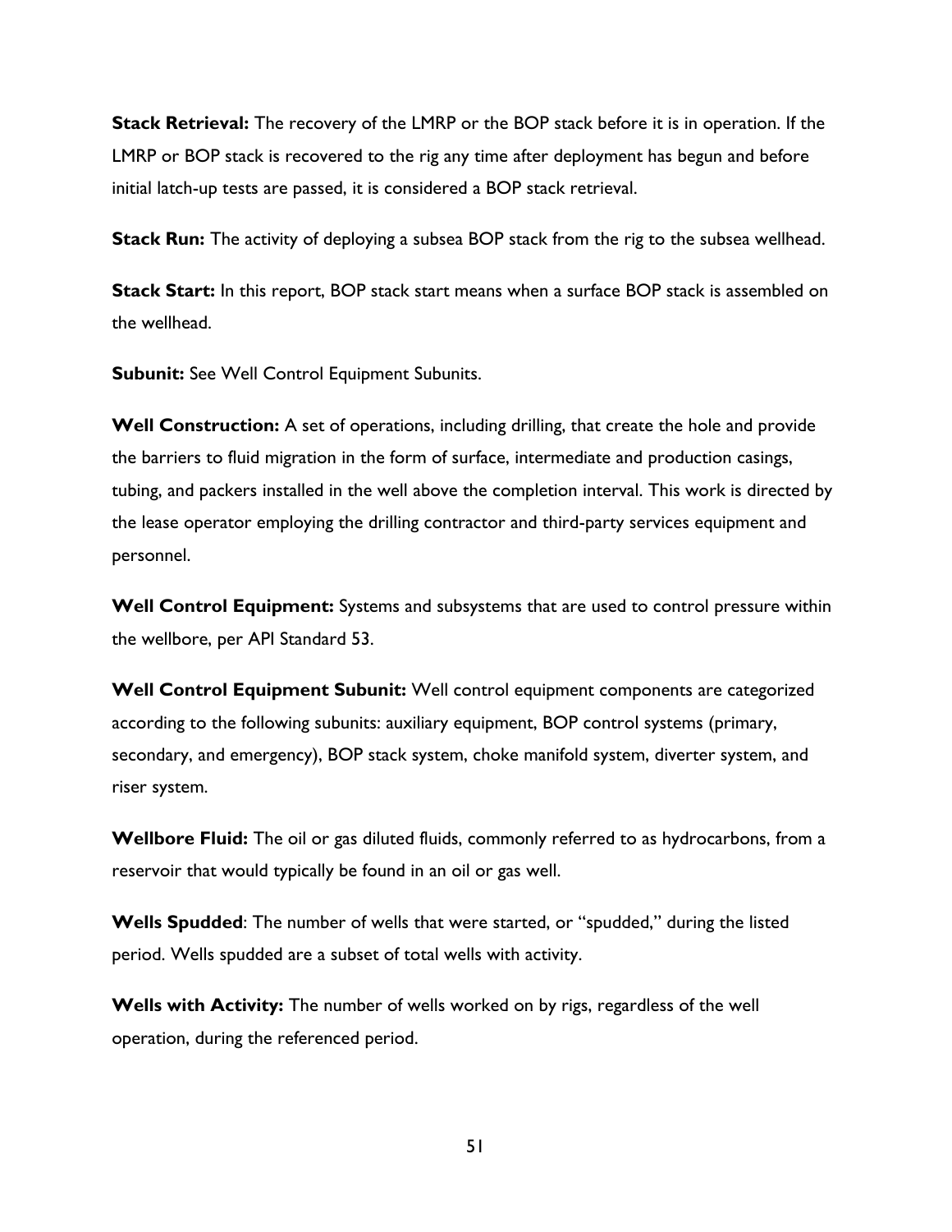**Stack Retrieval:** The recovery of the LMRP or the BOP stack before it is in operation. If the LMRP or BOP stack is recovered to the rig any time after deployment has begun and before initial latch-up tests are passed, it is considered a BOP stack retrieval.

**Stack Run:** The activity of deploying a subsea BOP stack from the rig to the subsea wellhead.

**Stack Start:** In this report, BOP stack start means when a surface BOP stack is assembled on the wellhead.

**Subunit:** See Well Control Equipment Subunits.

**Well Construction:** A set of operations, including drilling, that create the hole and provide the barriers to fluid migration in the form of surface, intermediate and production casings, tubing, and packers installed in the well above the completion interval. This work is directed by the lease operator employing the drilling contractor and third-party services equipment and personnel.

**Well Control Equipment:** Systems and subsystems that are used to control pressure within the wellbore, per API Standard 53.

**Well Control Equipment Subunit:** Well control equipment components are categorized according to the following subunits: auxiliary equipment, BOP control systems (primary, secondary, and emergency), BOP stack system, choke manifold system, diverter system, and riser system.

**Wellbore Fluid:** The oil or gas diluted fluids, commonly referred to as hydrocarbons, from a reservoir that would typically be found in an oil or gas well.

**Wells Spudded**: The number of wells that were started, or "spudded," during the listed period. Wells spudded are a subset of total wells with activity.

**Wells with Activity:** The number of wells worked on by rigs, regardless of the well operation, during the referenced period.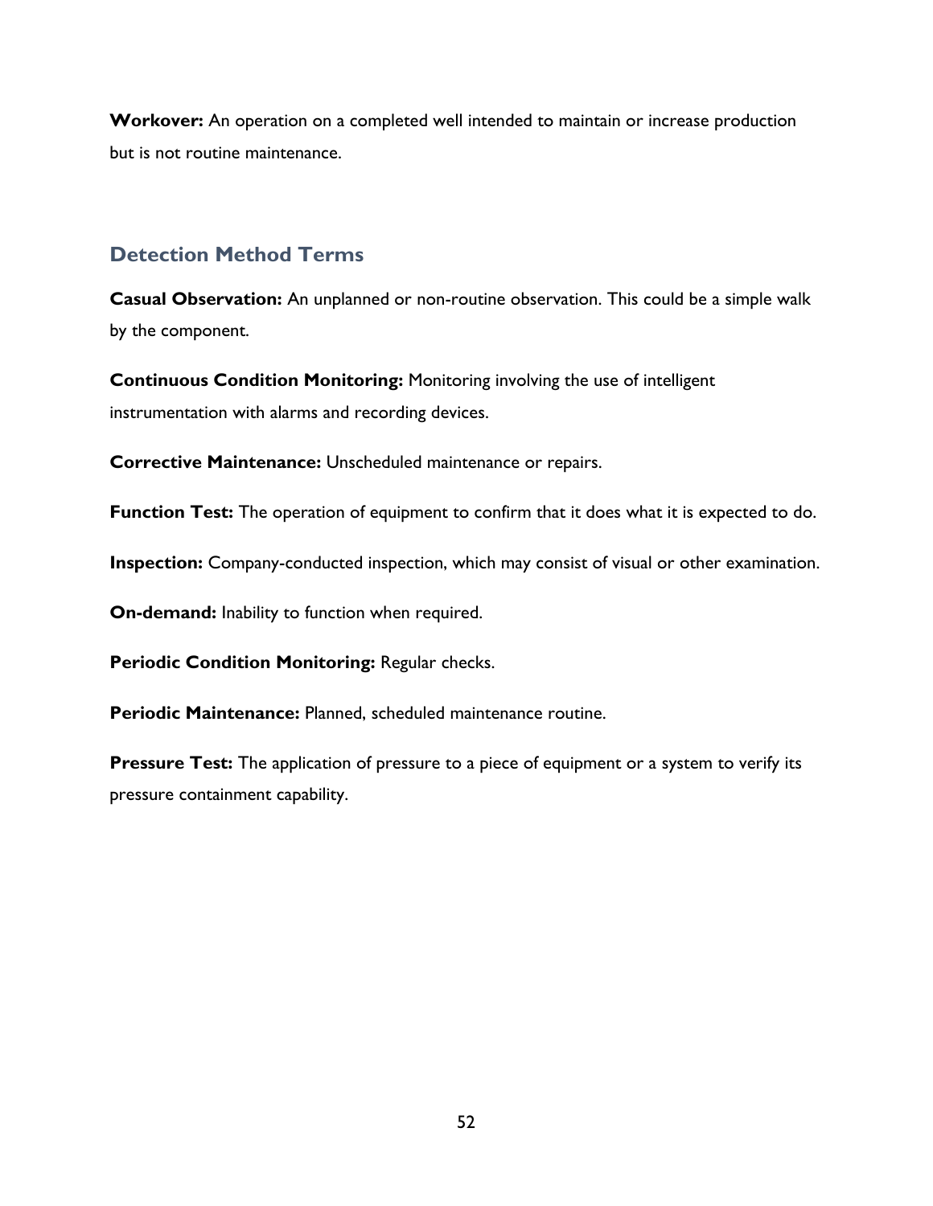**Workover:** An operation on a completed well intended to maintain or increase production but is not routine maintenance.

## Detection Method Terms

**Casual Observation:** An unplanned or non-routine observation. This could be a simple walk by the component.

**Continuous Condition Monitoring:** Monitoring involving the use of intelligent instrumentation with alarms and recording devices.

**Corrective Maintenance:** Unscheduled maintenance or repairs.

**Function Test:** The operation of equipment to confirm that it does what it is expected to do.

**Inspection:** Company-conducted inspection, which may consist of visual or other examination.

**On-demand:** Inability to function when required.

**Periodic Condition Monitoring:** Regular checks.

**Periodic Maintenance:** Planned, scheduled maintenance routine.

**Pressure Test:** The application of pressure to a piece of equipment or a system to verify its pressure containment capability.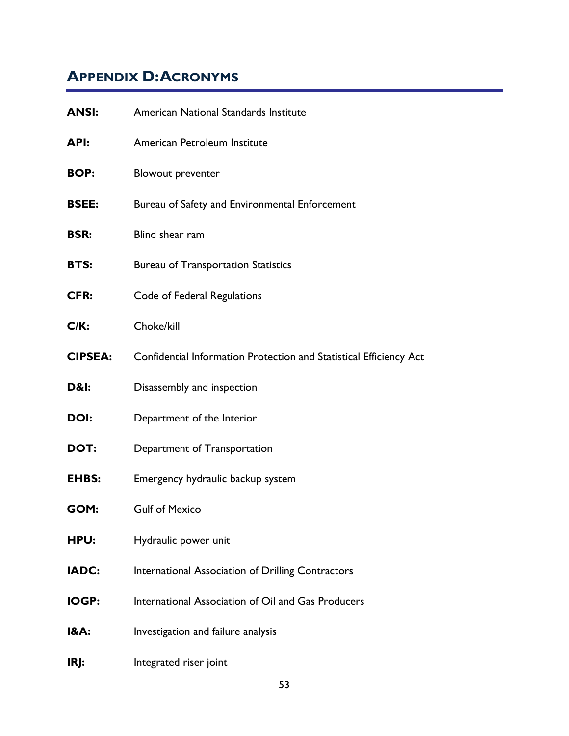## APPENDIX D: ACRONYMS

**ANSI:** American National Standards Institute

**API:** American Petroleum Institute

**BOP:** Blowout preventer

**BSEE:** Bureau of Safety and Environmental Enforcement

**BSR:** Blind shear ram

**BTS:** Bureau of Transportation Statistics

**CFR:** Code of Federal Regulations

**C/K:** Choke/kill

**CIPSEA:** Confidential Information Protection and Statistical Efficiency Act

**D&I:** Disassembly and inspection

**DOI:** Department of the Interior

**DOT:** Department of Transportation

**EHBS:** Emergency hydraulic backup system

**GOM:** Gulf of Mexico

**HPU:** Hydraulic power unit

**IADC:** International Association of Drilling Contractors

**IOGP:** International Association of Oil and Gas Producers

**I&A:** Investigation and failure analysis

**IRJ:** Integrated riser joint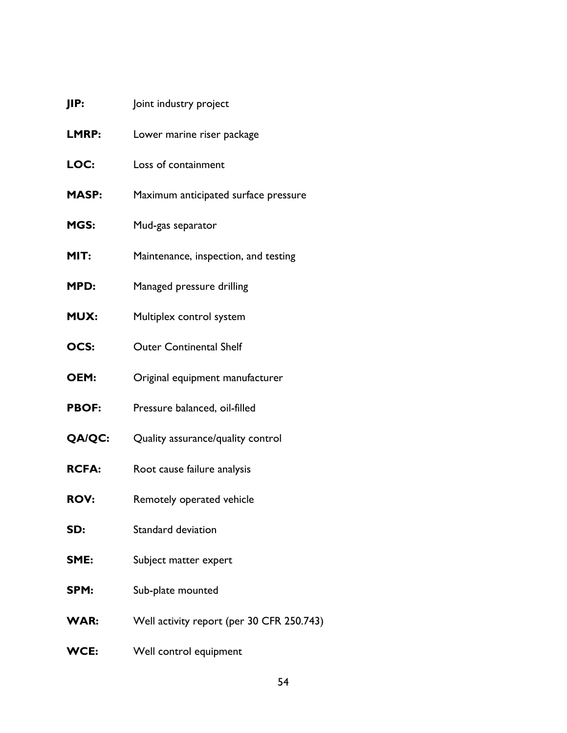**JIP:** Joint industry project

**LMRP:** Lower marine riser package

**LOC:** Loss of containment

**MASP:** Maximum anticipated surface pressure

**MGS:** Mud-gas separator

**MIT:** Maintenance, inspection, and testing

**MPD:** Managed pressure drilling

**MUX:** Multiplex control system

**OCS:** Outer Continental Shelf

**OEM:** Original equipment manufacturer

**PBOF:** Pressure balanced, oil-filled

**QA/QC:** Quality assurance/quality control

**RCFA:** Root cause failure analysis

**ROV:** Remotely operated vehicle

**SD:** Standard deviation

**SME:** Subject matter expert

**SPM:** Sub-plate mounted

**WAR:** Well activity report (per 30 CFR 250.743)

**WCE:** Well control equipment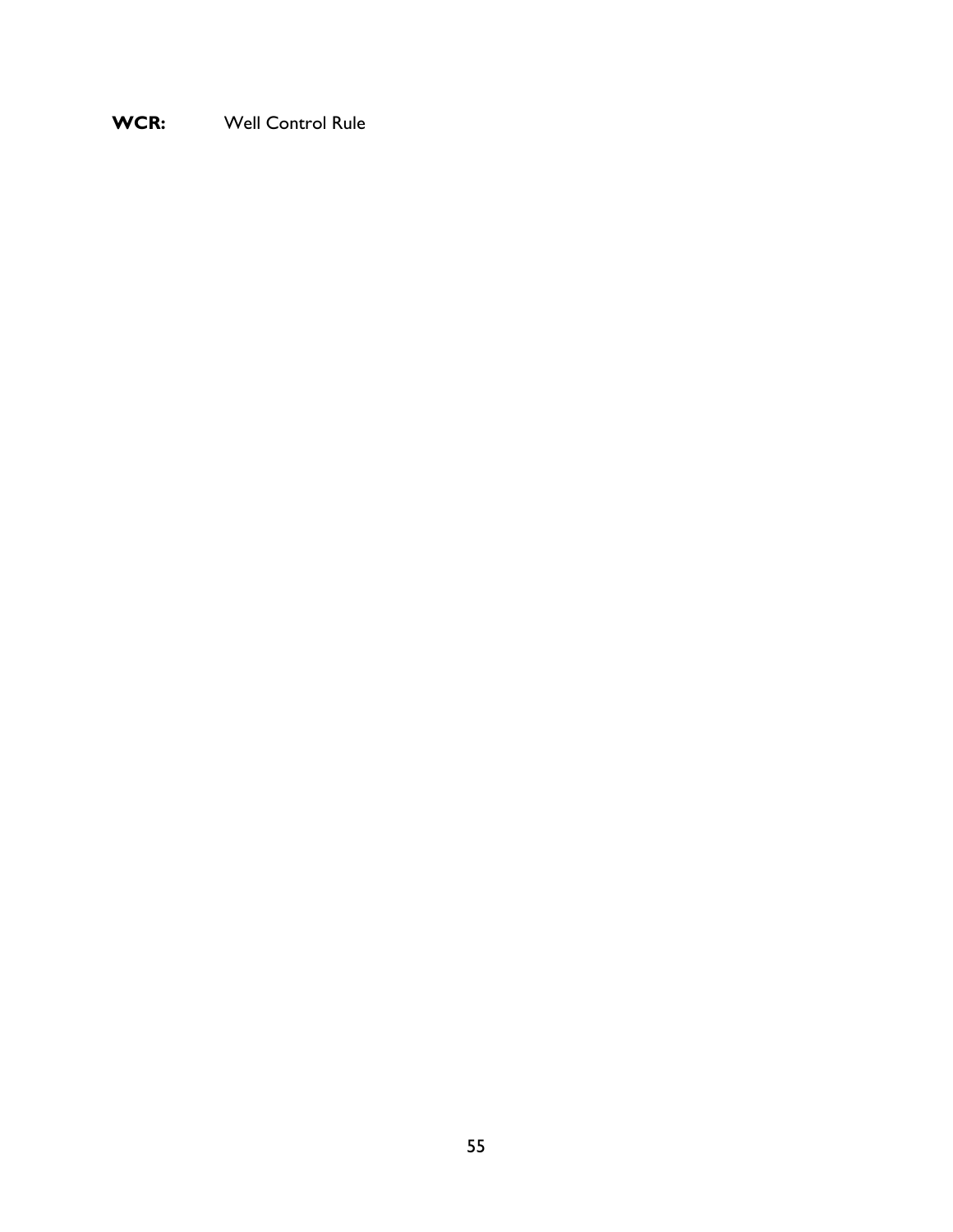**WCR:** Well Control Rule